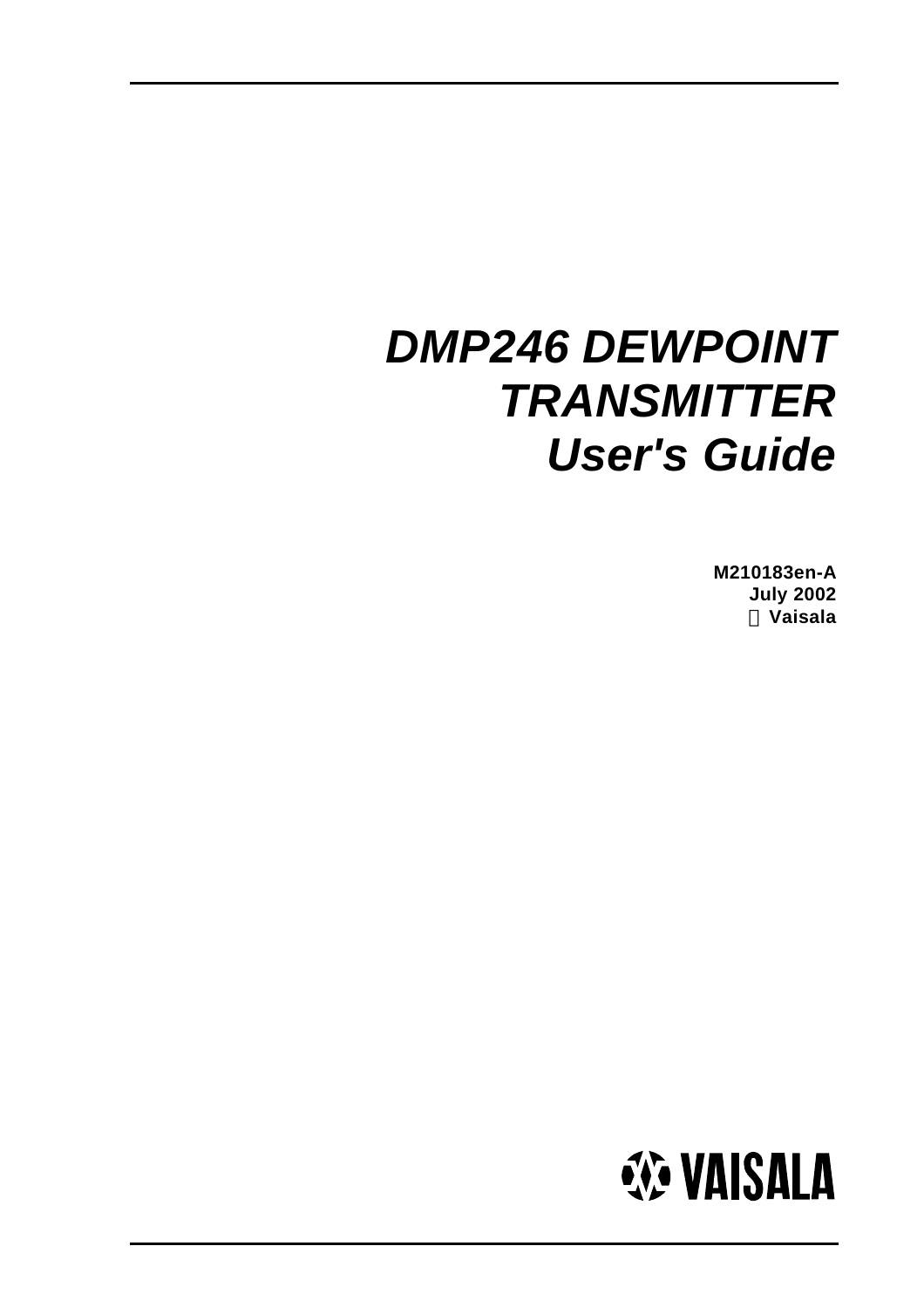# *DMP246 DEWPOINT TRANSMITTER User's Guide*

**M210183en-A**
**July 2002**
**© Vaisala**

VAISALA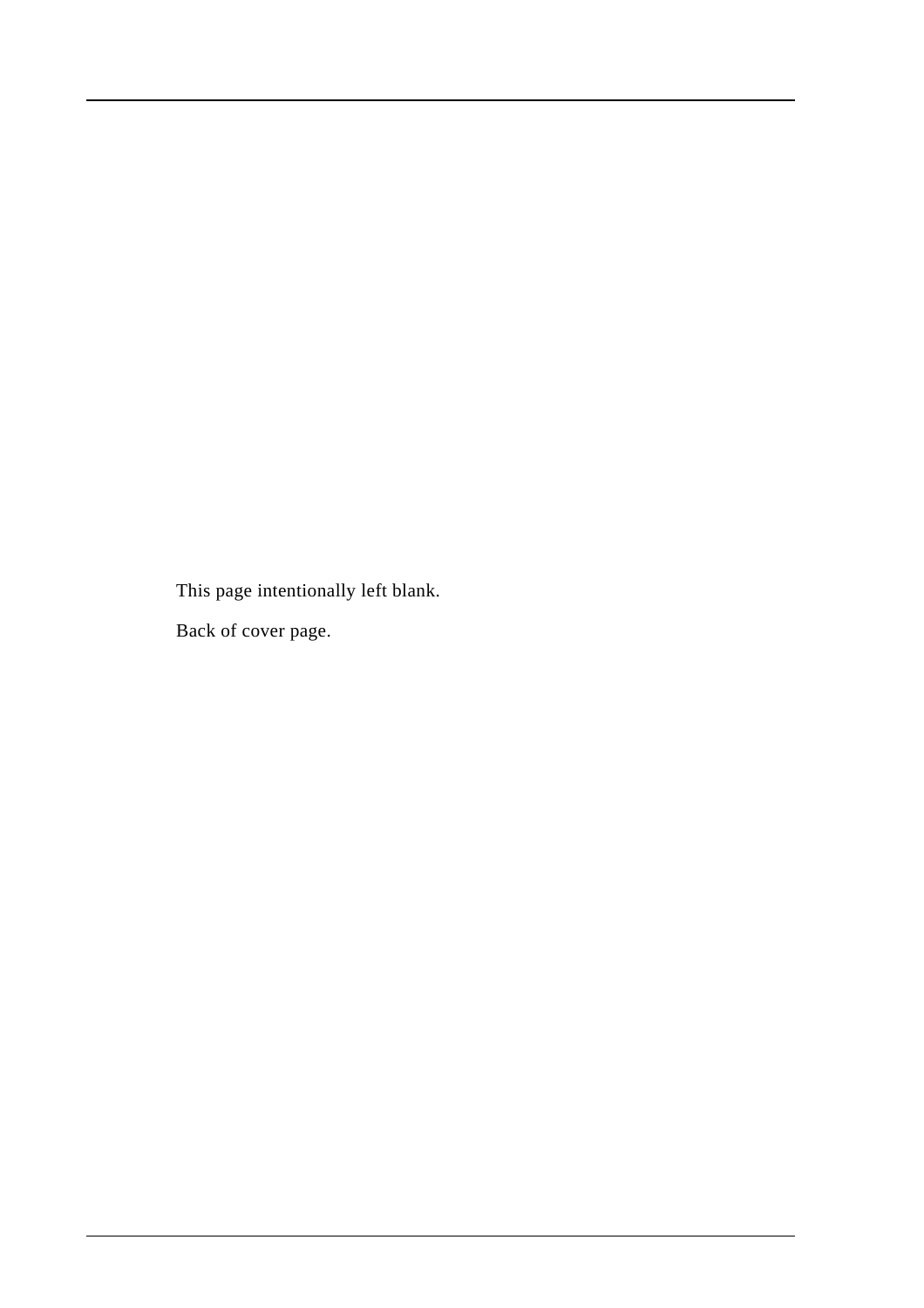This page intentionally left blank.

Back of cover page.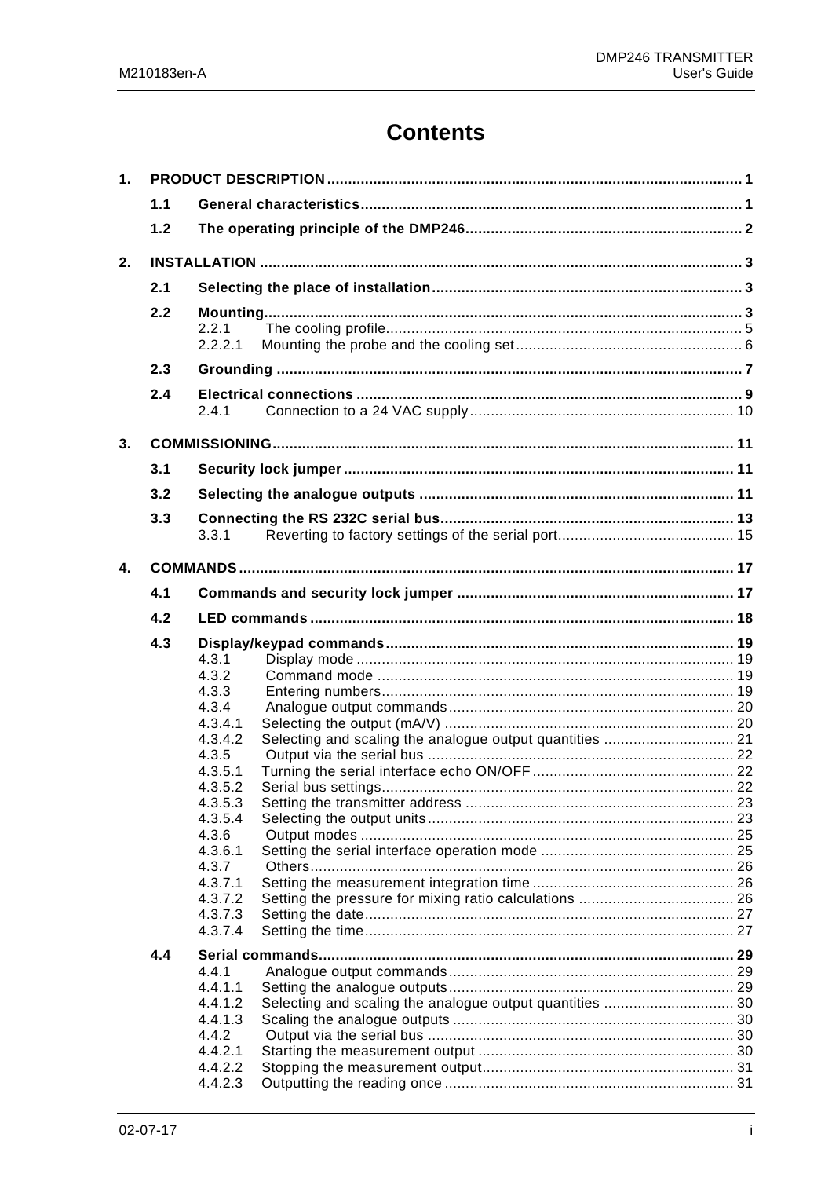# Contents

1. **PRODUCT DESCRIPTION** ........ 1
   - **1.1 General characteristics** ........ 1
   - **1.2 The operating principle of the DMP246** ........ 2

2. **INSTALLATION** ........ 3
   - **2.1 Selecting the place of installation** ........ 3
   - **2.2 Mounting** ........ 3
     - 2.2.1 The cooling profile ........ 5
     - 2.2.2.1 Mounting the probe and the cooling set ........ 6
   - **2.3 Grounding** ........ 7
   - **2.4 Electrical connections** ........ 9
     - 2.4.1 Connection to a 24 VAC supply ........ 10

3. **COMMISSIONING** ........ 11
   - **3.1 Security lock jumper** ........ 11
   - **3.2 Selecting the analogue outputs** ........ 11
   - **3.3 Connecting the RS 232C serial bus** ........ 13
     - 3.3.1 Reverting to factory settings of the serial port ........ 15

4. **COMMANDS** ........ 17
   - **4.1 Commands and security lock jumper** ........ 17
   - **4.2 LED commands** ........ 18
   - **4.3 Display/keypad commands** ........ 19
     - 4.3.1 Display mode ........ 19
     - 4.3.2 Command mode ........ 19
     - 4.3.3 Entering numbers ........ 19
     - 4.3.4 Analogue output commands ........ 20
     - 4.3.4.1 Selecting the output (mA/V) ........ 20
     - 4.3.4.2 Selecting and scaling the analogue output quantities ........ 21
     - 4.3.5 Output via the serial bus ........ 22
     - 4.3.5.1 Turning the serial interface echo ON/OFF ........ 22
     - 4.3.5.2 Serial bus settings ........ 22
     - 4.3.5.3 Setting the transmitter address ........ 23
     - 4.3.5.4 Selecting the output units ........ 23
     - 4.3.6 Output modes ........ 25
     - 4.3.6.1 Setting the serial interface operation mode ........ 25
     - 4.3.7 Others ........ 26
     - 4.3.7.1 Setting the measurement integration time ........ 26
     - 4.3.7.2 Setting the pressure for mixing ratio calculations ........ 26
     - 4.3.7.3 Setting the date ........ 27
     - 4.3.7.4 Setting the time ........ 27
   - **4.4 Serial commands** ........ 29
     - 4.4.1 Analogue output commands ........ 29
     - 4.4.1.1 Setting the analogue outputs ........ 29
     - 4.4.1.2 Selecting and scaling the analogue output quantities ........ 30
     - 4.4.1.3 Scaling the analogue outputs ........ 30
     - 4.4.2 Output via the serial bus ........ 30
     - 4.4.2.1 Starting the measurement output ........ 30
     - 4.4.2.2 Stopping the measurement output ........ 31
     - 4.4.2.3 Outputting the reading once ........ 31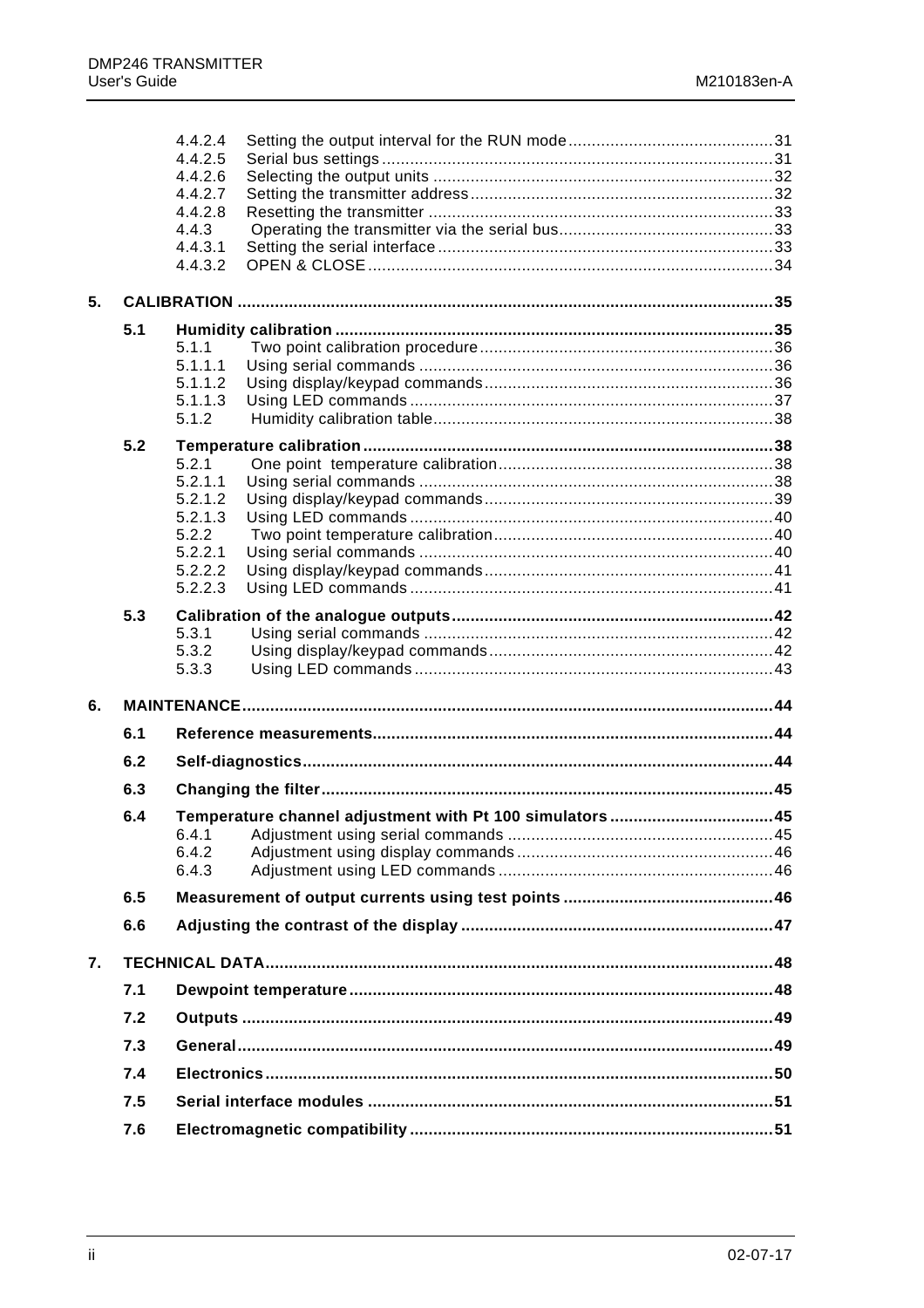4.4.2.4 Setting the output interval for the RUN mode ............................................31
4.4.2.5 Serial bus settings ...................................................................................31
4.4.2.6 Selecting the output units .........................................................................32
4.4.2.7 Setting the transmitter address .................................................................32
4.4.2.8 Resetting the transmitter ...........................................................................33
4.4.3 Operating the transmitter via the serial bus..............................................33
4.4.3.1 Setting the serial interface ........................................................................33
4.4.3.2 OPEN & CLOSE .......................................................................................34

**5. CALIBRATION ...................................................................................................35**

**5.1 Humidity calibration ............................................................................35**
5.1.1 Two point calibration procedure ...............................................................36
5.1.1.1 Using serial commands ............................................................................36
5.1.1.2 Using display/keypad commands .............................................................36
5.1.1.3 Using LED commands .............................................................................37
5.1.2 Humidity calibration table .........................................................................38

**5.2 Temperature calibration .......................................................................38**
5.2.1 One point temperature calibration ...........................................................38
5.2.1.1 Using serial commands ............................................................................38
5.2.1.2 Using display/keypad commands .............................................................39
5.2.1.3 Using LED commands .............................................................................40
5.2.2 Two point temperature calibration ............................................................40
5.2.2.1 Using serial commands ............................................................................40
5.2.2.2 Using display/keypad commands .............................................................41
5.2.2.3 Using LED commands .............................................................................41

**5.3 Calibration of the analogue outputs .....................................................42**
5.3.1 Using serial commands ............................................................................42
5.3.2 Using display/keypad commands .............................................................42
5.3.3 Using LED commands .............................................................................43

**6. MAINTENANCE .................................................................................................44**

**6.1 Reference measurements.....................................................................44**

**6.2 Self-diagnostics ....................................................................................44**

**6.3 Changing the filter ................................................................................45**

**6.4 Temperature channel adjustment with Pt 100 simulators ...................45**
6.4.1 Adjustment using serial commands .........................................................45
6.4.2 Adjustment using display commands .......................................................46
6.4.3 Adjustment using LED commands ...........................................................46

**6.5 Measurement of output currents using test points .............................46**

**6.6 Adjusting the contrast of the display ...................................................47**

**7. TECHNICAL DATA ............................................................................................48**

**7.1 Dewpoint temperature ..........................................................................48**

**7.2 Outputs .................................................................................................49**

**7.3 General..................................................................................................49**

**7.4 Electronics ............................................................................................50**

**7.5 Serial interface modules ......................................................................51**

**7.6 Electromagnetic compatibility .............................................................51**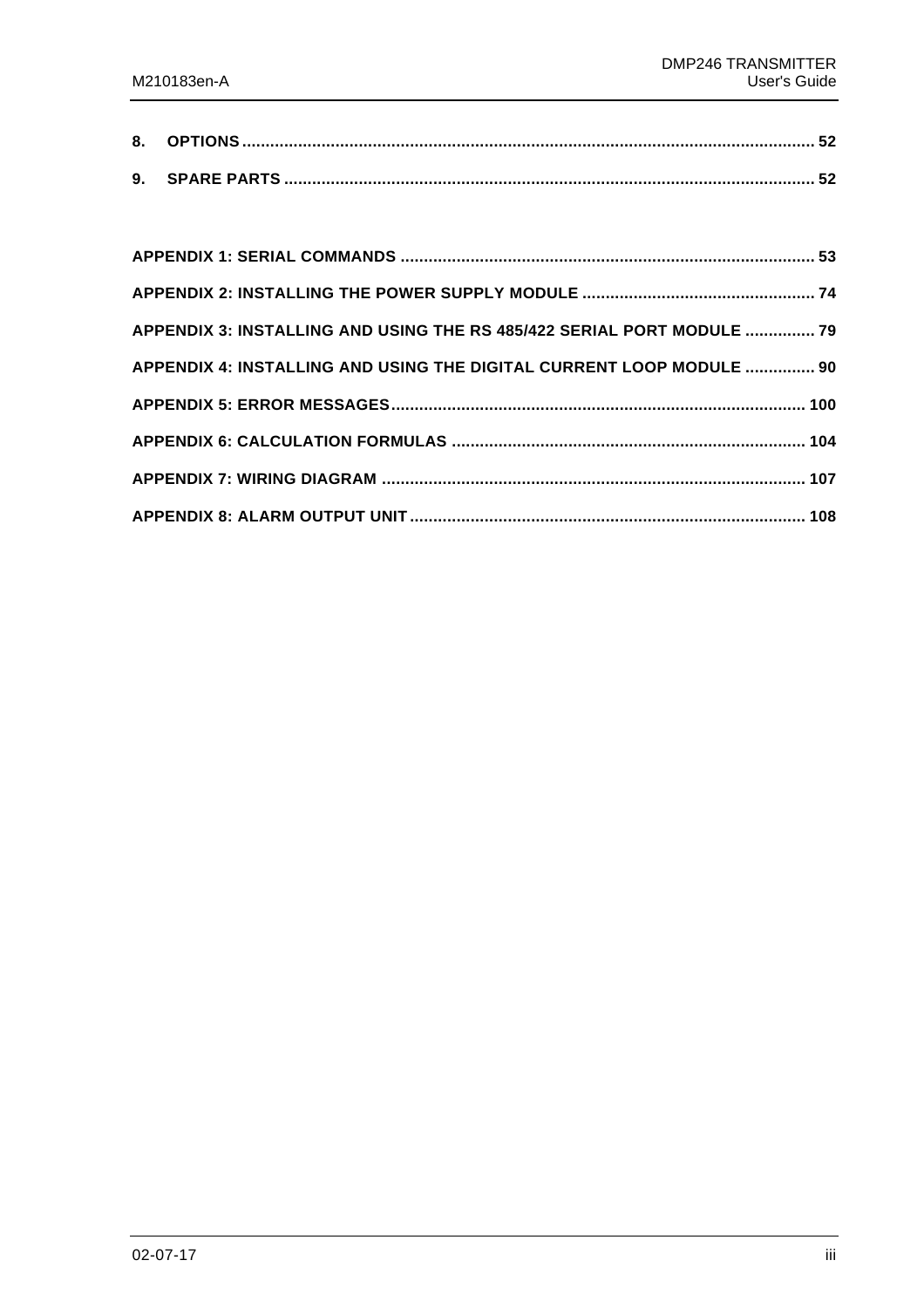**8. OPTIONS ........................................................................................................................ 52**

**9. SPARE PARTS ................................................................................................................ 52**

**APPENDIX 1: SERIAL COMMANDS ....................................................................................... 53**

**APPENDIX 2: INSTALLING THE POWER SUPPLY MODULE ................................................. 74**

**APPENDIX 3: INSTALLING AND USING THE RS 485/422 SERIAL PORT MODULE ............... 79**

**APPENDIX 4: INSTALLING AND USING THE DIGITAL CURRENT LOOP MODULE ............... 90**

**APPENDIX 5: ERROR MESSAGES....................................................................................... 100**

**APPENDIX 6: CALCULATION FORMULAS ........................................................................... 104**

**APPENDIX 7: WIRING DIAGRAM ......................................................................................... 107**

**APPENDIX 8: ALARM OUTPUT UNIT.................................................................................... 108**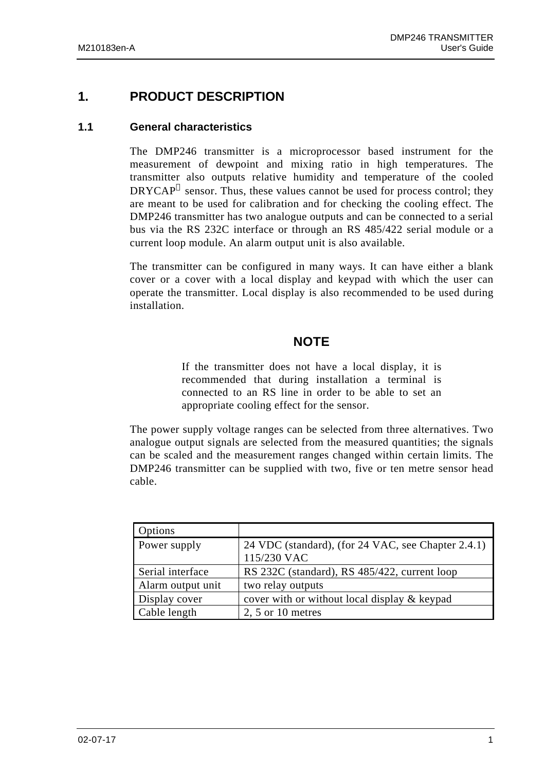# 1. PRODUCT DESCRIPTION

## 1.1 General characteristics

The DMP246 transmitter is a microprocessor based instrument for the measurement of dewpoint and mixing ratio in high temperatures. The transmitter also outputs relative humidity and temperature of the cooled DRYCAP® sensor. Thus, these values cannot be used for process control; they are meant to be used for calibration and for checking the cooling effect. The DMP246 transmitter has two analogue outputs and can be connected to a serial bus via the RS 232C interface or through an RS 485/422 serial module or a current loop module. An alarm output unit is also available.

The transmitter can be configured in many ways. It can have either a blank cover or a cover with a local display and keypad with which the user can operate the transmitter. Local display is also recommended to be used during installation.

**NOTE**

If the transmitter does not have a local display, it is recommended that during installation a terminal is connected to an RS line in order to be able to set an appropriate cooling effect for the sensor.

The power supply voltage ranges can be selected from three alternatives. Two analogue output signals are selected from the measured quantities; the signals can be scaled and the measurement ranges changed within certain limits. The DMP246 transmitter can be supplied with two, five or ten metre sensor head cable.

| Options | |
|---|---|
| Power supply | 24 VDC (standard), (for 24 VAC, see Chapter 2.4.1) 115/230 VAC |
| Serial interface | RS 232C (standard), RS 485/422, current loop |
| Alarm output unit | two relay outputs |
| Display cover | cover with or without local display & keypad |
| Cable length | 2, 5 or 10 metres |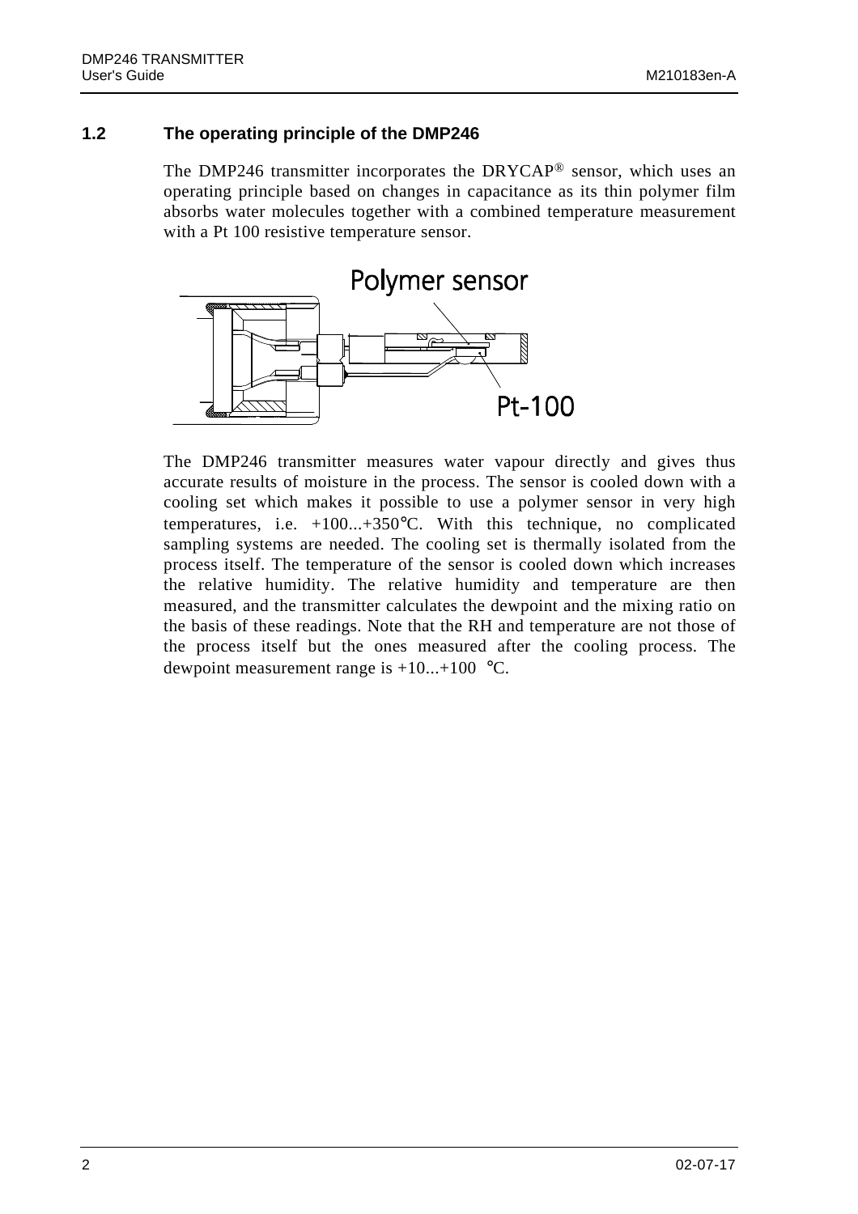## 1.2 The operating principle of the DMP246

The DMP246 transmitter incorporates the DRYCAP® sensor, which uses an operating principle based on changes in capacitance as its thin polymer film absorbs water molecules together with a combined temperature measurement with a Pt 100 resistive temperature sensor.

Polymer sensor

Pt-100

The DMP246 transmitter measures water vapour directly and gives thus accurate results of moisture in the process. The sensor is cooled down with a cooling set which makes it possible to use a polymer sensor in very high temperatures, i.e. +100...+350°C. With this technique, no complicated sampling systems are needed. The cooling set is thermally isolated from the process itself. The temperature of the sensor is cooled down which increases the relative humidity. The relative humidity and temperature are then measured, and the transmitter calculates the dewpoint and the mixing ratio on the basis of these readings. Note that the RH and temperature are not those of the process itself but the ones measured after the cooling process. The dewpoint measurement range is +10...+100 °C.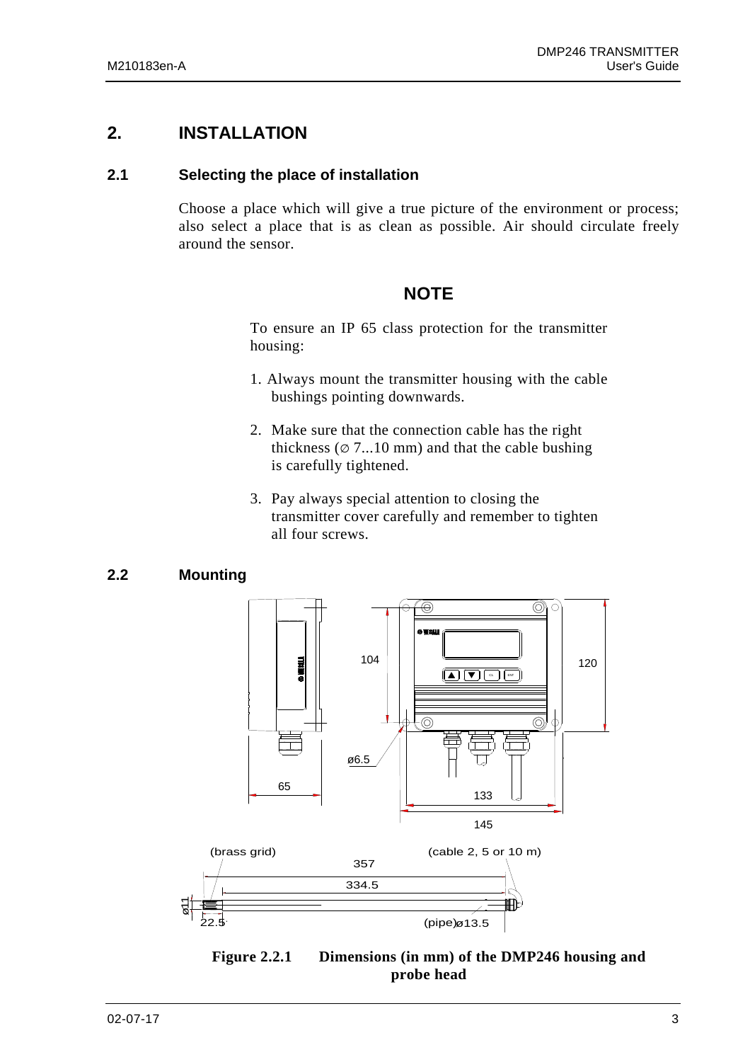# 2. INSTALLATION

## 2.1 Selecting the place of installation

Choose a place which will give a true picture of the environment or process; also select a place that is as clean as possible. Air should circulate freely around the sensor.

**NOTE**

To ensure an IP 65 class protection for the transmitter housing:

1. Always mount the transmitter housing with the cable bushings pointing downwards.
2. Make sure that the connection cable has the right thickness (∅ 7...10 mm) and that the cable bushing is carefully tightened.
3. Pay always special attention to closing the transmitter cover carefully and remember to tighten all four screws.

## 2.2 Mounting

**Figure 2.2.1 Dimensions (in mm) of the DMP246 housing and probe head**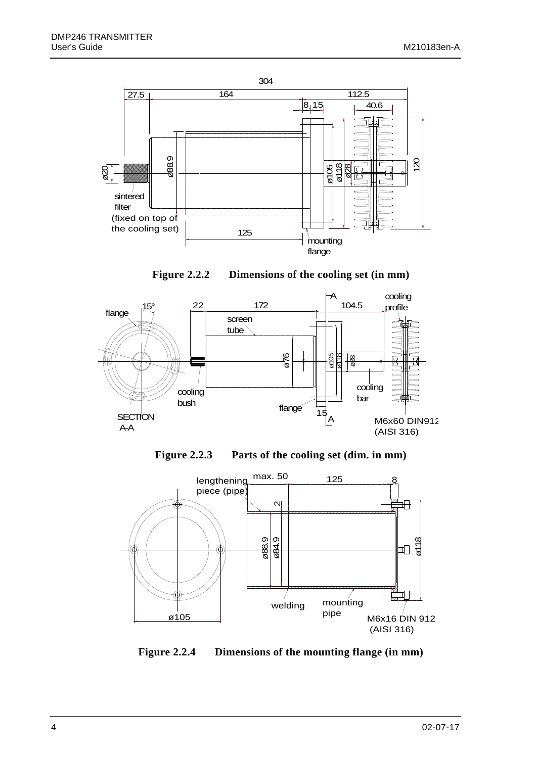Figure 2.2.2 Dimensions of the cooling set (in mm)

Figure 2.2.3 Parts of the cooling set (dim. in mm)

Figure 2.2.4 Dimensions of the mounting flange (in mm)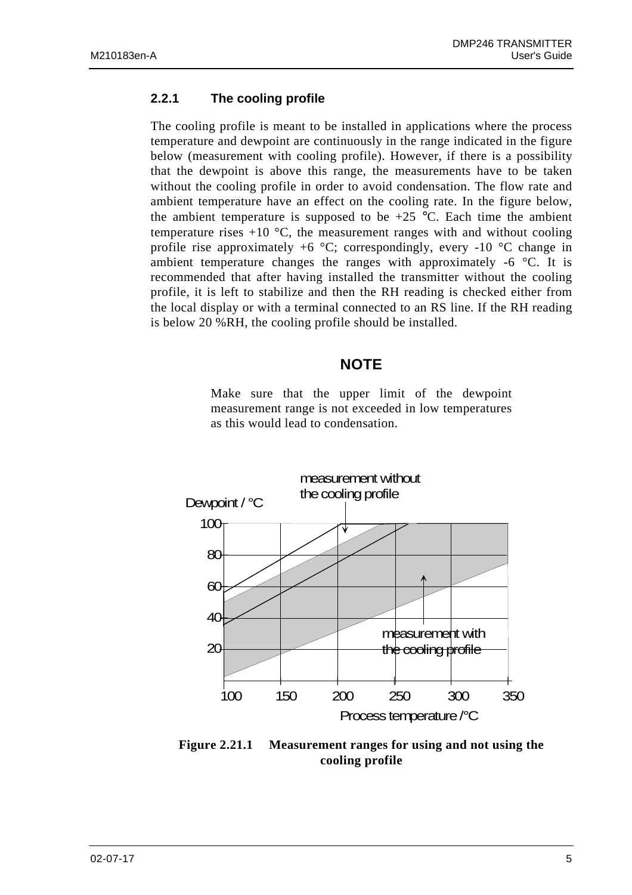### 2.2.1 The cooling profile

The cooling profile is meant to be installed in applications where the process temperature and dewpoint are continuously in the range indicated in the figure below (measurement with cooling profile). However, if there is a possibility that the dewpoint is above this range, the measurements have to be taken without the cooling profile in order to avoid condensation. The flow rate and ambient temperature have an effect on the cooling rate. In the figure below, the ambient temperature is supposed to be +25 °C. Each time the ambient temperature rises +10 °C, the measurement ranges with and without cooling profile rise approximately +6 °C; correspondingly, every -10 °C change in ambient temperature changes the ranges with approximately -6 °C. It is recommended that after having installed the transmitter without the cooling profile, it is left to stabilize and then the RH reading is checked either from the local display or with a terminal connected to an RS line. If the RH reading is below 20 %RH, the cooling profile should be installed.

**NOTE**

Make sure that the upper limit of the dewpoint measurement range is not exceeded in low temperatures as this would lead to condensation.

**Figure 2.21.1 Measurement ranges for using and not using the cooling profile**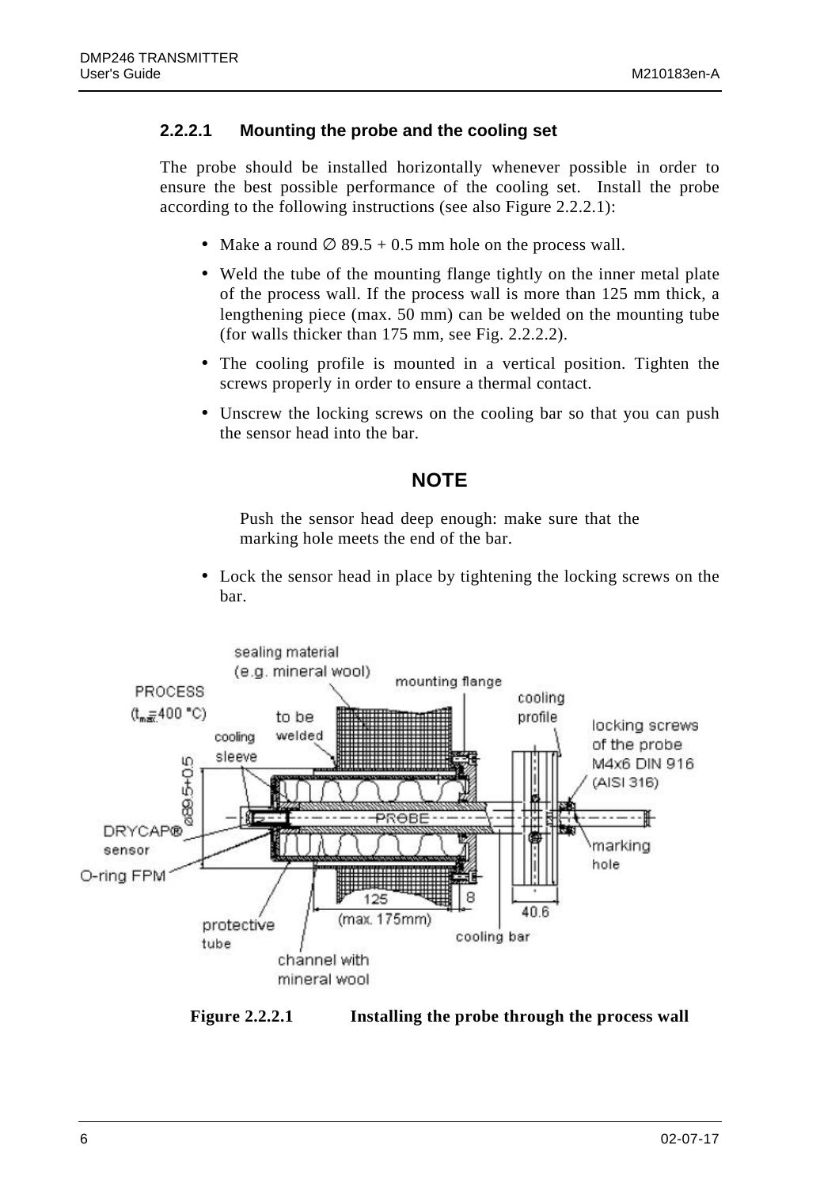#### 2.2.2.1 Mounting the probe and the cooling set

The probe should be installed horizontally whenever possible in order to ensure the best possible performance of the cooling set. Install the probe according to the following instructions (see also Figure 2.2.2.1):

- Make a round ∅ 89.5 + 0.5 mm hole on the process wall.
- Weld the tube of the mounting flange tightly on the inner metal plate of the process wall. If the process wall is more than 125 mm thick, a lengthening piece (max. 50 mm) can be welded on the mounting tube (for walls thicker than 175 mm, see Fig. 2.2.2.2).
- The cooling profile is mounted in a vertical position. Tighten the screws properly in order to ensure a thermal contact.
- Unscrew the locking screws on the cooling bar so that you can push the sensor head into the bar.

**NOTE**

Push the sensor head deep enough: make sure that the marking hole meets the end of the bar.

- Lock the sensor head in place by tightening the locking screws on the bar.

**Figure 2.2.2.1 Installing the probe through the process wall**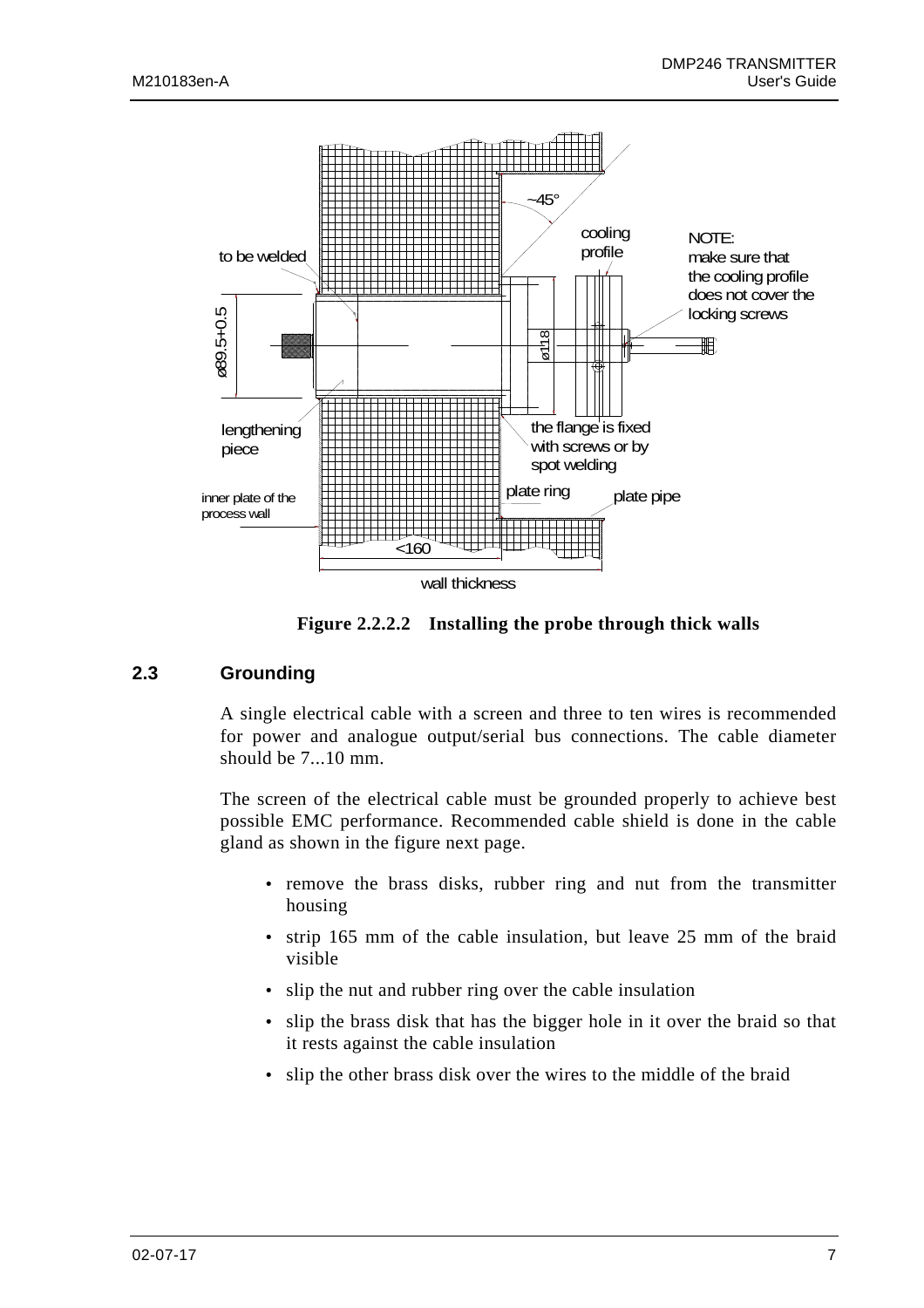**Figure 2.2.2.2 Installing the probe through thick walls**

## 2.3 Grounding

A single electrical cable with a screen and three to ten wires is recommended for power and analogue output/serial bus connections. The cable diameter should be 7...10 mm.

The screen of the electrical cable must be grounded properly to achieve best possible EMC performance. Recommended cable shield is done in the cable gland as shown in the figure next page.

- remove the brass disks, rubber ring and nut from the transmitter housing
- strip 165 mm of the cable insulation, but leave 25 mm of the braid visible
- slip the nut and rubber ring over the cable insulation
- slip the brass disk that has the bigger hole in it over the braid so that it rests against the cable insulation
- slip the other brass disk over the wires to the middle of the braid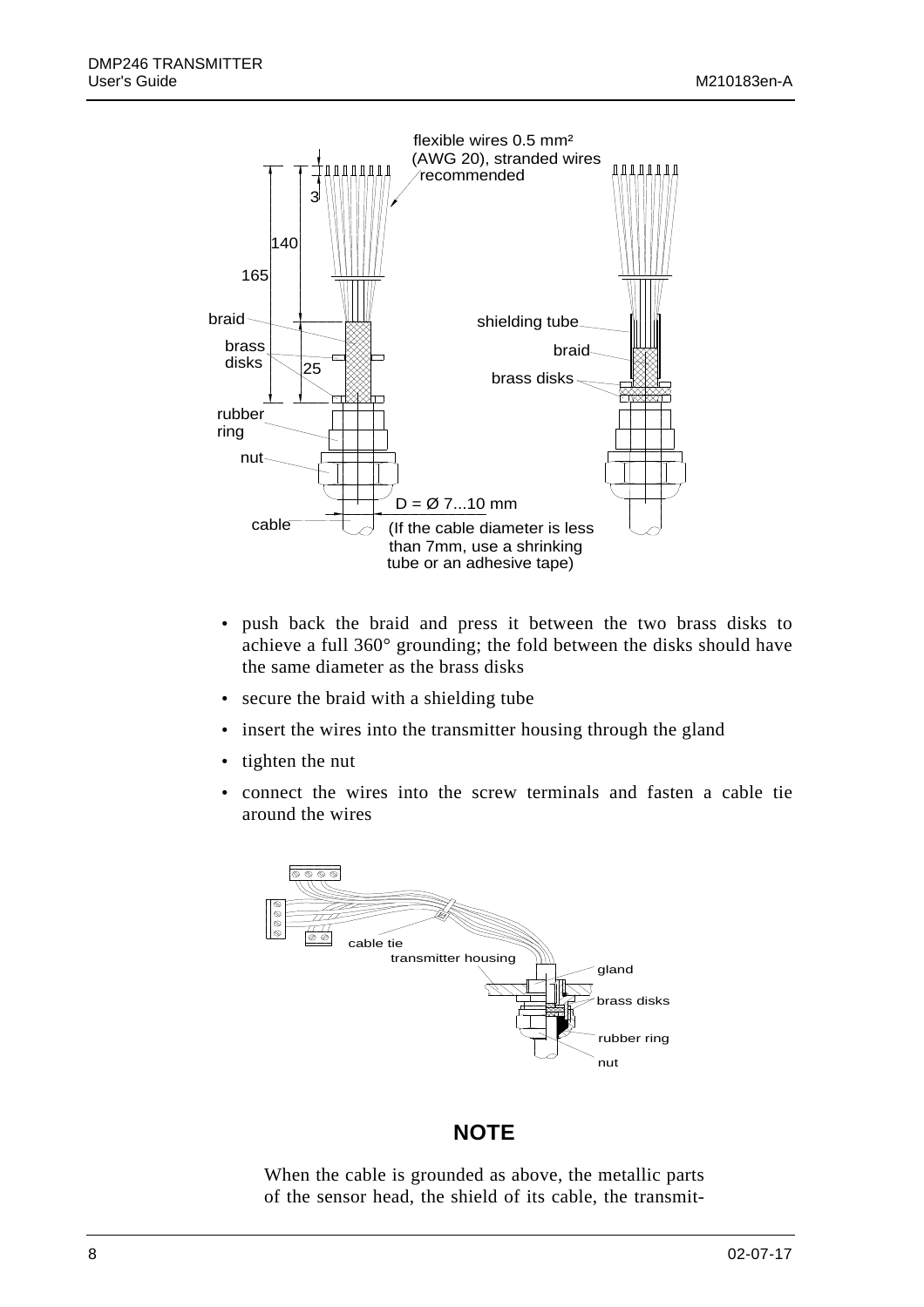- push back the braid and press it between the two brass disks to achieve a full 360° grounding; the fold between the disks should have the same diameter as the brass disks
- secure the braid with a shielding tube
- insert the wires into the transmitter housing through the gland
- tighten the nut
- connect the wires into the screw terminals and fasten a cable tie around the wires

## NOTE

When the cable is grounded as above, the metallic parts of the sensor head, the shield of its cable, the transmit-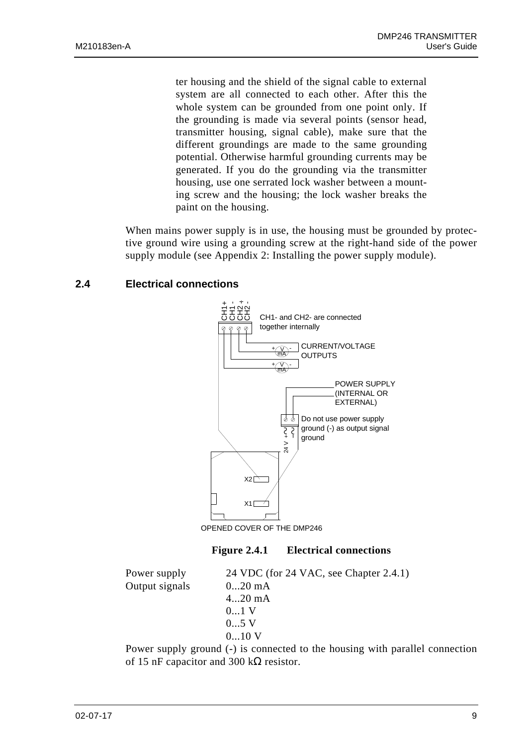ter housing and the shield of the signal cable to external system are all connected to each other. After this the whole system can be grounded from one point only. If the grounding is made via several points (sensor head, transmitter housing, signal cable), make sure that the different groundings are made to the same grounding potential. Otherwise harmful grounding currents may be generated. If you do the grounding via the transmitter housing, use one serrated lock washer between a mounting screw and the housing; the lock washer breaks the paint on the housing.

When mains power supply is in use, the housing must be grounded by protective ground wire using a grounding screw at the right-hand side of the power supply module (see Appendix 2: Installing the power supply module).

## 2.4 Electrical connections

CH1+ CH1- CH2+ CH2-

CH1- and CH2- are connected together internally

CURRENT/VOLTAGE OUTPUTS

POWER SUPPLY (INTERNAL OR EXTERNAL)

Do not use power supply ground (-) as output signal ground

24 V + -

X2

X1

OPENED COVER OF THE DMP246

**Figure 2.4.1 Electrical connections**

| | |
|---|---|
| Power supply | 24 VDC (for 24 VAC, see Chapter 2.4.1) |
| Output signals | 0...20 mA |
| | 4...20 mA |
| | 0...1 V |
| | 0...5 V |
| | 0...10 V |

Power supply ground (-) is connected to the housing with parallel connection of 15 nF capacitor and 300 kΩ resistor.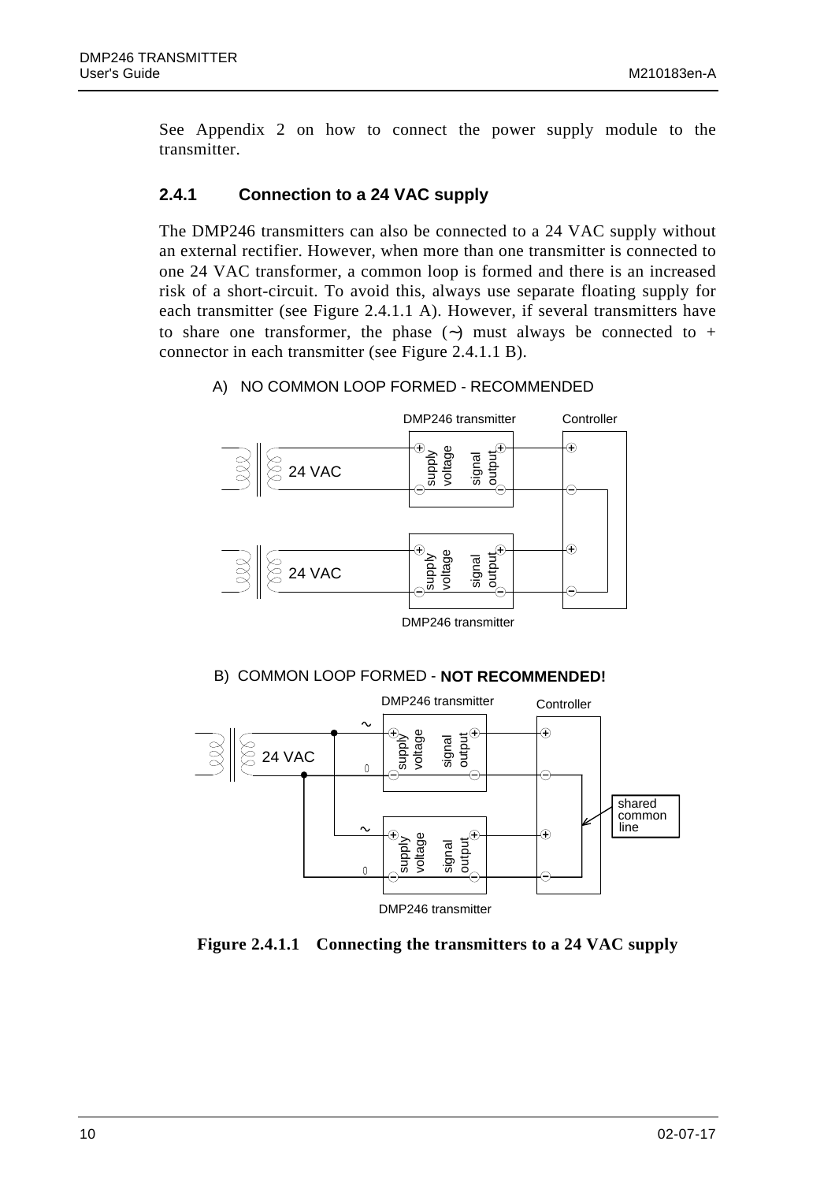See Appendix 2 on how to connect the power supply module to the transmitter.

### 2.4.1 Connection to a 24 VAC supply

The DMP246 transmitters can also be connected to a 24 VAC supply without an external rectifier. However, when more than one transmitter is connected to one 24 VAC transformer, a common loop is formed and there is an increased risk of a short-circuit. To avoid this, always use separate floating supply for each transmitter (see Figure 2.4.1.1 A). However, if several transmitters have to share one transformer, the phase (~) must always be connected to + connector in each transmitter (see Figure 2.4.1.1 B).

A) NO COMMON LOOP FORMED - RECOMMENDED

B) COMMON LOOP FORMED - **NOT RECOMMENDED!**

**Figure 2.4.1.1 Connecting the transmitters to a 24 VAC supply**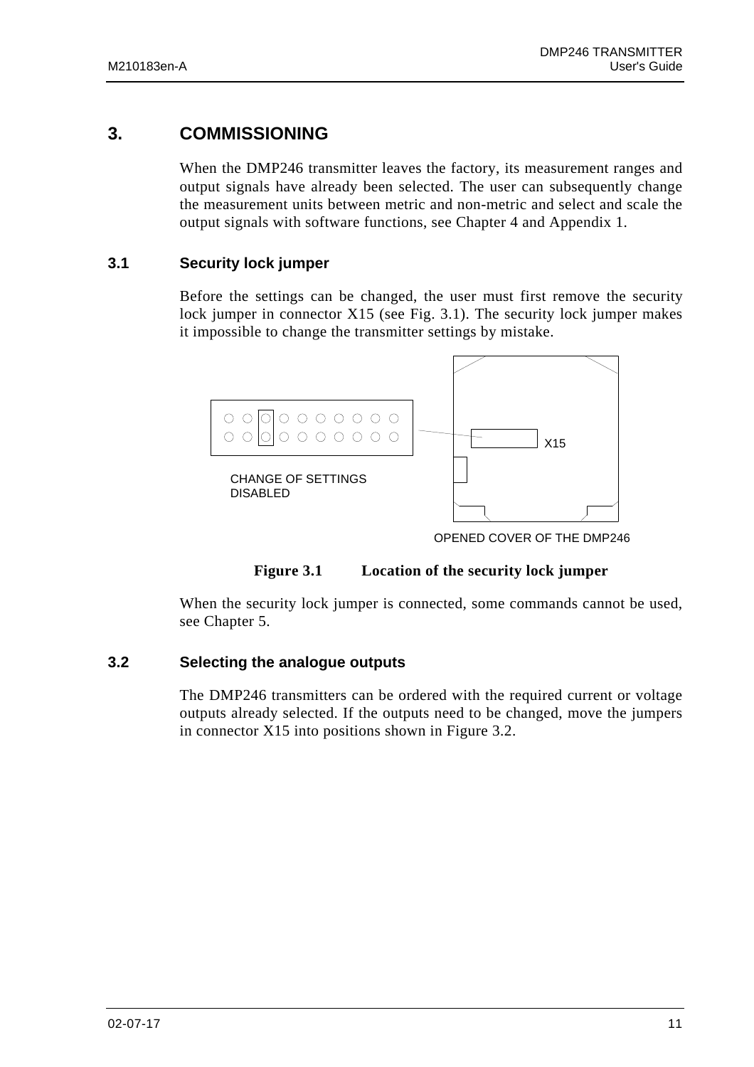# 3. COMMISSIONING

When the DMP246 transmitter leaves the factory, its measurement ranges and output signals have already been selected. The user can subsequently change the measurement units between metric and non-metric and select and scale the output signals with software functions, see Chapter 4 and Appendix 1.

## 3.1 Security lock jumper

Before the settings can be changed, the user must first remove the security lock jumper in connector X15 (see Fig. 3.1). The security lock jumper makes it impossible to change the transmitter settings by mistake.

X15

CHANGE OF SETTINGS DISABLED

OPENED COVER OF THE DMP246

**Figure 3.1 Location of the security lock jumper**

When the security lock jumper is connected, some commands cannot be used, see Chapter 5.

## 3.2 Selecting the analogue outputs

The DMP246 transmitters can be ordered with the required current or voltage outputs already selected. If the outputs need to be changed, move the jumpers in connector X15 into positions shown in Figure 3.2.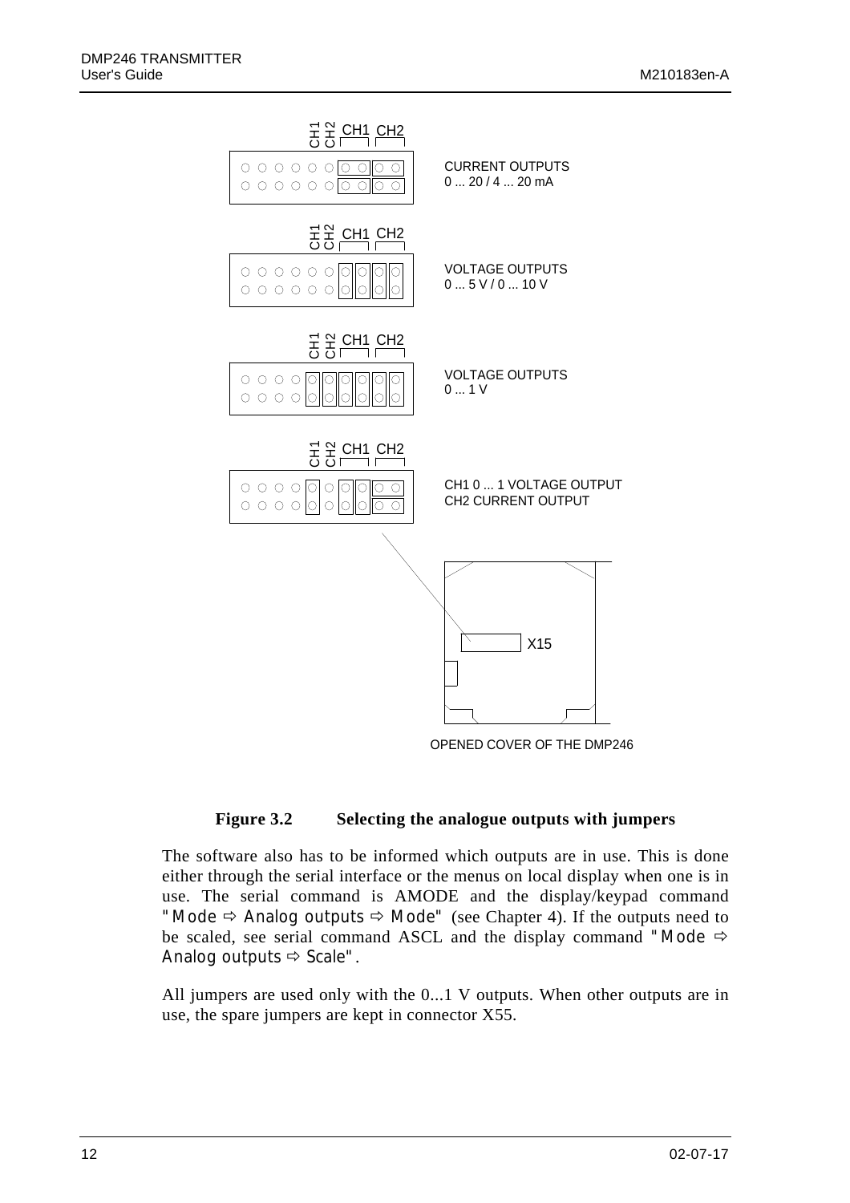CURRENT OUTPUTS
0 ... 20 / 4 ... 20 mA

VOLTAGE OUTPUTS
0 ... 5 V / 0 ... 10 V

VOLTAGE OUTPUTS
0 ... 1 V

CH1 0 ... 1 VOLTAGE OUTPUT
CH2 CURRENT OUTPUT

X15

OPENED COVER OF THE DMP246

**Figure 3.2 Selecting the analogue outputs with jumpers**

The software also has to be informed which outputs are in use. This is done either through the serial interface or the menus on local display when one is in use. The serial command is AMODE and the display/keypad command "Mode ⇨ Analog outputs ⇨ Mode" (see Chapter 4). If the outputs need to be scaled, see serial command ASCL and the display command "Mode ⇨ Analog outputs ⇨ Scale".

All jumpers are used only with the 0...1 V outputs. When other outputs are in use, the spare jumpers are kept in connector X55.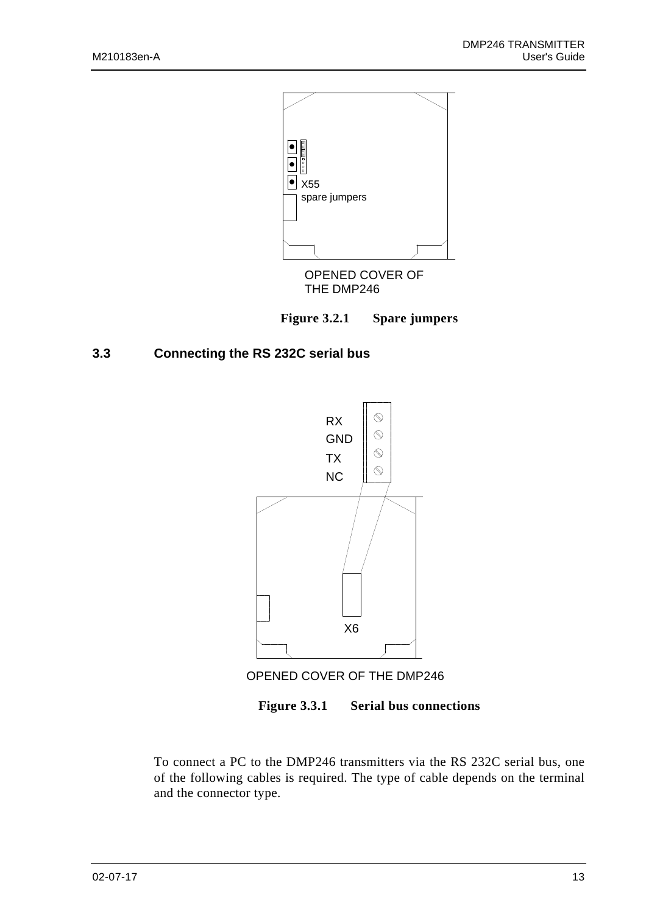X55
spare jumpers

OPENED COVER OF THE DMP246

**Figure 3.2.1 Spare jumpers**

## 3.3 Connecting the RS 232C serial bus

RX
GND
TX
NC

X6

OPENED COVER OF THE DMP246

**Figure 3.3.1 Serial bus connections**

To connect a PC to the DMP246 transmitters via the RS 232C serial bus, one of the following cables is required. The type of cable depends on the terminal and the connector type.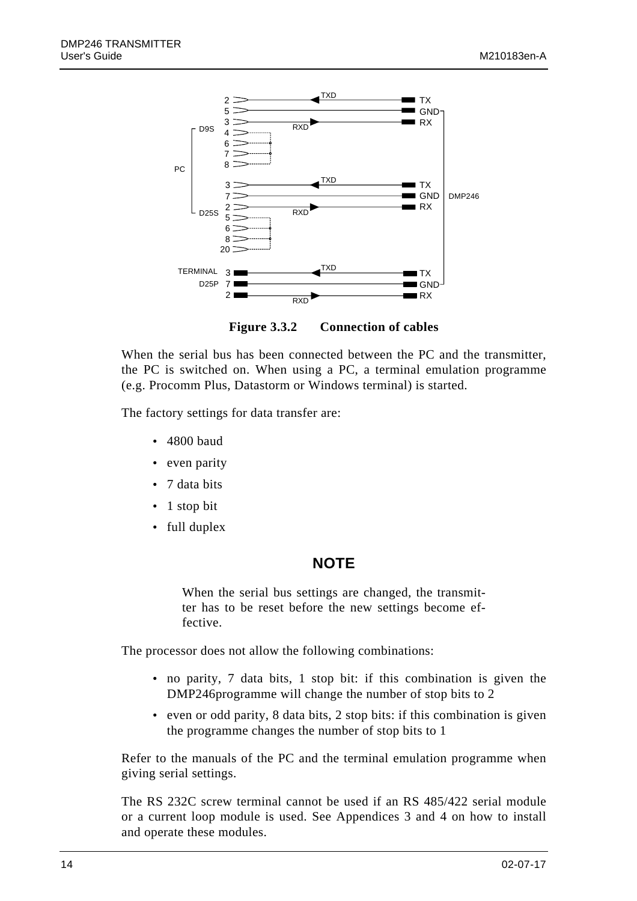**Figure 3.3.2 Connection of cables**

When the serial bus has been connected between the PC and the transmitter, the PC is switched on. When using a PC, a terminal emulation programme (e.g. Procomm Plus, Datastorm or Windows terminal) is started.

The factory settings for data transfer are:

- 4800 baud
- even parity
- 7 data bits
- 1 stop bit
- full duplex

## NOTE

When the serial bus settings are changed, the transmitter has to be reset before the new settings become effective.

The processor does not allow the following combinations:

- no parity, 7 data bits, 1 stop bit: if this combination is given the DMP246programme will change the number of stop bits to 2
- even or odd parity, 8 data bits, 2 stop bits: if this combination is given the programme changes the number of stop bits to 1

Refer to the manuals of the PC and the terminal emulation programme when giving serial settings.

The RS 232C screw terminal cannot be used if an RS 485/422 serial module or a current loop module is used. See Appendices 3 and 4 on how to install and operate these modules.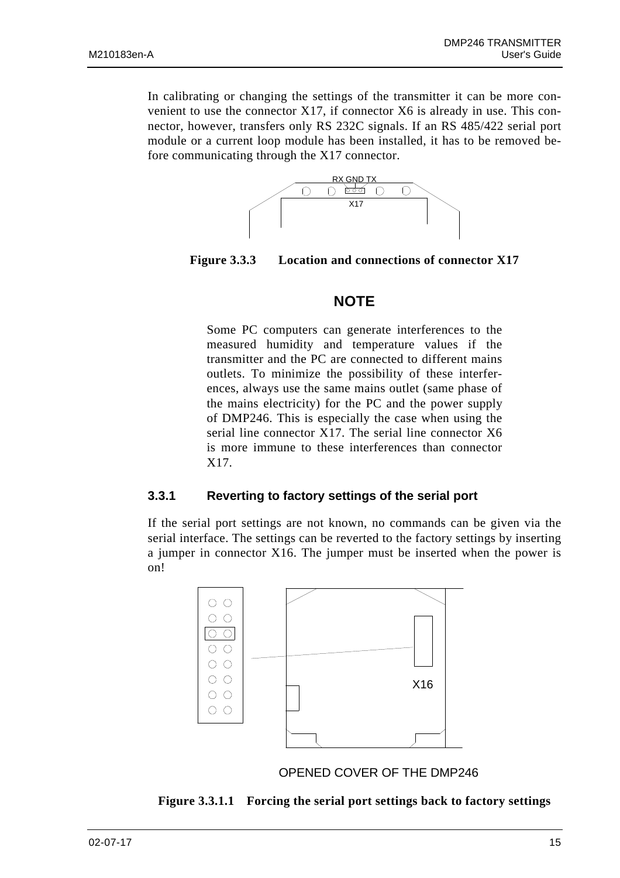In calibrating or changing the settings of the transmitter it can be more convenient to use the connector X17, if connector X6 is already in use. This connector, however, transfers only RS 232C signals. If an RS 485/422 serial port module or a current loop module has been installed, it has to be removed before communicating through the X17 connector.

**Figure 3.3.3 Location and connections of connector X17**

## NOTE

Some PC computers can generate interferences to the measured humidity and temperature values if the transmitter and the PC are connected to different mains outlets. To minimize the possibility of these interferences, always use the same mains outlet (same phase of the mains electricity) for the PC and the power supply of DMP246. This is especially the case when using the serial line connector X17. The serial line connector X6 is more immune to these interferences than connector X17.

### 3.3.1 Reverting to factory settings of the serial port

If the serial port settings are not known, no commands can be given via the serial interface. The settings can be reverted to the factory settings by inserting a jumper in connector X16. The jumper must be inserted when the power is on!

**Figure 3.3.1.1 Forcing the serial port settings back to factory settings**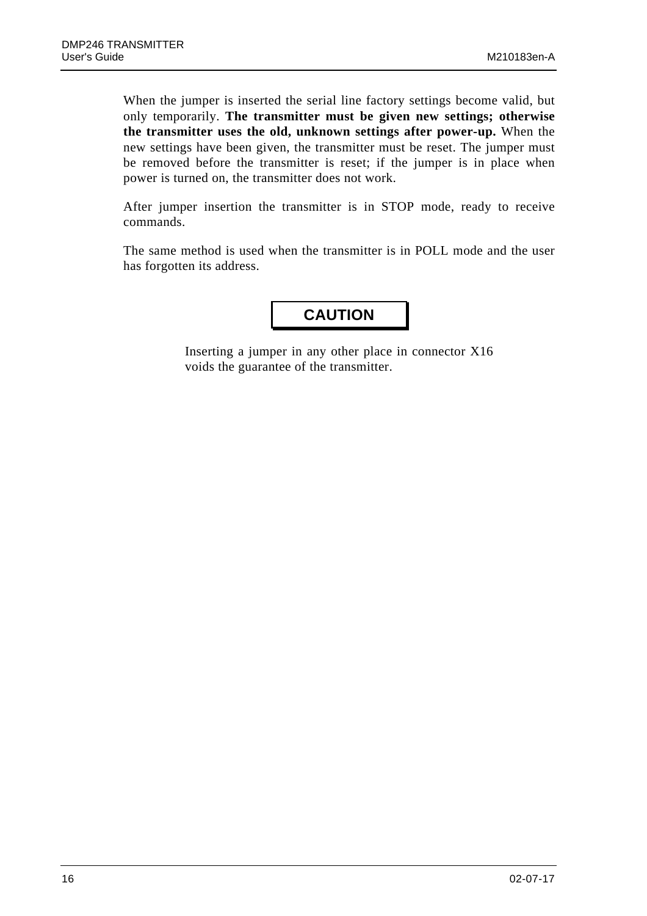When the jumper is inserted the serial line factory settings become valid, but only temporarily. **The transmitter must be given new settings; otherwise the transmitter uses the old, unknown settings after power-up.** When the new settings have been given, the transmitter must be reset. The jumper must be removed before the transmitter is reset; if the jumper is in place when power is turned on, the transmitter does not work.

After jumper insertion the transmitter is in STOP mode, ready to receive commands.

The same method is used when the transmitter is in POLL mode and the user has forgotten its address.

**CAUTION**

Inserting a jumper in any other place in connector X16 voids the guarantee of the transmitter.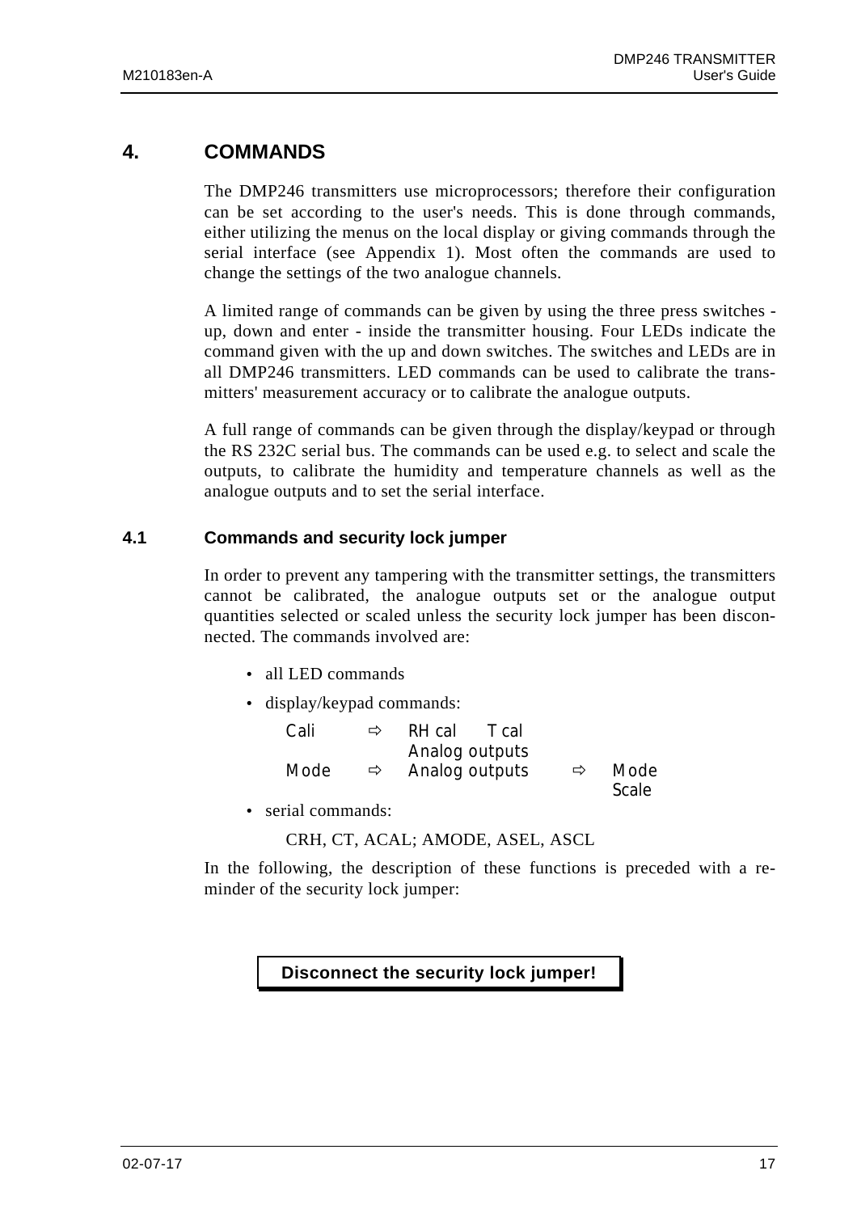# 4. COMMANDS

The DMP246 transmitters use microprocessors; therefore their configuration can be set according to the user's needs. This is done through commands, either utilizing the menus on the local display or giving commands through the serial interface (see Appendix 1). Most often the commands are used to change the settings of the two analogue channels.

A limited range of commands can be given by using the three press switches - up, down and enter - inside the transmitter housing. Four LEDs indicate the command given with the up and down switches. The switches and LEDs are in all DMP246 transmitters. LED commands can be used to calibrate the transmitters' measurement accuracy or to calibrate the analogue outputs.

A full range of commands can be given through the display/keypad or through the RS 232C serial bus. The commands can be used e.g. to select and scale the outputs, to calibrate the humidity and temperature channels as well as the analogue outputs and to set the serial interface.

## 4.1 Commands and security lock jumper

In order to prevent any tampering with the transmitter settings, the transmitters cannot be calibrated, the analogue outputs set or the analogue output quantities selected or scaled unless the security lock jumper has been disconnected. The commands involved are:

- all LED commands
- display/keypad commands:

  ```
  Cali   ⇨   RH cal    T cal
             Analog outputs
  Mode   ⇨   Analog outputs     ⇨   Mode
                                    Scale
  ```

- serial commands:

  CRH, CT, ACAL; AMODE, ASEL, ASCL

In the following, the description of these functions is preceded with a reminder of the security lock jumper:

**Disconnect the security lock jumper!**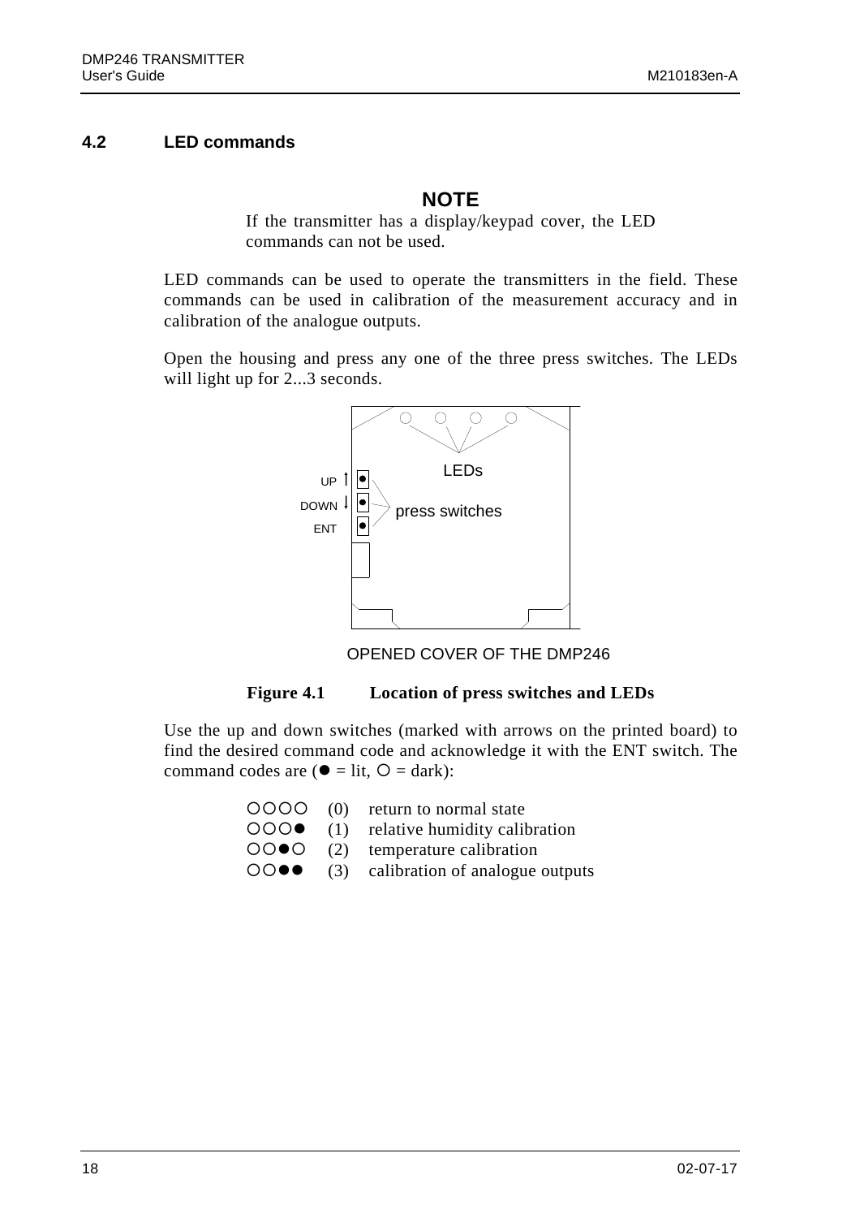## 4.2 LED commands

**NOTE**

If the transmitter has a display/keypad cover, the LED commands can not be used.

LED commands can be used to operate the transmitters in the field. These commands can be used in calibration of the measurement accuracy and in calibration of the analogue outputs.

Open the housing and press any one of the three press switches. The LEDs will light up for 2...3 seconds.

LEDs

UP ↑
DOWN ↓
ENT

press switches

OPENED COVER OF THE DMP246

**Figure 4.1 Location of press switches and LEDs**

Use the up and down switches (marked with arrows on the printed board) to find the desired command code and acknowledge it with the ENT switch. The command codes are (● = lit, ○ = dark):

- ○○○○ (0) return to normal state
- ○○○● (1) relative humidity calibration
- ○○●○ (2) temperature calibration
- ○○●● (3) calibration of analogue outputs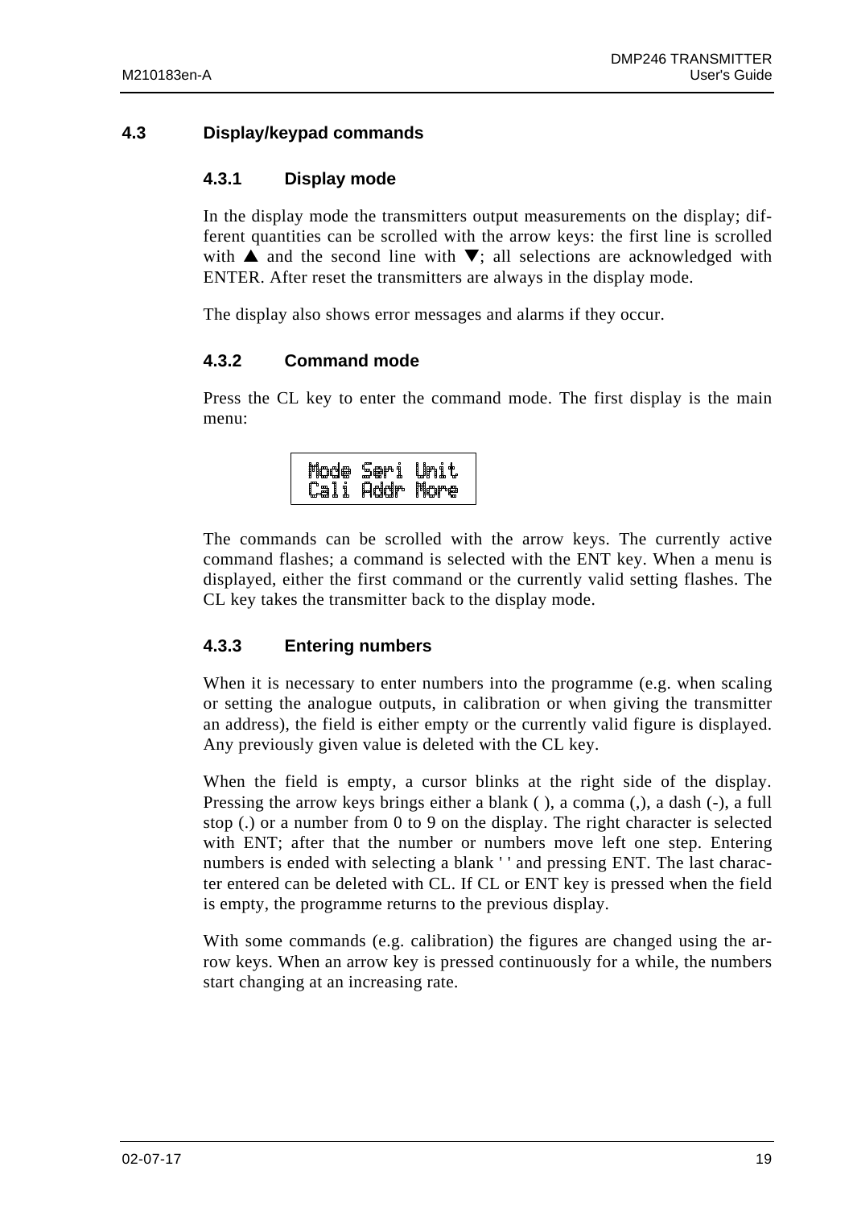## 4.3 Display/keypad commands

### 4.3.1 Display mode

In the display mode the transmitters output measurements on the display; different quantities can be scrolled with the arrow keys: the first line is scrolled with ▲ and the second line with ▼; all selections are acknowledged with ENTER. After reset the transmitters are always in the display mode.

The display also shows error messages and alarms if they occur.

### 4.3.2 Command mode

Press the CL key to enter the command mode. The first display is the main menu:

```
Mode Seri Unit
Cali Addr More
```

The commands can be scrolled with the arrow keys. The currently active command flashes; a command is selected with the ENT key. When a menu is displayed, either the first command or the currently valid setting flashes. The CL key takes the transmitter back to the display mode.

### 4.3.3 Entering numbers

When it is necessary to enter numbers into the programme (e.g. when scaling or setting the analogue outputs, in calibration or when giving the transmitter an address), the field is either empty or the currently valid figure is displayed. Any previously given value is deleted with the CL key.

When the field is empty, a cursor blinks at the right side of the display. Pressing the arrow keys brings either a blank ( ), a comma (,), a dash (-), a full stop (.) or a number from 0 to 9 on the display. The right character is selected with ENT; after that the number or numbers move left one step. Entering numbers is ended with selecting a blank ' ' and pressing ENT. The last character entered can be deleted with CL. If CL or ENT key is pressed when the field is empty, the programme returns to the previous display.

With some commands (e.g. calibration) the figures are changed using the arrow keys. When an arrow key is pressed continuously for a while, the numbers start changing at an increasing rate.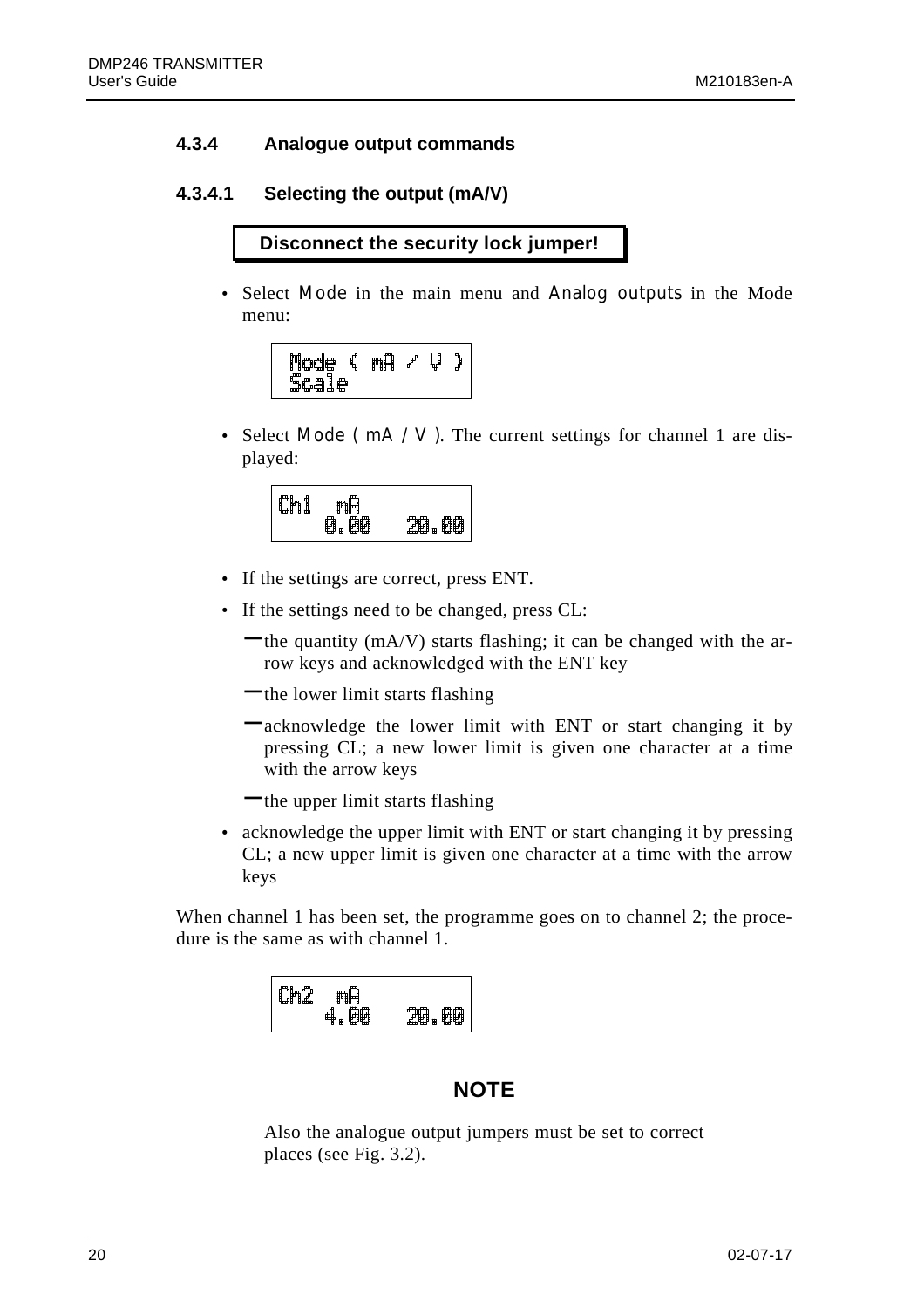### 4.3.4 Analogue output commands

#### 4.3.4.1 Selecting the output (mA/V)

**Disconnect the security lock jumper!**

- Select Mode in the main menu and Analog outputs in the Mode menu:

```
 Mode ( mA / V )
 Scale
```

- Select Mode ( mA / V ). The current settings for channel 1 are displayed:

```
Ch1  mA
    0.00   20.00
```

- If the settings are correct, press ENT.
- If the settings need to be changed, press CL:
  - the quantity (mA/V) starts flashing; it can be changed with the arrow keys and acknowledged with the ENT key
  - the lower limit starts flashing
  - acknowledge the lower limit with ENT or start changing it by pressing CL; a new lower limit is given one character at a time with the arrow keys
  - the upper limit starts flashing
- acknowledge the upper limit with ENT or start changing it by pressing CL; a new upper limit is given one character at a time with the arrow keys

When channel 1 has been set, the programme goes on to channel 2; the procedure is the same as with channel 1.

```
Ch2  mA
    4.00   20.00
```

**NOTE**

Also the analogue output jumpers must be set to correct places (see Fig. 3.2).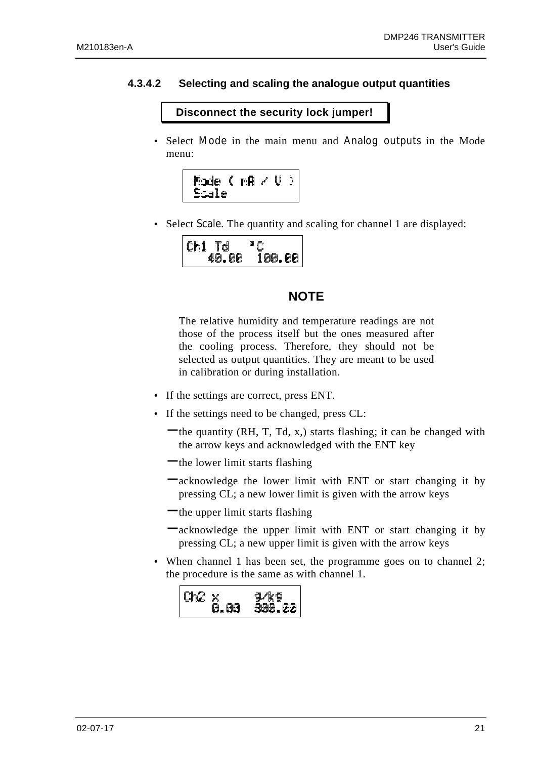#### 4.3.4.2 Selecting and scaling the analogue output quantities

**Disconnect the security lock jumper!**

- Select Mode in the main menu and Analog outputs in the Mode menu:

```
Mode ( mA / V )
Scale
```

- Select Scale. The quantity and scaling for channel 1 are displayed:

```
Ch1 Td    °C
   40.00  100.00
```

**NOTE**

The relative humidity and temperature readings are not those of the process itself but the ones measured after the cooling process. Therefore, they should not be selected as output quantities. They are meant to be used in calibration or during installation.

- If the settings are correct, press ENT.
- If the settings need to be changed, press CL:
  - the quantity (RH, T, Td, x,) starts flashing; it can be changed with the arrow keys and acknowledged with the ENT key
  - the lower limit starts flashing
  - acknowledge the lower limit with ENT or start changing it by pressing CL; a new lower limit is given with the arrow keys
  - the upper limit starts flashing
  - acknowledge the upper limit with ENT or start changing it by pressing CL; a new upper limit is given with the arrow keys
- When channel 1 has been set, the programme goes on to channel 2; the procedure is the same as with channel 1.

```
Ch2 x      g/kg
    0.00  800.00
```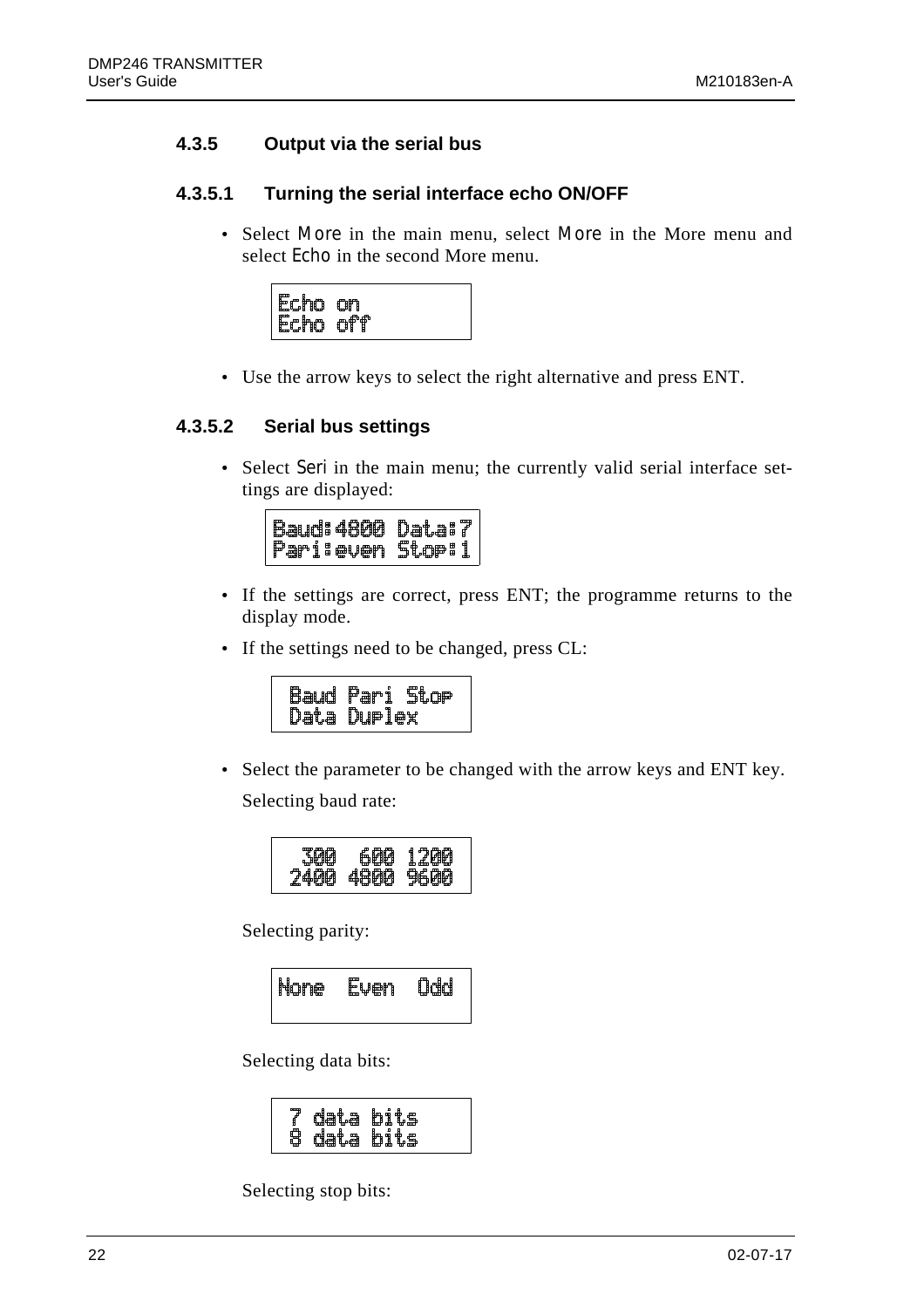### 4.3.5 Output via the serial bus

#### 4.3.5.1 Turning the serial interface echo ON/OFF

- Select More in the main menu, select More in the More menu and select Echo in the second More menu.

```
Echo on
Echo off
```

- Use the arrow keys to select the right alternative and press ENT.

#### 4.3.5.2 Serial bus settings

- Select Seri in the main menu; the currently valid serial interface settings are displayed:

```
Baud:4800 Data:7
Pari:even Stop:1
```

- If the settings are correct, press ENT; the programme returns to the display mode.
- If the settings need to be changed, press CL:

```
Baud Pari Stop
Data Duplex
```

- Select the parameter to be changed with the arrow keys and ENT key.

  Selecting baud rate:

```
 300  600 1200
2400 4800 9600
```

  Selecting parity:

```
None  Even  Odd
```

  Selecting data bits:

```
7 data bits
8 data bits
```

  Selecting stop bits: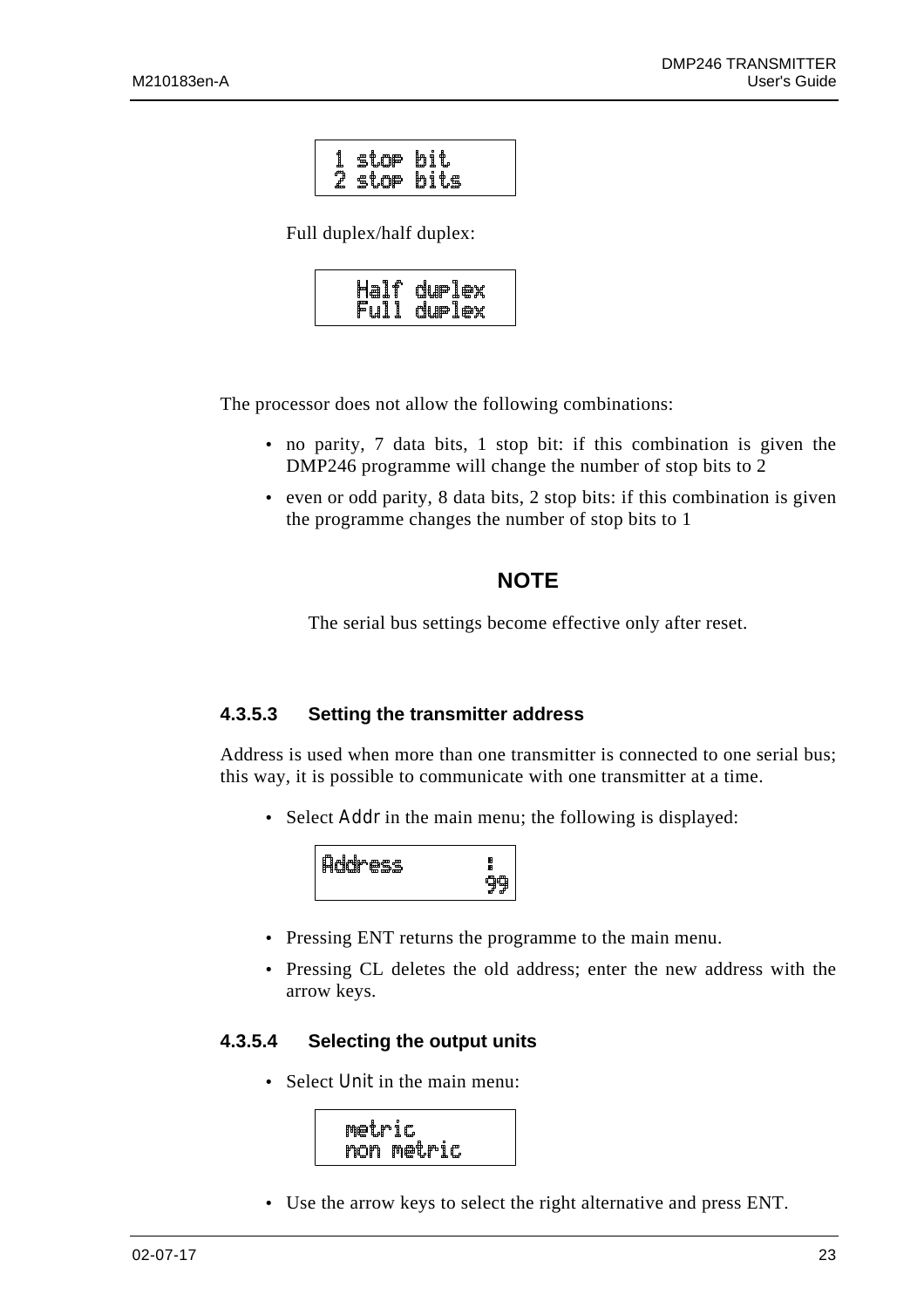```
1 stop bit
2 stop bits
```

Full duplex/half duplex:

```
Half duplex
Full duplex
```

The processor does not allow the following combinations:

- no parity, 7 data bits, 1 stop bit: if this combination is given the DMP246 programme will change the number of stop bits to 2
- even or odd parity, 8 data bits, 2 stop bits: if this combination is given the programme changes the number of stop bits to 1

**NOTE**

The serial bus settings become effective only after reset.

#### 4.3.5.3 Setting the transmitter address

Address is used when more than one transmitter is connected to one serial bus; this way, it is possible to communicate with one transmitter at a time.

- Select `Addr` in the main menu; the following is displayed:

```
Address        :
               99
```

- Pressing ENT returns the programme to the main menu.
- Pressing CL deletes the old address; enter the new address with the arrow keys.

#### 4.3.5.4 Selecting the output units

- Select `Unit` in the main menu:

```
metric
non metric
```

- Use the arrow keys to select the right alternative and press ENT.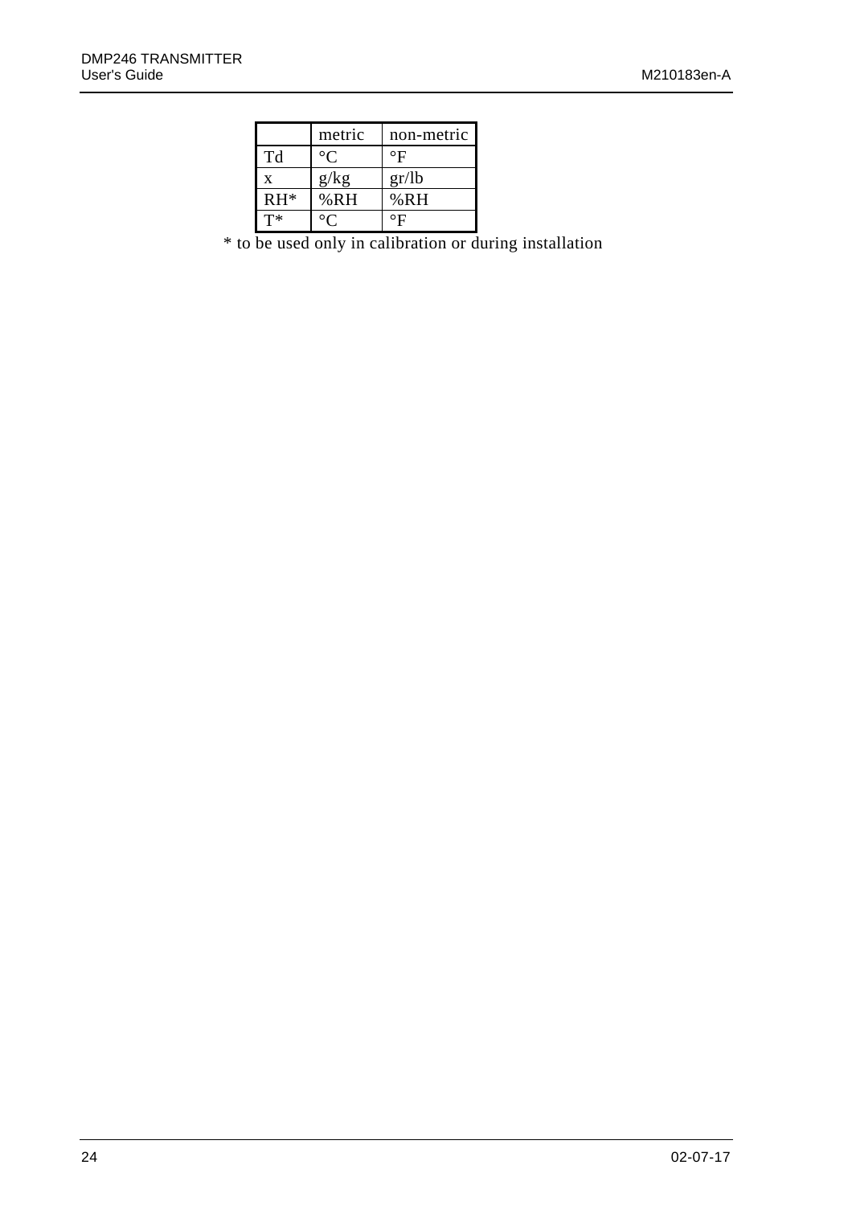|  | metric | non-metric |
|---|---|---|
| Td | °C | °F |
| x | g/kg | gr/lb |
| RH* | %RH | %RH |
| T* | °C | °F |

* to be used only in calibration or during installation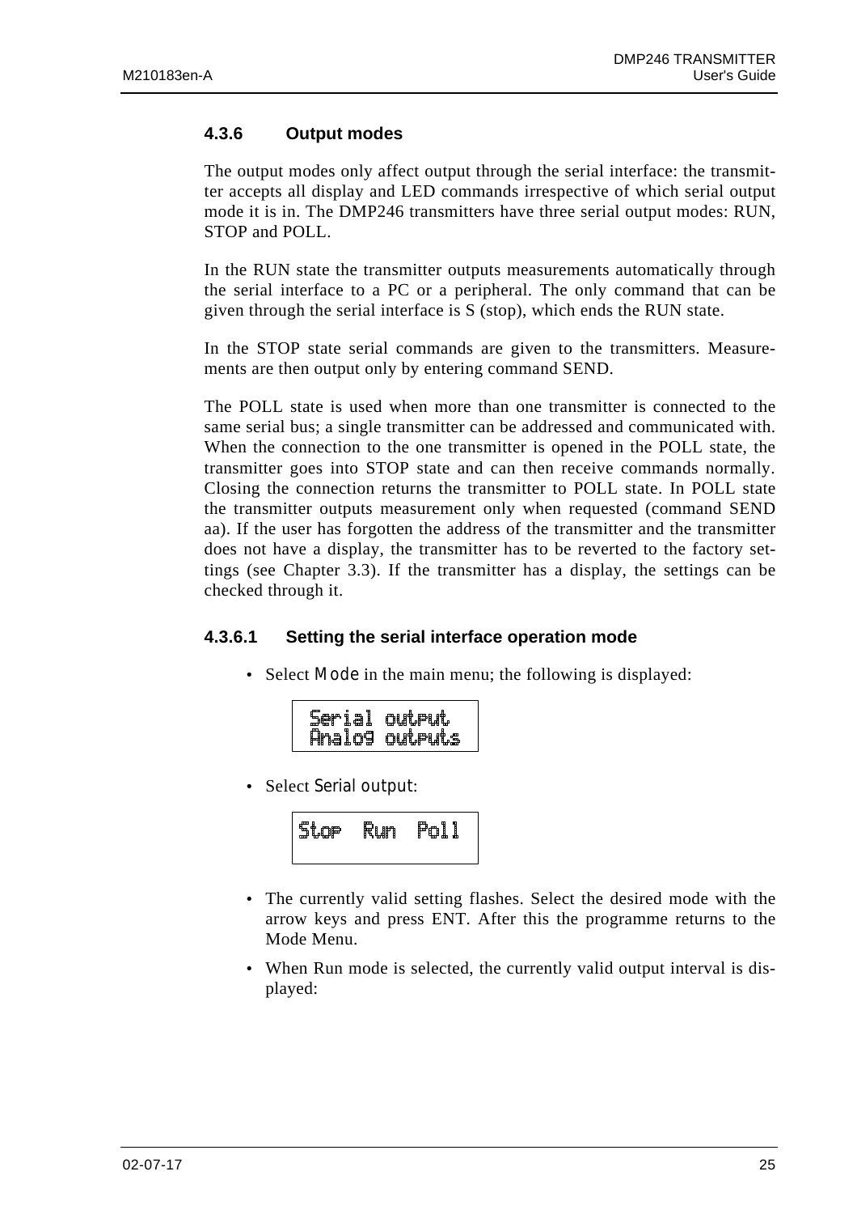### 4.3.6 Output modes

The output modes only affect output through the serial interface: the transmitter accepts all display and LED commands irrespective of which serial output mode it is in. The DMP246 transmitters have three serial output modes: RUN, STOP and POLL.

In the RUN state the transmitter outputs measurements automatically through the serial interface to a PC or a peripheral. The only command that can be given through the serial interface is S (stop), which ends the RUN state.

In the STOP state serial commands are given to the transmitters. Measurements are then output only by entering command SEND.

The POLL state is used when more than one transmitter is connected to the same serial bus; a single transmitter can be addressed and communicated with. When the connection to the one transmitter is opened in the POLL state, the transmitter goes into STOP state and can then receive commands normally. Closing the connection returns the transmitter to POLL state. In POLL state the transmitter outputs measurement only when requested (command SEND aa). If the user has forgotten the address of the transmitter and the transmitter does not have a display, the transmitter has to be reverted to the factory settings (see Chapter 3.3). If the transmitter has a display, the settings can be checked through it.

#### 4.3.6.1 Setting the serial interface operation mode

- Select `Mode` in the main menu; the following is displayed:

```
Serial output
Analog outputs
```

- Select `Serial output`:

```
Stop  Run  Poll
```

- The currently valid setting flashes. Select the desired mode with the arrow keys and press ENT. After this the programme returns to the Mode Menu.
- When Run mode is selected, the currently valid output interval is displayed: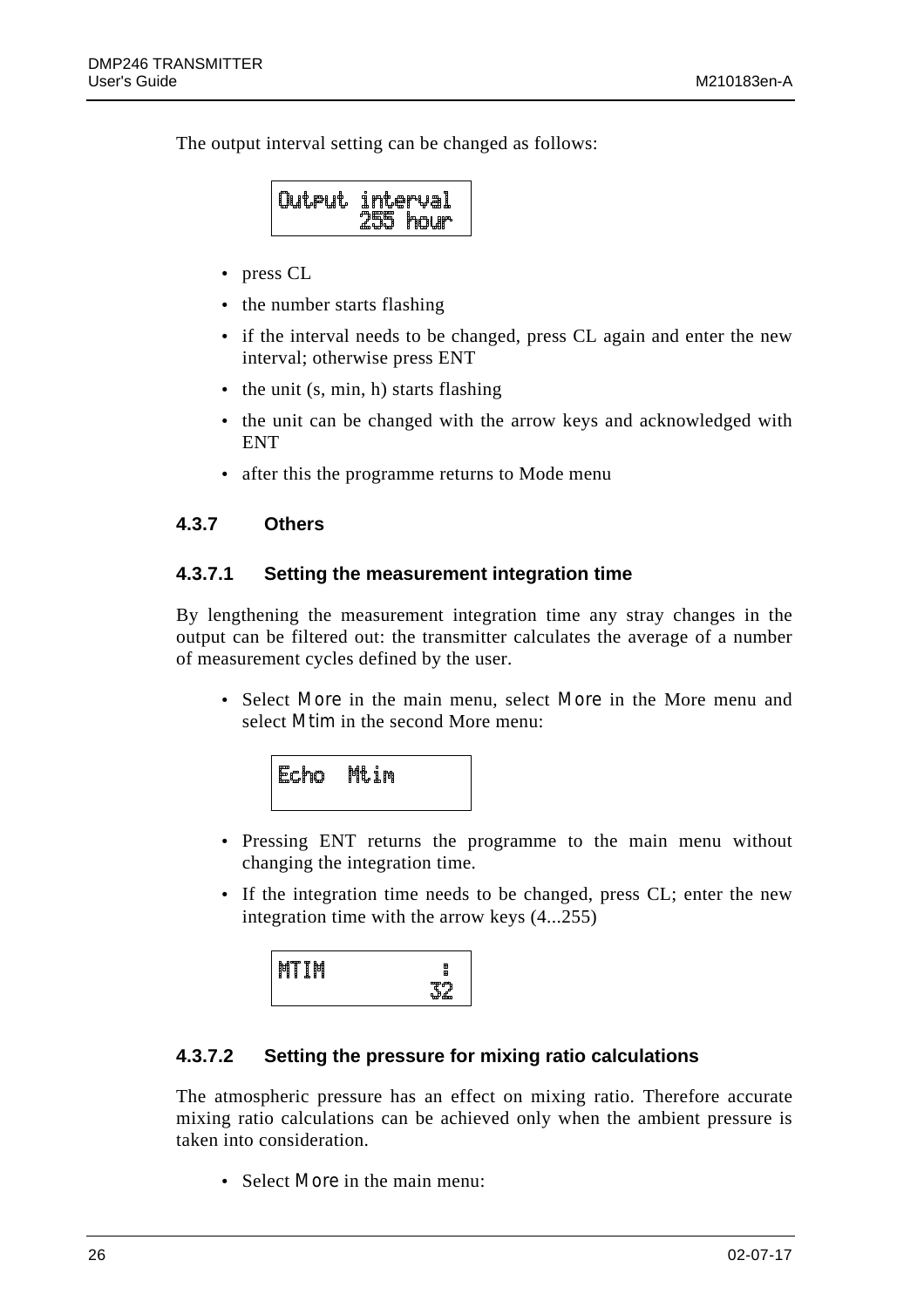The output interval setting can be changed as follows:

```
Output interval
       255 hour
```

- press CL
- the number starts flashing
- if the interval needs to be changed, press CL again and enter the new interval; otherwise press ENT
- the unit (s, min, h) starts flashing
- the unit can be changed with the arrow keys and acknowledged with ENT
- after this the programme returns to Mode menu

### 4.3.7 Others

#### 4.3.7.1 Setting the measurement integration time

By lengthening the measurement integration time any stray changes in the output can be filtered out: the transmitter calculates the average of a number of measurement cycles defined by the user.

- Select More in the main menu, select More in the More menu and select Mtim in the second More menu:

```
Echo  Mtim
```

- Pressing ENT returns the programme to the main menu without changing the integration time.
- If the integration time needs to be changed, press CL; enter the new integration time with the arrow keys (4...255)

```
MTIM           :
              32
```

#### 4.3.7.2 Setting the pressure for mixing ratio calculations

The atmospheric pressure has an effect on mixing ratio. Therefore accurate mixing ratio calculations can be achieved only when the ambient pressure is taken into consideration.

- Select More in the main menu: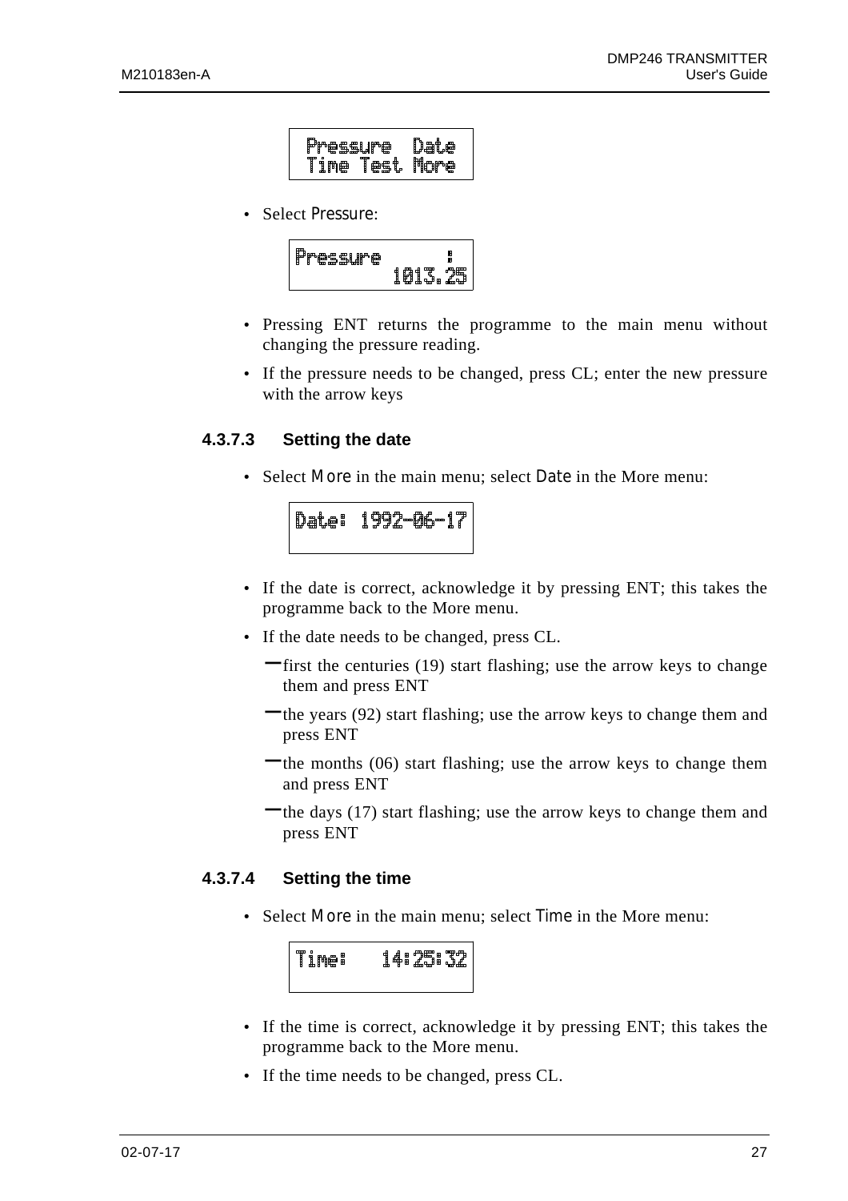```
Pressure  Date
Time Test More
```

- Select Pressure:

```
Pressure      :
        1013.25
```

- Pressing ENT returns the programme to the main menu without changing the pressure reading.
- If the pressure needs to be changed, press CL; enter the new pressure with the arrow keys

#### 4.3.7.3 Setting the date

- Select More in the main menu; select Date in the More menu:

```
Date: 1992-06-17
```

- If the date is correct, acknowledge it by pressing ENT; this takes the programme back to the More menu.
- If the date needs to be changed, press CL.
  - first the centuries (19) start flashing; use the arrow keys to change them and press ENT
  - the years (92) start flashing; use the arrow keys to change them and press ENT
  - the months (06) start flashing; use the arrow keys to change them and press ENT
  - the days (17) start flashing; use the arrow keys to change them and press ENT

#### 4.3.7.4 Setting the time

- Select More in the main menu; select Time in the More menu:

```
Time:    14:25:32
```

- If the time is correct, acknowledge it by pressing ENT; this takes the programme back to the More menu.
- If the time needs to be changed, press CL.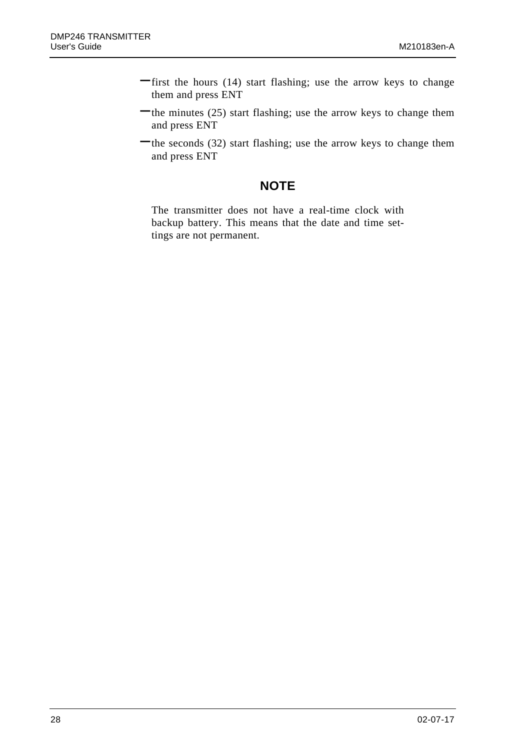- first the hours (14) start flashing; use the arrow keys to change them and press ENT
- the minutes (25) start flashing; use the arrow keys to change them and press ENT
- the seconds (32) start flashing; use the arrow keys to change them and press ENT

**NOTE**

The transmitter does not have a real-time clock with backup battery. This means that the date and time settings are not permanent.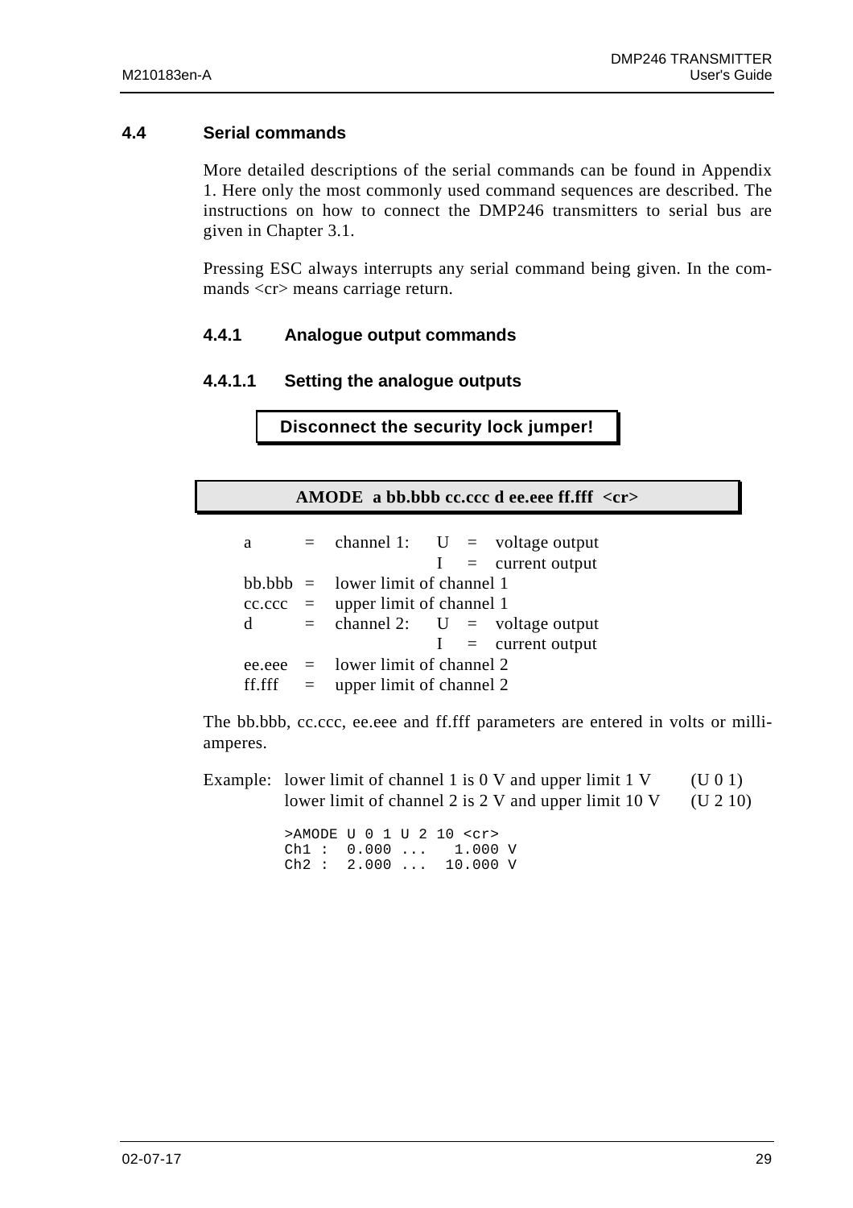## 4.4 Serial commands

More detailed descriptions of the serial commands can be found in Appendix 1. Here only the most commonly used command sequences are described. The instructions on how to connect the DMP246 transmitters to serial bus are given in Chapter 3.1.

Pressing ESC always interrupts any serial command being given. In the commands <cr> means carriage return.

### 4.4.1 Analogue output commands

#### 4.4.1.1 Setting the analogue outputs

**Disconnect the security lock jumper!**

**AMODE a bb.bbb cc.ccc d ee.eee ff.fff <cr>**

| | | | | | |
|---|---|---|---|---|---|
| a | = | channel 1: | U | = | voltage output |
| | | | I | = | current output |
| bb.bbb | = | lower limit of channel 1 | | | |
| cc.ccc | = | upper limit of channel 1 | | | |
| d | = | channel 2: | U | = | voltage output |
| | | | I | = | current output |
| ee.eee | = | lower limit of channel 2 | | | |
| ff.fff | = | upper limit of channel 2 | | | |

The bb.bbb, cc.ccc, ee.eee and ff.fff parameters are entered in volts or milliamperes.

Example: lower limit of channel 1 is 0 V and upper limit 1 V (U 0 1)
lower limit of channel 2 is 2 V and upper limit 10 V (U 2 10)

```
>AMODE U 0 1 U 2 10 <cr>
Ch1 :  0.000 ...   1.000 V
Ch2 :  2.000 ...  10.000 V
```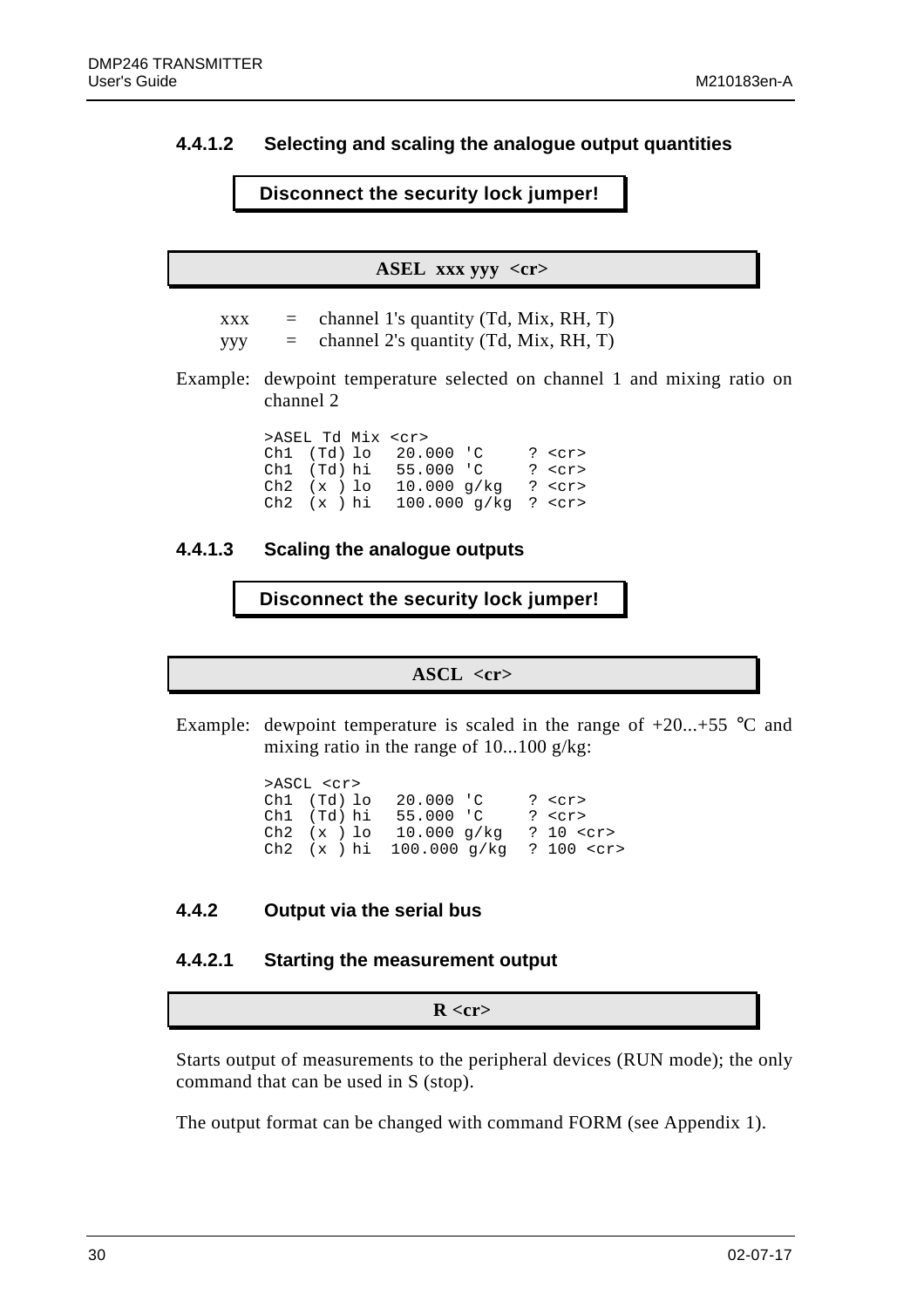#### 4.4.1.2 Selecting and scaling the analogue output quantities

**Disconnect the security lock jumper!**

**ASEL xxx yyy <cr>**

xxx = channel 1's quantity (Td, Mix, RH, T)
yyy = channel 2's quantity (Td, Mix, RH, T)

Example: dewpoint temperature selected on channel 1 and mixing ratio on channel 2

```
>ASEL Td Mix <cr>
Ch1  (Td) lo   20.000 'C     ? <cr>
Ch1  (Td) hi   55.000 'C     ? <cr>
Ch2  (x ) lo   10.000 g/kg   ? <cr>
Ch2  (x ) hi   100.000 g/kg  ? <cr>
```

#### 4.4.1.3 Scaling the analogue outputs

**Disconnect the security lock jumper!**

**ASCL <cr>**

Example: dewpoint temperature is scaled in the range of +20...+55 °C and mixing ratio in the range of 10...100 g/kg:

```
>ASCL <cr>
Ch1  (Td) lo   20.000 'C     ? <cr>
Ch1  (Td) hi   55.000 'C     ? <cr>
Ch2  (x ) lo   10.000 g/kg   ? 10 <cr>
Ch2  (x ) hi  100.000 g/kg   ? 100 <cr>
```

### 4.4.2 Output via the serial bus

#### 4.4.2.1 Starting the measurement output

**R <cr>**

Starts output of measurements to the peripheral devices (RUN mode); the only command that can be used in S (stop).

The output format can be changed with command FORM (see Appendix 1).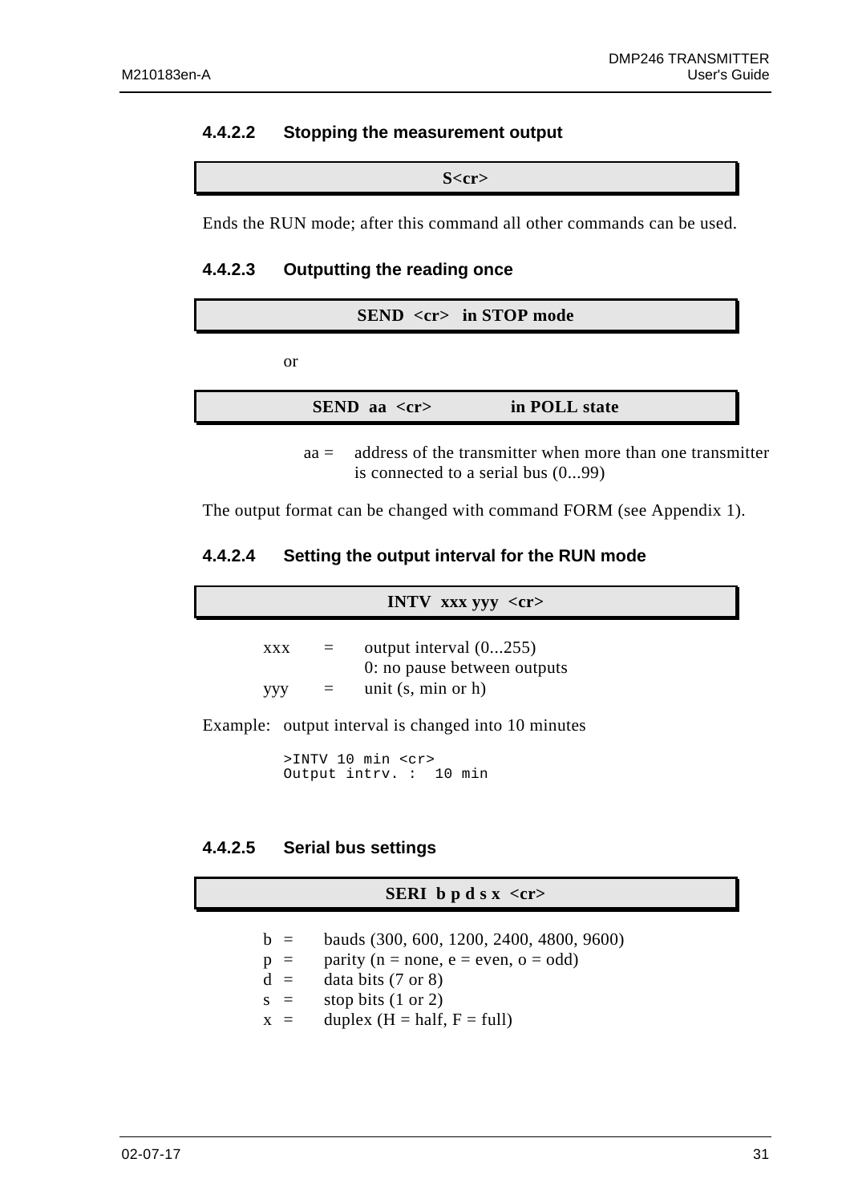#### 4.4.2.2 Stopping the measurement output

**S<cr>**

Ends the RUN mode; after this command all other commands can be used.

#### 4.4.2.3 Outputting the reading once

**SEND <cr> in STOP mode**

or

**SEND aa <cr> in POLL state**

aa = address of the transmitter when more than one transmitter is connected to a serial bus (0...99)

The output format can be changed with command FORM (see Appendix 1).

#### 4.4.2.4 Setting the output interval for the RUN mode

**INTV xxx yyy <cr>**

| | | |
|---|---|---|
| xxx | = | output interval (0...255)<br>0: no pause between outputs |
| yyy | = | unit (s, min or h) |

Example: output interval is changed into 10 minutes

```
>INTV 10 min <cr>
Output intrv. :  10 min
```

#### 4.4.2.5 Serial bus settings

**SERI b p d s x <cr>**

| | | |
|---|---|---|
| b | = | bauds (300, 600, 1200, 2400, 4800, 9600) |
| p | = | parity (n = none, e = even, o = odd) |
| d | = | data bits (7 or 8) |
| s | = | stop bits (1 or 2) |
| x | = | duplex (H = half, F = full) |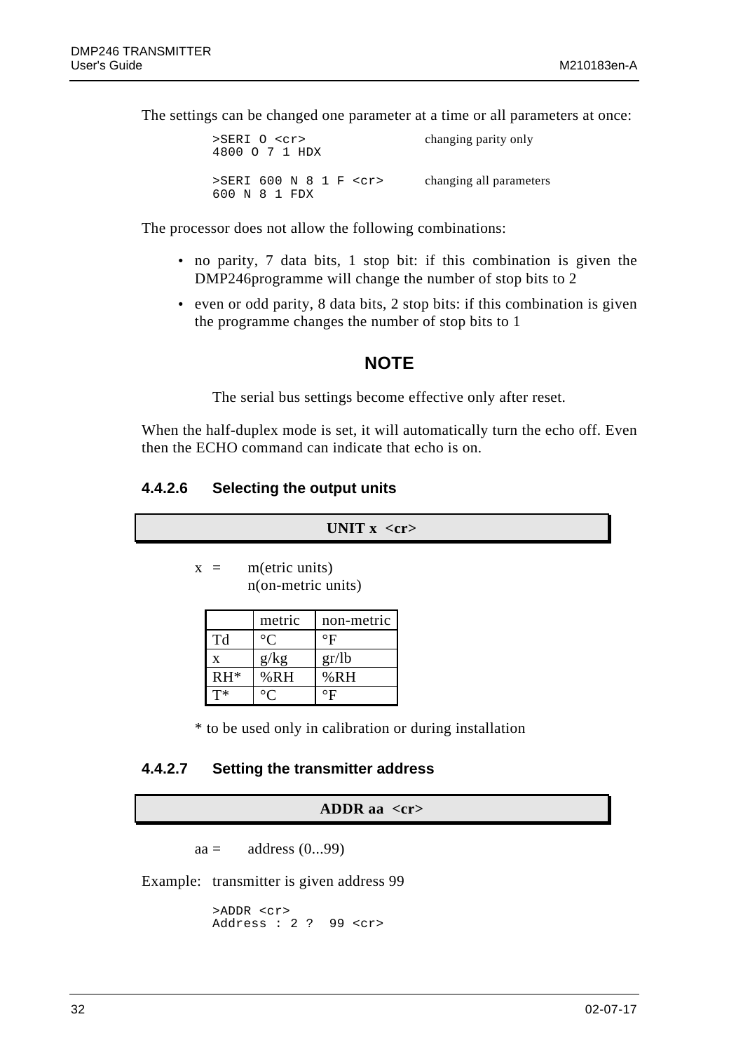The settings can be changed one parameter at a time or all parameters at once:

```
>SERI O <cr>                changing parity only
4800 O 7 1 HDX

>SERI 600 N 8 1 F <cr>      changing all parameters
600 N 8 1 FDX
```

The processor does not allow the following combinations:

- no parity, 7 data bits, 1 stop bit: if this combination is given the DMP246programme will change the number of stop bits to 2
- even or odd parity, 8 data bits, 2 stop bits: if this combination is given the programme changes the number of stop bits to 1

**NOTE**

The serial bus settings become effective only after reset.

When the half-duplex mode is set, it will automatically turn the echo off. Even then the ECHO command can indicate that echo is on.

#### 4.4.2.6 Selecting the output units

**UNIT x <cr>**

x = m(etric units)
n(on-metric units)

| | metric | non-metric |
|---|---|---|
| Td | °C | °F |
| x | g/kg | gr/lb |
| RH* | %RH | %RH |
| T* | °C | °F |

* to be used only in calibration or during installation

#### 4.4.2.7 Setting the transmitter address

**ADDR aa <cr>**

aa = address (0...99)

Example: transmitter is given address 99

```
>ADDR <cr>
Address : 2 ?  99 <cr>
```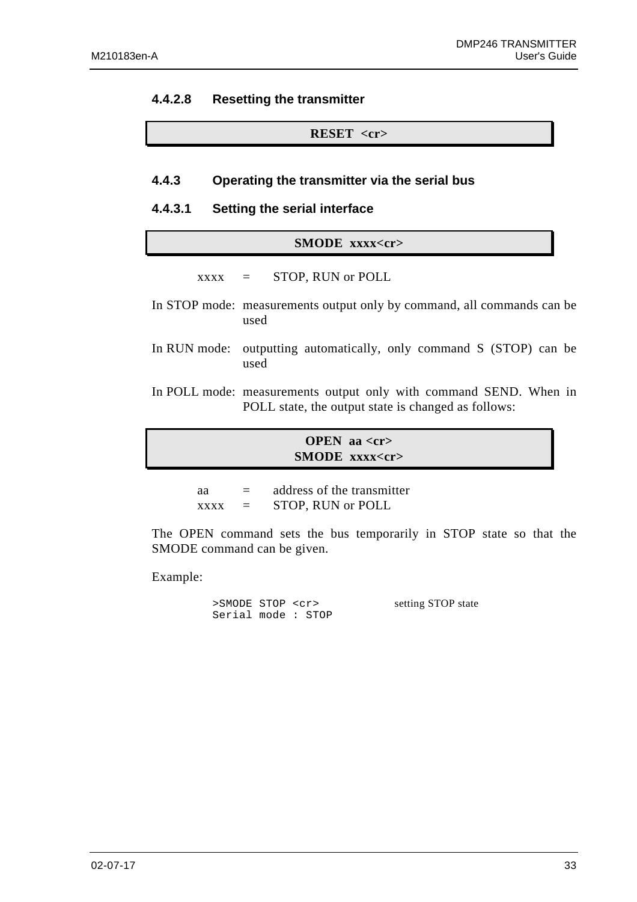#### 4.4.2.8 Resetting the transmitter

**RESET <cr>**

### 4.4.3 Operating the transmitter via the serial bus

#### 4.4.3.1 Setting the serial interface

**SMODE xxxx<cr>**

xxxx = STOP, RUN or POLL

In STOP mode: measurements output only by command, all commands can be used

In RUN mode: outputting automatically, only command S (STOP) can be used

In POLL mode: measurements output only with command SEND. When in POLL state, the output state is changed as follows:

**OPEN aa <cr>**
**SMODE xxxx<cr>**

aa = address of the transmitter
xxxx = STOP, RUN or POLL

The OPEN command sets the bus temporarily in STOP state so that the SMODE command can be given.

Example:

```
>SMODE STOP <cr>            setting STOP state
Serial mode : STOP
```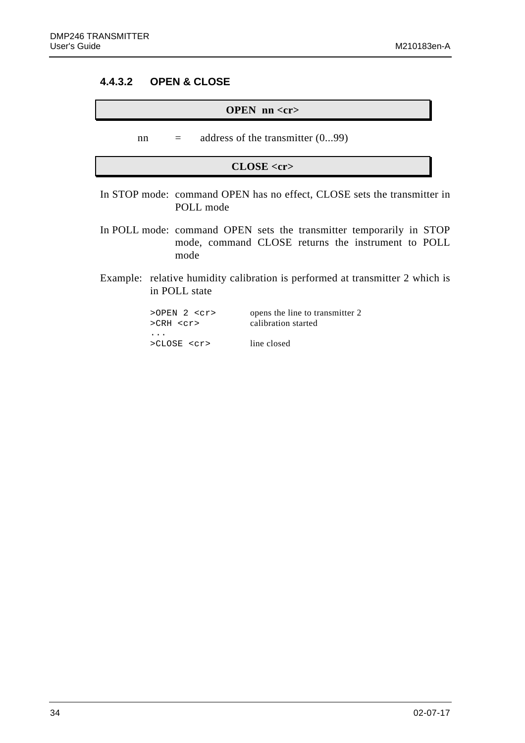#### 4.4.3.2 OPEN & CLOSE

| **OPEN nn <cr>** |
|---|

nn = address of the transmitter (0...99)

| **CLOSE <cr>** |
|---|

In STOP mode: command OPEN has no effect, CLOSE sets the transmitter in POLL mode

In POLL mode: command OPEN sets the transmitter temporarily in STOP mode, command CLOSE returns the instrument to POLL mode

Example: relative humidity calibration is performed at transmitter 2 which is in POLL state

```
>OPEN 2 <cr>        opens the line to transmitter 2
>CRH <cr>           calibration started
...
>CLOSE <cr>         line closed
```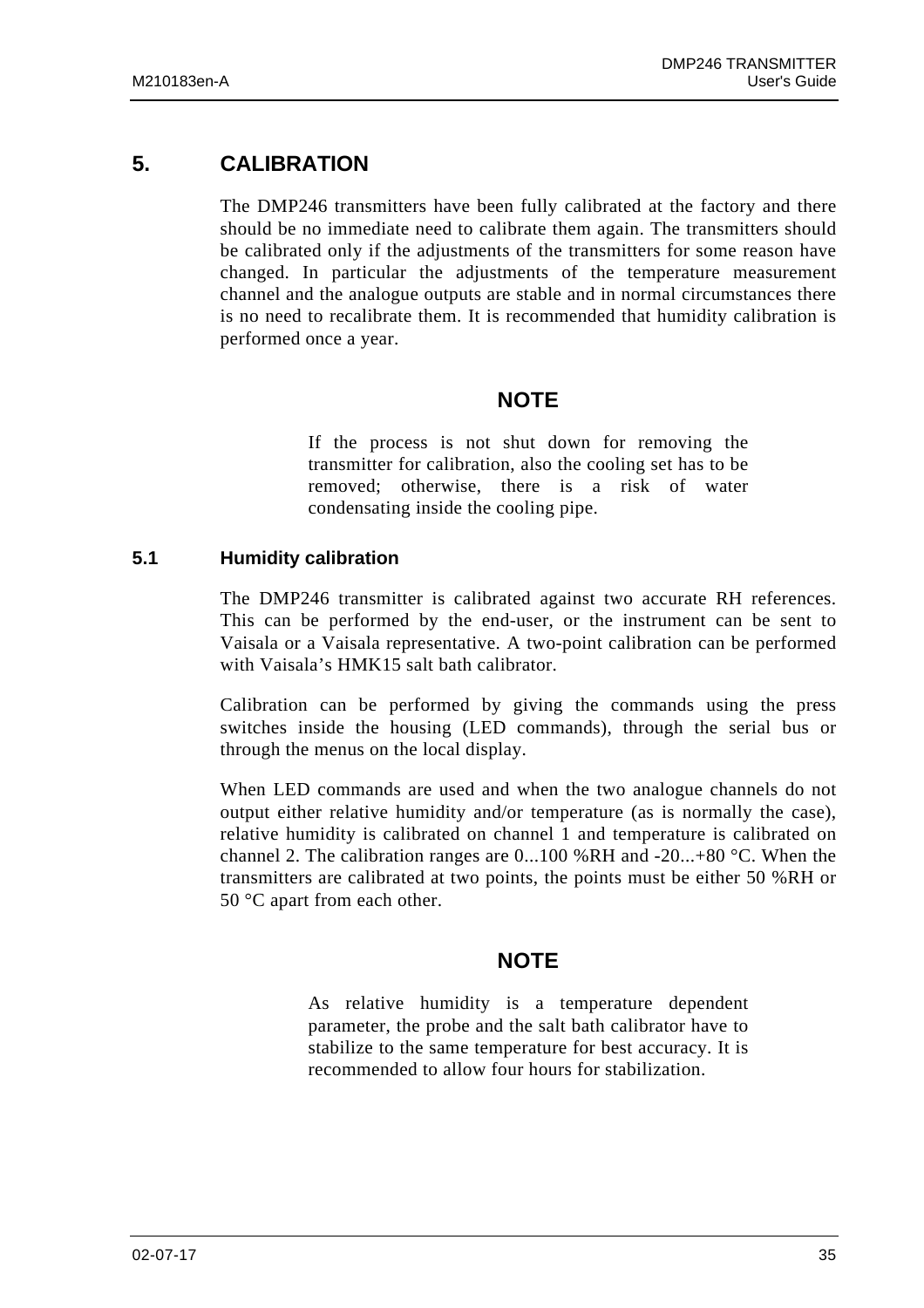# 5. CALIBRATION

The DMP246 transmitters have been fully calibrated at the factory and there should be no immediate need to calibrate them again. The transmitters should be calibrated only if the adjustments of the transmitters for some reason have changed. In particular the adjustments of the temperature measurement channel and the analogue outputs are stable and in normal circumstances there is no need to recalibrate them. It is recommended that humidity calibration is performed once a year.

**NOTE**

If the process is not shut down for removing the transmitter for calibration, also the cooling set has to be removed; otherwise, there is a risk of water condensating inside the cooling pipe.

## 5.1 Humidity calibration

The DMP246 transmitter is calibrated against two accurate RH references. This can be performed by the end-user, or the instrument can be sent to Vaisala or a Vaisala representative. A two-point calibration can be performed with Vaisala's HMK15 salt bath calibrator.

Calibration can be performed by giving the commands using the press switches inside the housing (LED commands), through the serial bus or through the menus on the local display.

When LED commands are used and when the two analogue channels do not output either relative humidity and/or temperature (as is normally the case), relative humidity is calibrated on channel 1 and temperature is calibrated on channel 2. The calibration ranges are 0...100 %RH and -20...+80 °C. When the transmitters are calibrated at two points, the points must be either 50 %RH or 50 °C apart from each other.

**NOTE**

As relative humidity is a temperature dependent parameter, the probe and the salt bath calibrator have to stabilize to the same temperature for best accuracy. It is recommended to allow four hours for stabilization.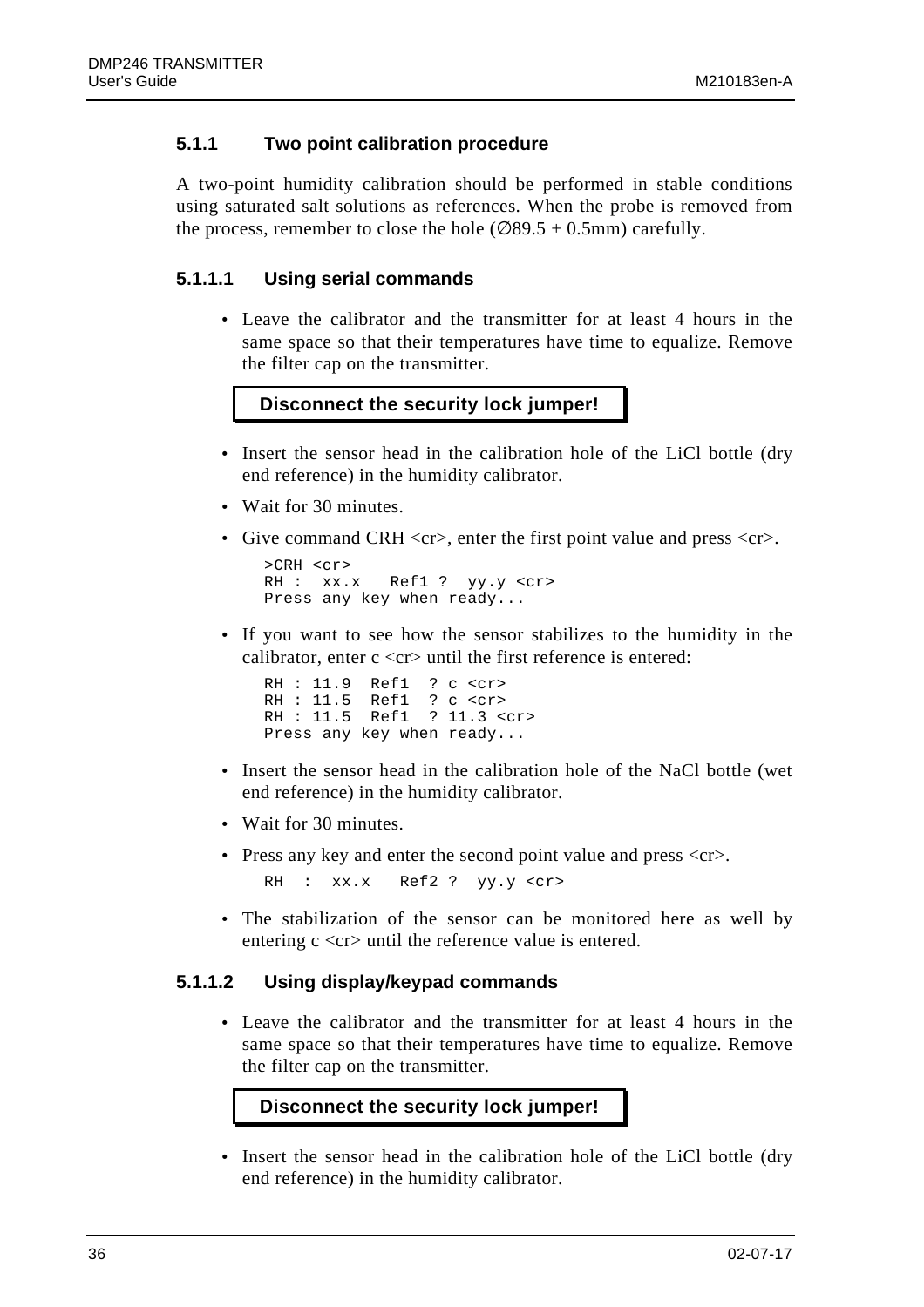### 5.1.1 Two point calibration procedure

A two-point humidity calibration should be performed in stable conditions using saturated salt solutions as references. When the probe is removed from the process, remember to close the hole (∅89.5 + 0.5mm) carefully.

#### 5.1.1.1 Using serial commands

- Leave the calibrator and the transmitter for at least 4 hours in the same space so that their temperatures have time to equalize. Remove the filter cap on the transmitter.

**Disconnect the security lock jumper!**

- Insert the sensor head in the calibration hole of the LiCl bottle (dry end reference) in the humidity calibrator.
- Wait for 30 minutes.
- Give command CRH <cr>, enter the first point value and press <cr>.

```
>CRH <cr>
RH :  xx.x   Ref1 ?  yy.y <cr>
Press any key when ready...
```

- If you want to see how the sensor stabilizes to the humidity in the calibrator, enter c <cr> until the first reference is entered:

```
RH : 11.9  Ref1  ? c <cr>
RH : 11.5  Ref1  ? c <cr>
RH : 11.5  Ref1  ? 11.3 <cr>
Press any key when ready...
```

- Insert the sensor head in the calibration hole of the NaCl bottle (wet end reference) in the humidity calibrator.
- Wait for 30 minutes.
- Press any key and enter the second point value and press <cr>.

```
RH  :  xx.x   Ref2 ?  yy.y <cr>
```

- The stabilization of the sensor can be monitored here as well by entering c <cr> until the reference value is entered.

#### 5.1.1.2 Using display/keypad commands

- Leave the calibrator and the transmitter for at least 4 hours in the same space so that their temperatures have time to equalize. Remove the filter cap on the transmitter.

**Disconnect the security lock jumper!**

- Insert the sensor head in the calibration hole of the LiCl bottle (dry end reference) in the humidity calibrator.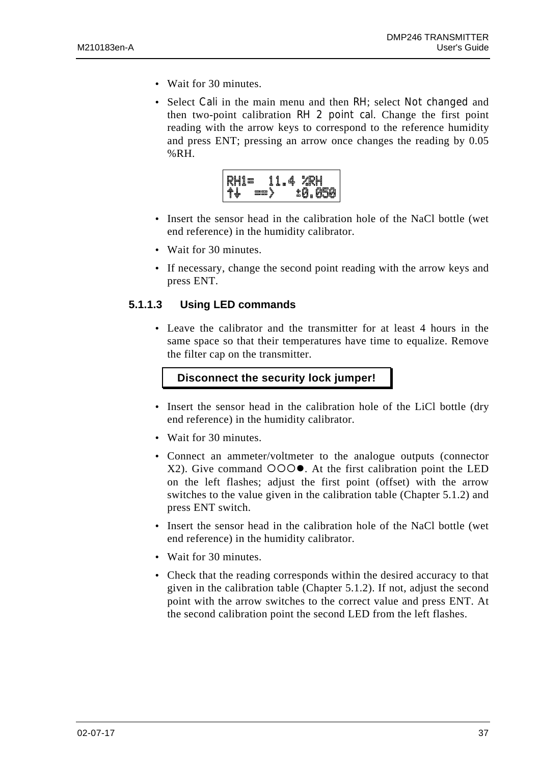- Wait for 30 minutes.
- Select Cali in the main menu and then RH; select Not changed and then two-point calibration RH 2 point cal. Change the first point reading with the arrow keys to correspond to the reference humidity and press ENT; pressing an arrow once changes the reading by 0.05 %RH.

```
RH1=   11.4 %RH
↑↓   ==>   ±0.050
```

- Insert the sensor head in the calibration hole of the NaCl bottle (wet end reference) in the humidity calibrator.
- Wait for 30 minutes.
- If necessary, change the second point reading with the arrow keys and press ENT.

#### 5.1.1.3 Using LED commands

- Leave the calibrator and the transmitter for at least 4 hours in the same space so that their temperatures have time to equalize. Remove the filter cap on the transmitter.

**Disconnect the security lock jumper!**

- Insert the sensor head in the calibration hole of the LiCl bottle (dry end reference) in the humidity calibrator.
- Wait for 30 minutes.
- Connect an ammeter/voltmeter to the analogue outputs (connector X2). Give command ○○○●. At the first calibration point the LED on the left flashes; adjust the first point (offset) with the arrow switches to the value given in the calibration table (Chapter 5.1.2) and press ENT switch.
- Insert the sensor head in the calibration hole of the NaCl bottle (wet end reference) in the humidity calibrator.
- Wait for 30 minutes.
- Check that the reading corresponds within the desired accuracy to that given in the calibration table (Chapter 5.1.2). If not, adjust the second point with the arrow switches to the correct value and press ENT. At the second calibration point the second LED from the left flashes.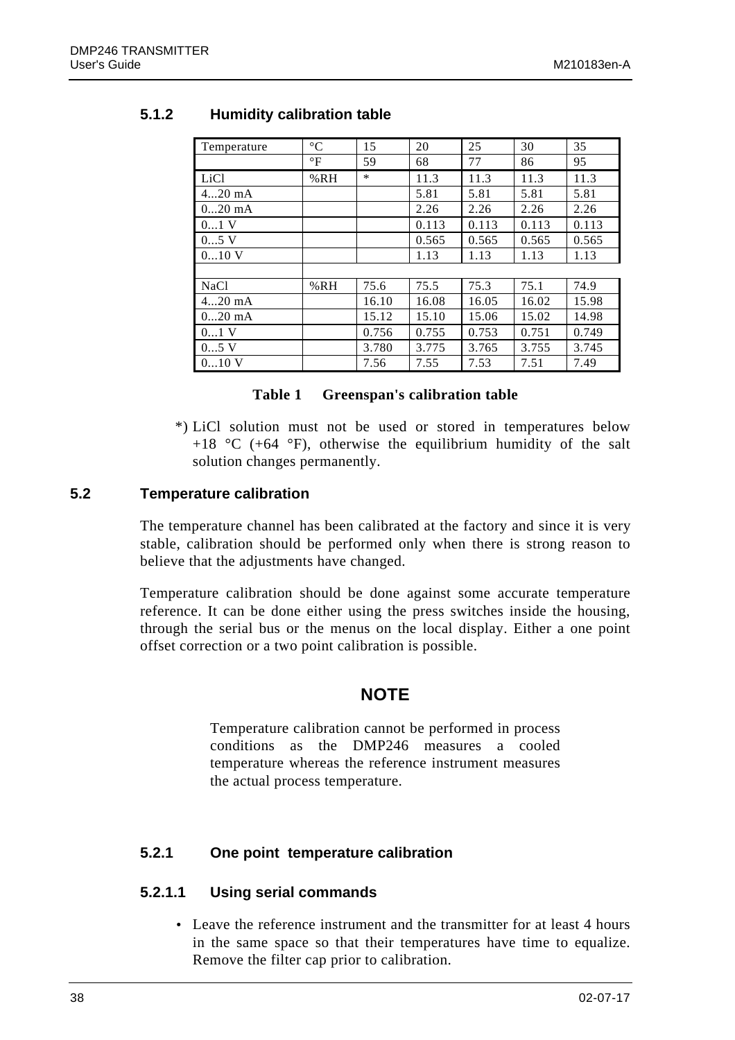### 5.1.2 Humidity calibration table

| Temperature | °C | 15 | 20 | 25 | 30 | 35 |
|---|---|---|---|---|---|---|
| | °F | 59 | 68 | 77 | 86 | 95 |
| LiCl | %RH | * | 11.3 | 11.3 | 11.3 | 11.3 |
| 4...20 mA | | | 5.81 | 5.81 | 5.81 | 5.81 |
| 0...20 mA | | | 2.26 | 2.26 | 2.26 | 2.26 |
| 0...1 V | | | 0.113 | 0.113 | 0.113 | 0.113 |
| 0...5 V | | | 0.565 | 0.565 | 0.565 | 0.565 |
| 0...10 V | | | 1.13 | 1.13 | 1.13 | 1.13 |
| | | | | | | |
| NaCl | %RH | 75.6 | 75.5 | 75.3 | 75.1 | 74.9 |
| 4...20 mA | | 16.10 | 16.08 | 16.05 | 16.02 | 15.98 |
| 0...20 mA | | 15.12 | 15.10 | 15.06 | 15.02 | 14.98 |
| 0...1 V | | 0.756 | 0.755 | 0.753 | 0.751 | 0.749 |
| 0...5 V | | 3.780 | 3.775 | 3.765 | 3.755 | 3.745 |
| 0...10 V | | 7.56 | 7.55 | 7.53 | 7.51 | 7.49 |

**Table 1 Greenspan's calibration table**

*) LiCl solution must not be used or stored in temperatures below +18 °C (+64 °F), otherwise the equilibrium humidity of the salt solution changes permanently.

## 5.2 Temperature calibration

The temperature channel has been calibrated at the factory and since it is very stable, calibration should be performed only when there is strong reason to believe that the adjustments have changed.

Temperature calibration should be done against some accurate temperature reference. It can be done either using the press switches inside the housing, through the serial bus or the menus on the local display. Either a one point offset correction or a two point calibration is possible.

**NOTE**

Temperature calibration cannot be performed in process conditions as the DMP246 measures a cooled temperature whereas the reference instrument measures the actual process temperature.

### 5.2.1 One point temperature calibration

#### 5.2.1.1 Using serial commands

- Leave the reference instrument and the transmitter for at least 4 hours in the same space so that their temperatures have time to equalize. Remove the filter cap prior to calibration.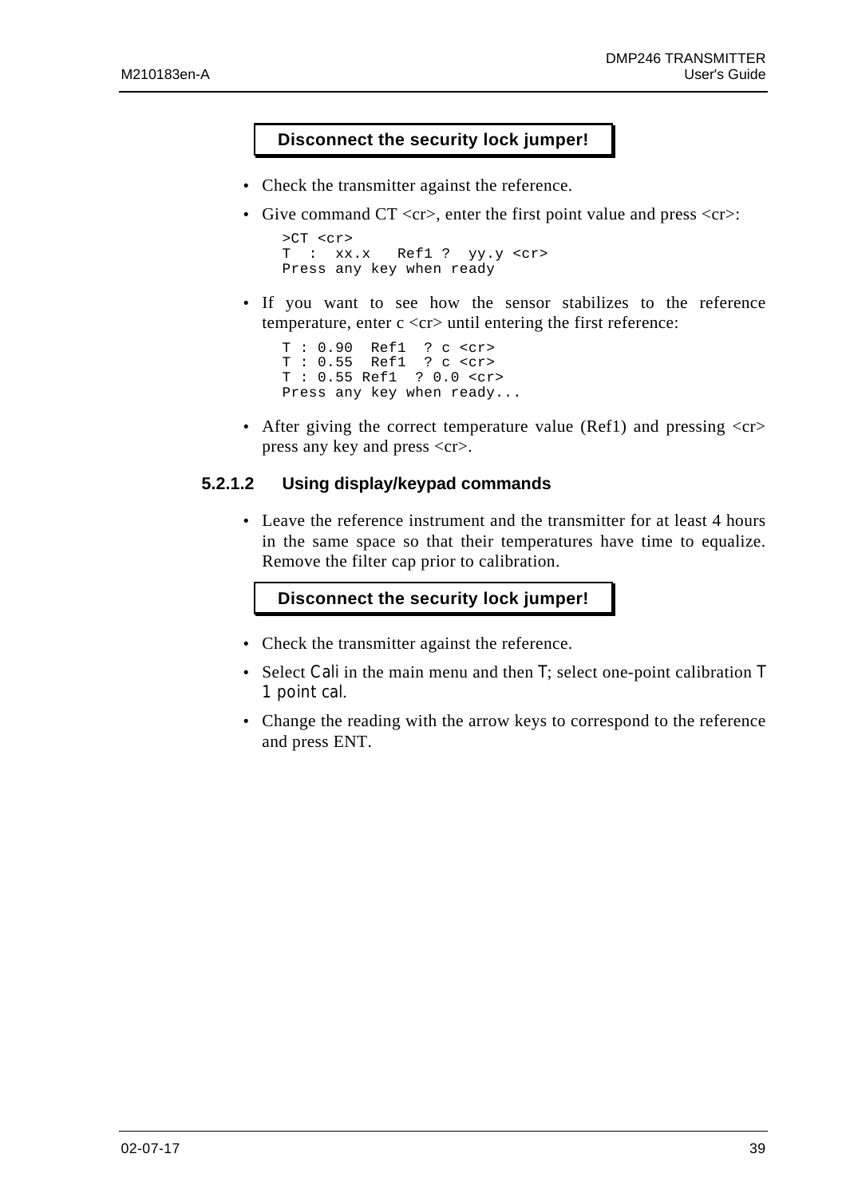**Disconnect the security lock jumper!**

- Check the transmitter against the reference.
- Give command CT <cr>, enter the first point value and press <cr>:

```
>CT <cr>
T  :  xx.x   Ref1 ?  yy.y <cr>
Press any key when ready
```

- If you want to see how the sensor stabilizes to the reference temperature, enter c <cr> until entering the first reference:

```
T : 0.90  Ref1  ? c <cr>
T : 0.55  Ref1  ? c <cr>
T : 0.55 Ref1  ? 0.0 <cr>
Press any key when ready...
```

- After giving the correct temperature value (Ref1) and pressing <cr> press any key and press <cr>.

#### 5.2.1.2 Using display/keypad commands

- Leave the reference instrument and the transmitter for at least 4 hours in the same space so that their temperatures have time to equalize. Remove the filter cap prior to calibration.

**Disconnect the security lock jumper!**

- Check the transmitter against the reference.
- Select Cali in the main menu and then T; select one-point calibration T 1 point cal.
- Change the reading with the arrow keys to correspond to the reference and press ENT.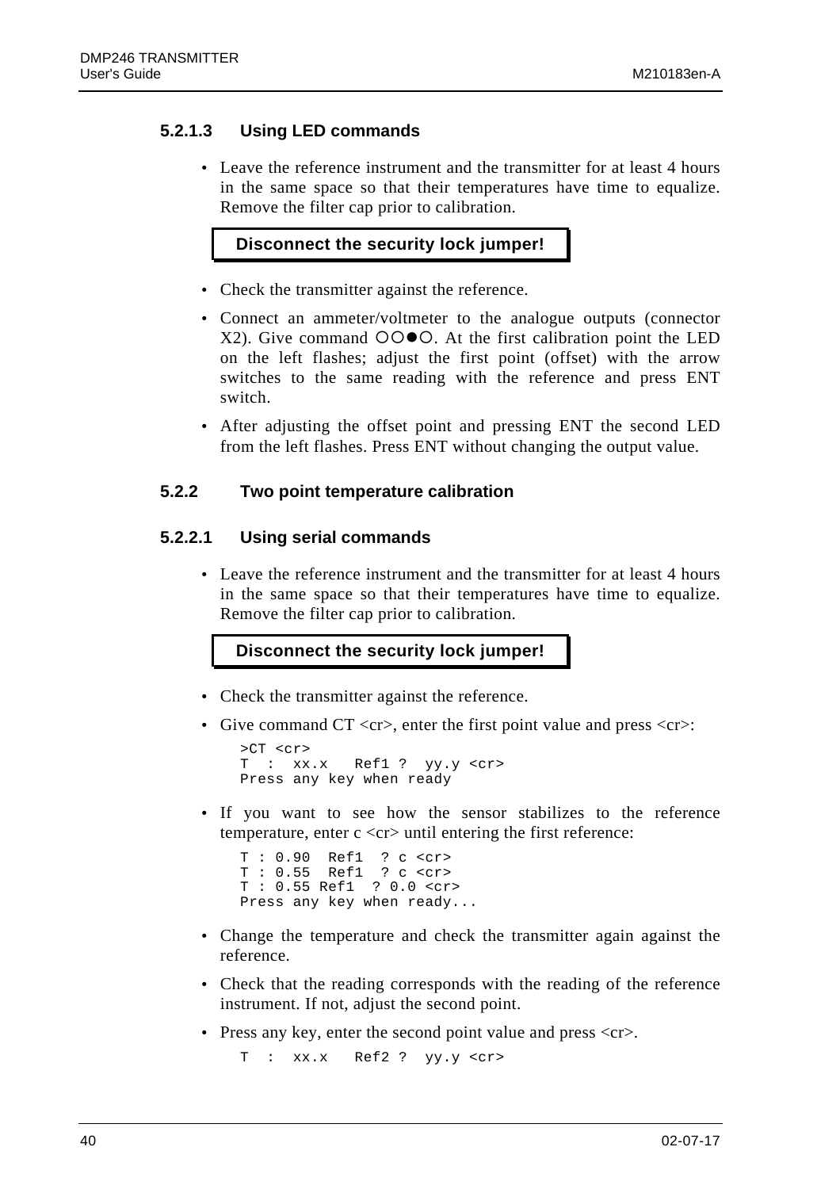#### 5.2.1.3 Using LED commands

- Leave the reference instrument and the transmitter for at least 4 hours in the same space so that their temperatures have time to equalize. Remove the filter cap prior to calibration.

**Disconnect the security lock jumper!**

- Check the transmitter against the reference.
- Connect an ammeter/voltmeter to the analogue outputs (connector X2). Give command ○○●○. At the first calibration point the LED on the left flashes; adjust the first point (offset) with the arrow switches to the same reading with the reference and press ENT switch.
- After adjusting the offset point and pressing ENT the second LED from the left flashes. Press ENT without changing the output value.

### 5.2.2 Two point temperature calibration

#### 5.2.2.1 Using serial commands

- Leave the reference instrument and the transmitter for at least 4 hours in the same space so that their temperatures have time to equalize. Remove the filter cap prior to calibration.

**Disconnect the security lock jumper!**

- Check the transmitter against the reference.
- Give command CT <cr>, enter the first point value and press <cr>:

```
>CT <cr>
T  :  xx.x   Ref1 ?  yy.y <cr>
Press any key when ready
```

- If you want to see how the sensor stabilizes to the reference temperature, enter c <cr> until entering the first reference:

```
T : 0.90  Ref1  ? c <cr>
T : 0.55  Ref1  ? c <cr>
T : 0.55 Ref1  ? 0.0 <cr>
Press any key when ready...
```

- Change the temperature and check the transmitter again against the reference.
- Check that the reading corresponds with the reading of the reference instrument. If not, adjust the second point.
- Press any key, enter the second point value and press <cr>.

```
T  :  xx.x   Ref2 ?  yy.y <cr>
```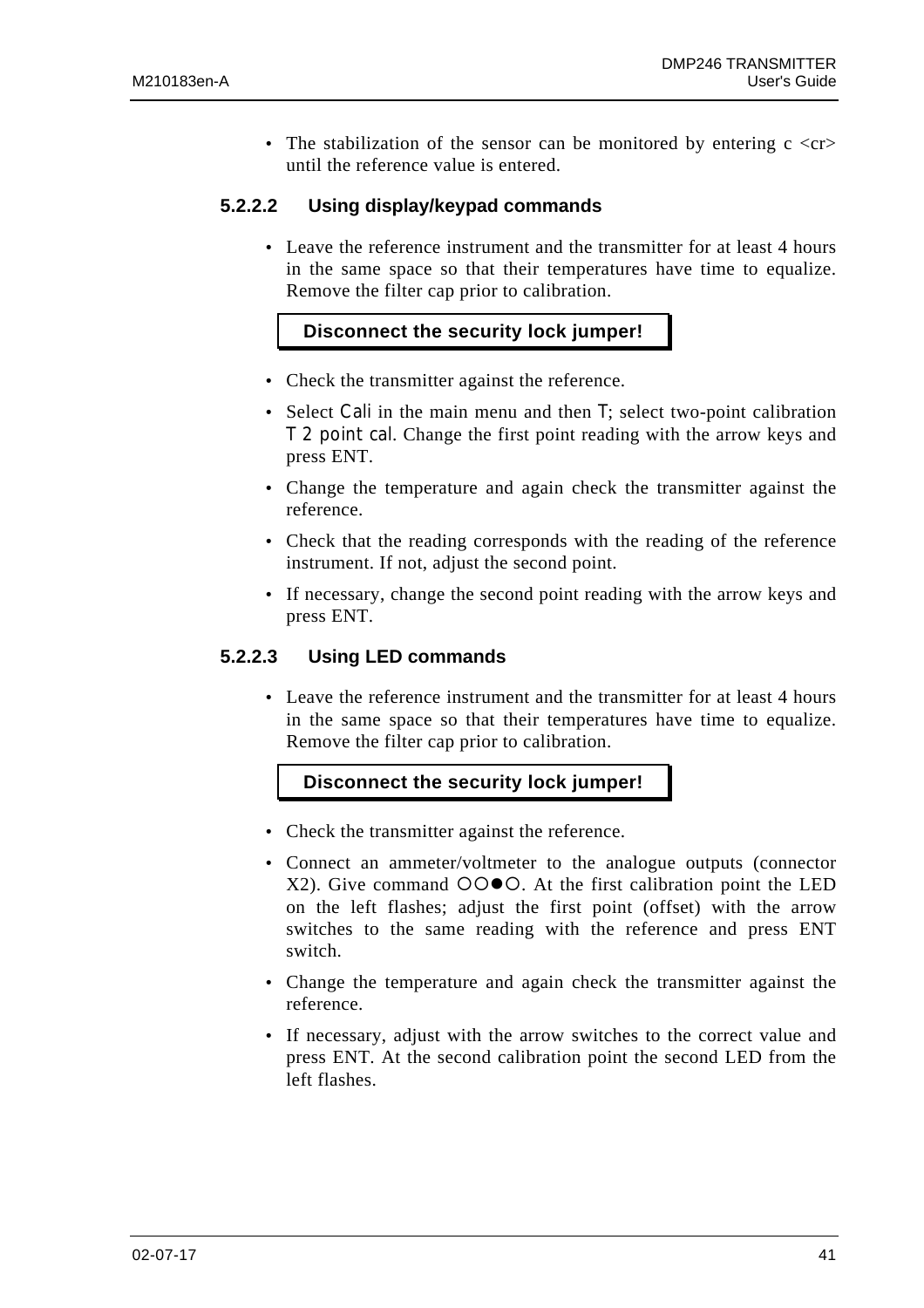- The stabilization of the sensor can be monitored by entering c <cr> until the reference value is entered.

#### 5.2.2.2 Using display/keypad commands

- Leave the reference instrument and the transmitter for at least 4 hours in the same space so that their temperatures have time to equalize. Remove the filter cap prior to calibration.

**Disconnect the security lock jumper!**

- Check the transmitter against the reference.
- Select `Cali` in the main menu and then `T`; select two-point calibration `T 2 point cal`. Change the first point reading with the arrow keys and press ENT.
- Change the temperature and again check the transmitter against the reference.
- Check that the reading corresponds with the reading of the reference instrument. If not, adjust the second point.
- If necessary, change the second point reading with the arrow keys and press ENT.

#### 5.2.2.3 Using LED commands

- Leave the reference instrument and the transmitter for at least 4 hours in the same space so that their temperatures have time to equalize. Remove the filter cap prior to calibration.

**Disconnect the security lock jumper!**

- Check the transmitter against the reference.
- Connect an ammeter/voltmeter to the analogue outputs (connector X2). Give command ○○●○. At the first calibration point the LED on the left flashes; adjust the first point (offset) with the arrow switches to the same reading with the reference and press ENT switch.
- Change the temperature and again check the transmitter against the reference.
- If necessary, adjust with the arrow switches to the correct value and press ENT. At the second calibration point the second LED from the left flashes.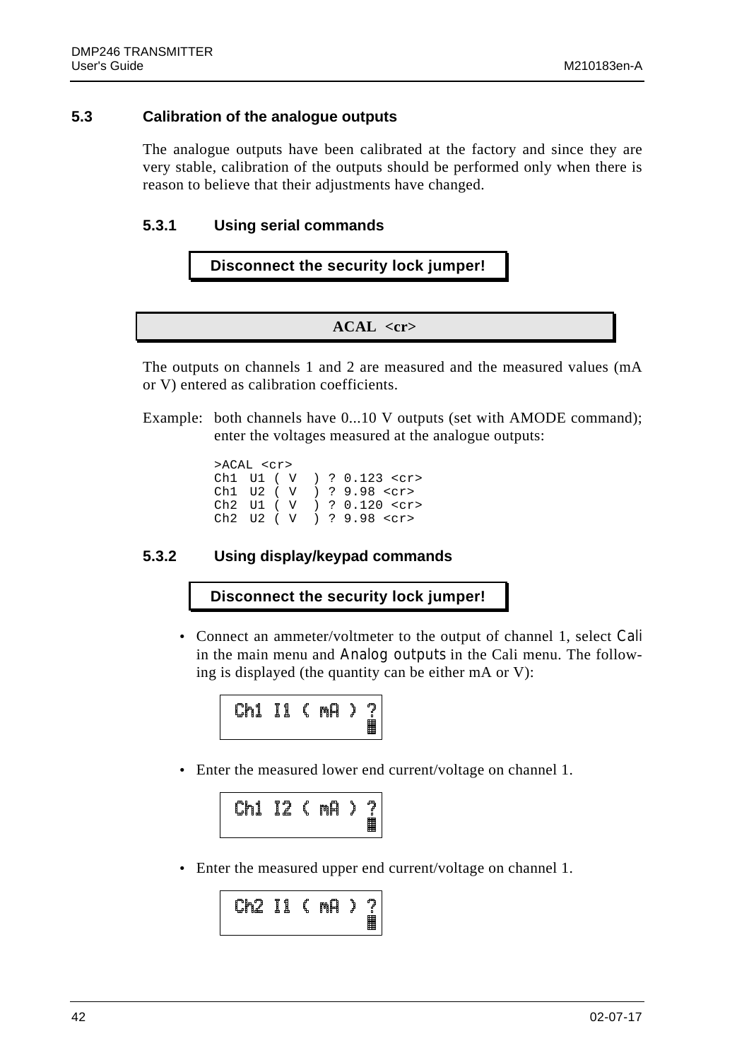## 5.3 Calibration of the analogue outputs

The analogue outputs have been calibrated at the factory and since they are very stable, calibration of the outputs should be performed only when there is reason to believe that their adjustments have changed.

### 5.3.1 Using serial commands

**Disconnect the security lock jumper!**

**ACAL <cr>**

The outputs on channels 1 and 2 are measured and the measured values (mA or V) entered as calibration coefficients.

Example: both channels have 0...10 V outputs (set with AMODE command); enter the voltages measured at the analogue outputs:

```
>ACAL <cr>
Ch1  U1 ( V  ) ? 0.123 <cr>
Ch1  U2 ( V  ) ? 9.98 <cr>
Ch2  U1 ( V  ) ? 0.120 <cr>
Ch2  U2 ( V  ) ? 9.98 <cr>
```

### 5.3.2 Using display/keypad commands

**Disconnect the security lock jumper!**

- Connect an ammeter/voltmeter to the output of channel 1, select Cali in the main menu and Analog outputs in the Cali menu. The following is displayed (the quantity can be either mA or V):

```
Ch1 I1 ( mA ) ?
```

- Enter the measured lower end current/voltage on channel 1.

```
Ch1 I2 ( mA ) ?
```

- Enter the measured upper end current/voltage on channel 1.

```
Ch2 I1 ( mA ) ?
```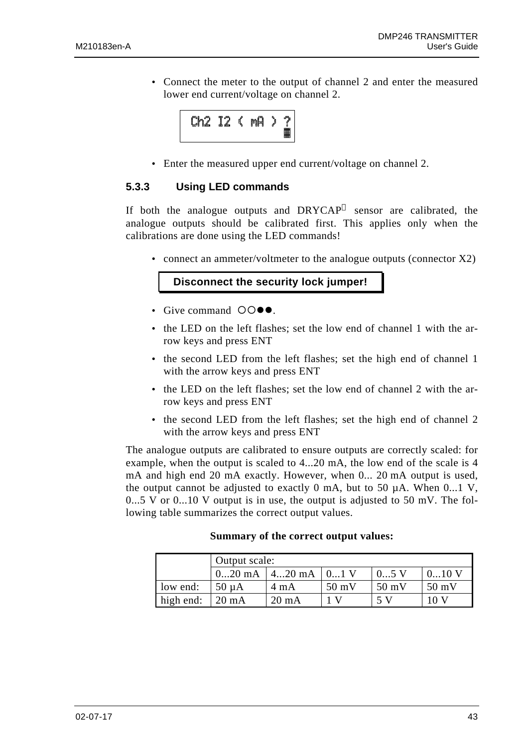- Connect the meter to the output of channel 2 and enter the measured lower end current/voltage on channel 2.

```
Ch2 I2 ( mA ) ?
```

- Enter the measured upper end current/voltage on channel 2.

### 5.3.3 Using LED commands

If both the analogue outputs and DRYCAP® sensor are calibrated, the analogue outputs should be calibrated first. This applies only when the calibrations are done using the LED commands!

- connect an ammeter/voltmeter to the analogue outputs (connector X2)

**Disconnect the security lock jumper!**

- Give command ○○●●.
- the LED on the left flashes; set the low end of channel 1 with the arrow keys and press ENT
- the second LED from the left flashes; set the high end of channel 1 with the arrow keys and press ENT
- the LED on the left flashes; set the low end of channel 2 with the arrow keys and press ENT
- the second LED from the left flashes; set the high end of channel 2 with the arrow keys and press ENT

The analogue outputs are calibrated to ensure outputs are correctly scaled: for example, when the output is scaled to 4...20 mA, the low end of the scale is 4 mA and high end 20 mA exactly. However, when 0... 20 mA output is used, the output cannot be adjusted to exactly 0 mA, but to 50 µA. When 0...1 V, 0...5 V or 0...10 V output is in use, the output is adjusted to 50 mV. The following table summarizes the correct output values.

**Summary of the correct output values:**

| | Output scale: | | | | |
|---|---|---|---|---|---|
| | 0...20 mA | 4...20 mA | 0...1 V | 0...5 V | 0...10 V |
| low end: | 50 µA | 4 mA | 50 mV | 50 mV | 50 mV |
| high end: | 20 mA | 20 mA | 1 V | 5 V | 10 V |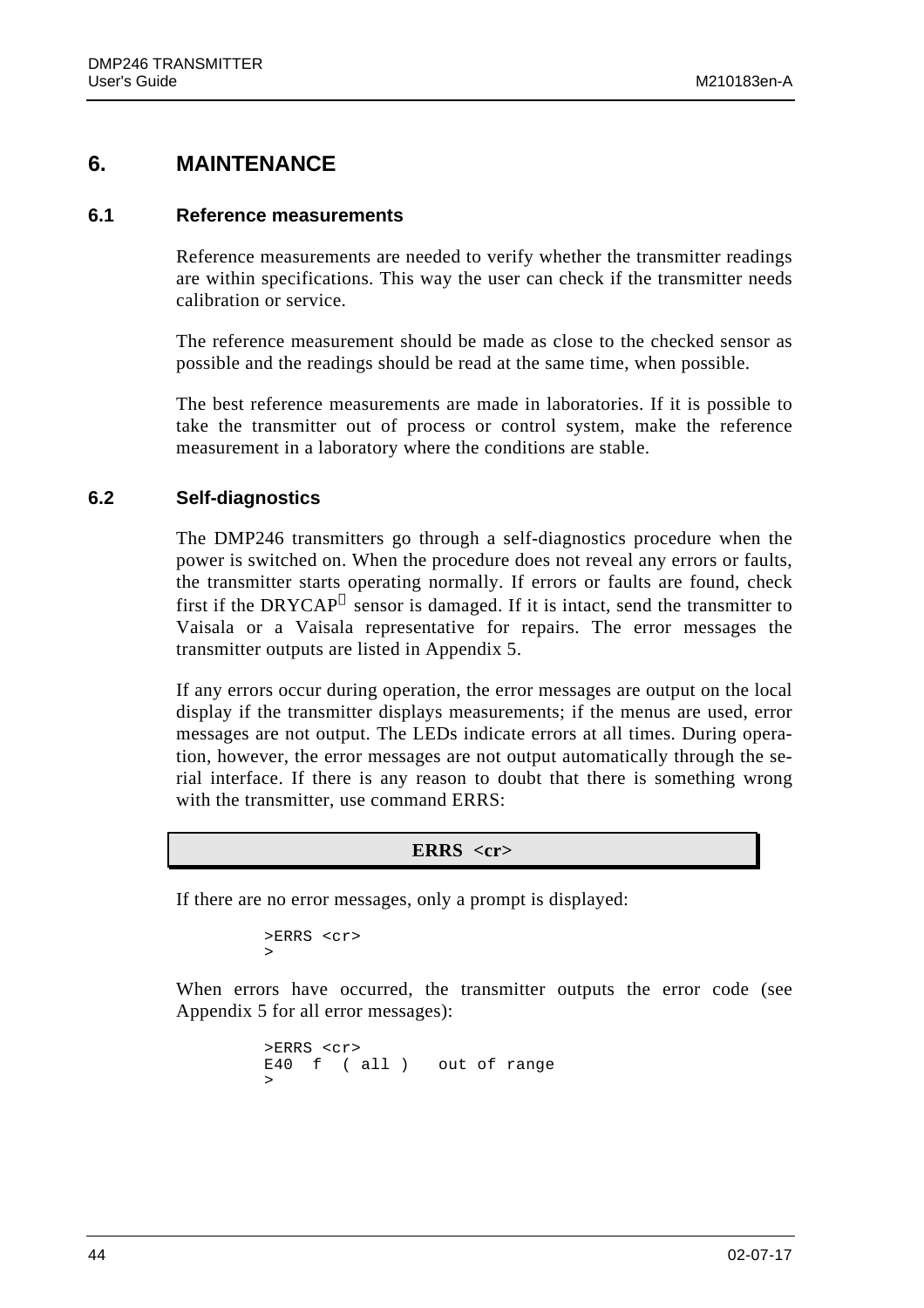# 6. MAINTENANCE

## 6.1 Reference measurements

Reference measurements are needed to verify whether the transmitter readings are within specifications. This way the user can check if the transmitter needs calibration or service.

The reference measurement should be made as close to the checked sensor as possible and the readings should be read at the same time, when possible.

The best reference measurements are made in laboratories. If it is possible to take the transmitter out of process or control system, make the reference measurement in a laboratory where the conditions are stable.

## 6.2 Self-diagnostics

The DMP246 transmitters go through a self-diagnostics procedure when the power is switched on. When the procedure does not reveal any errors or faults, the transmitter starts operating normally. If errors or faults are found, check first if the DRYCAP® sensor is damaged. If it is intact, send the transmitter to Vaisala or a Vaisala representative for repairs. The error messages the transmitter outputs are listed in Appendix 5.

If any errors occur during operation, the error messages are output on the local display if the transmitter displays measurements; if the menus are used, error messages are not output. The LEDs indicate errors at all times. During operation, however, the error messages are not output automatically through the serial interface. If there is any reason to doubt that there is something wrong with the transmitter, use command ERRS:

**ERRS <cr>**

If there are no error messages, only a prompt is displayed:

```
>ERRS <cr>
>
```

When errors have occurred, the transmitter outputs the error code (see Appendix 5 for all error messages):

```
>ERRS <cr>
E40  f  ( all )   out of range
>
```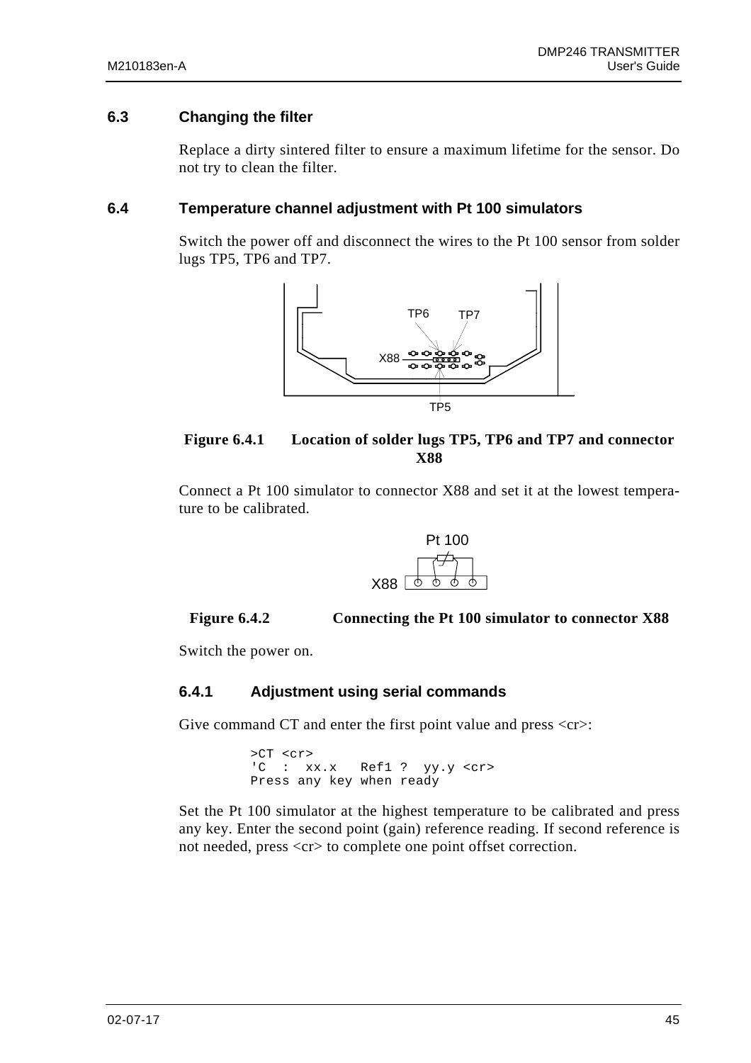## 6.3 Changing the filter

Replace a dirty sintered filter to ensure a maximum lifetime for the sensor. Do not try to clean the filter.

## 6.4 Temperature channel adjustment with Pt 100 simulators

Switch the power off and disconnect the wires to the Pt 100 sensor from solder lugs TP5, TP6 and TP7.

**Figure 6.4.1 Location of solder lugs TP5, TP6 and TP7 and connector X88**

Connect a Pt 100 simulator to connector X88 and set it at the lowest temperature to be calibrated.

**Figure 6.4.2 Connecting the Pt 100 simulator to connector X88**

Switch the power on.

### 6.4.1 Adjustment using serial commands

Give command CT and enter the first point value and press <cr>:

```
>CT <cr>
'C  :  xx.x   Ref1 ?  yy.y <cr>
Press any key when ready
```

Set the Pt 100 simulator at the highest temperature to be calibrated and press any key. Enter the second point (gain) reference reading. If second reference is not needed, press <cr> to complete one point offset correction.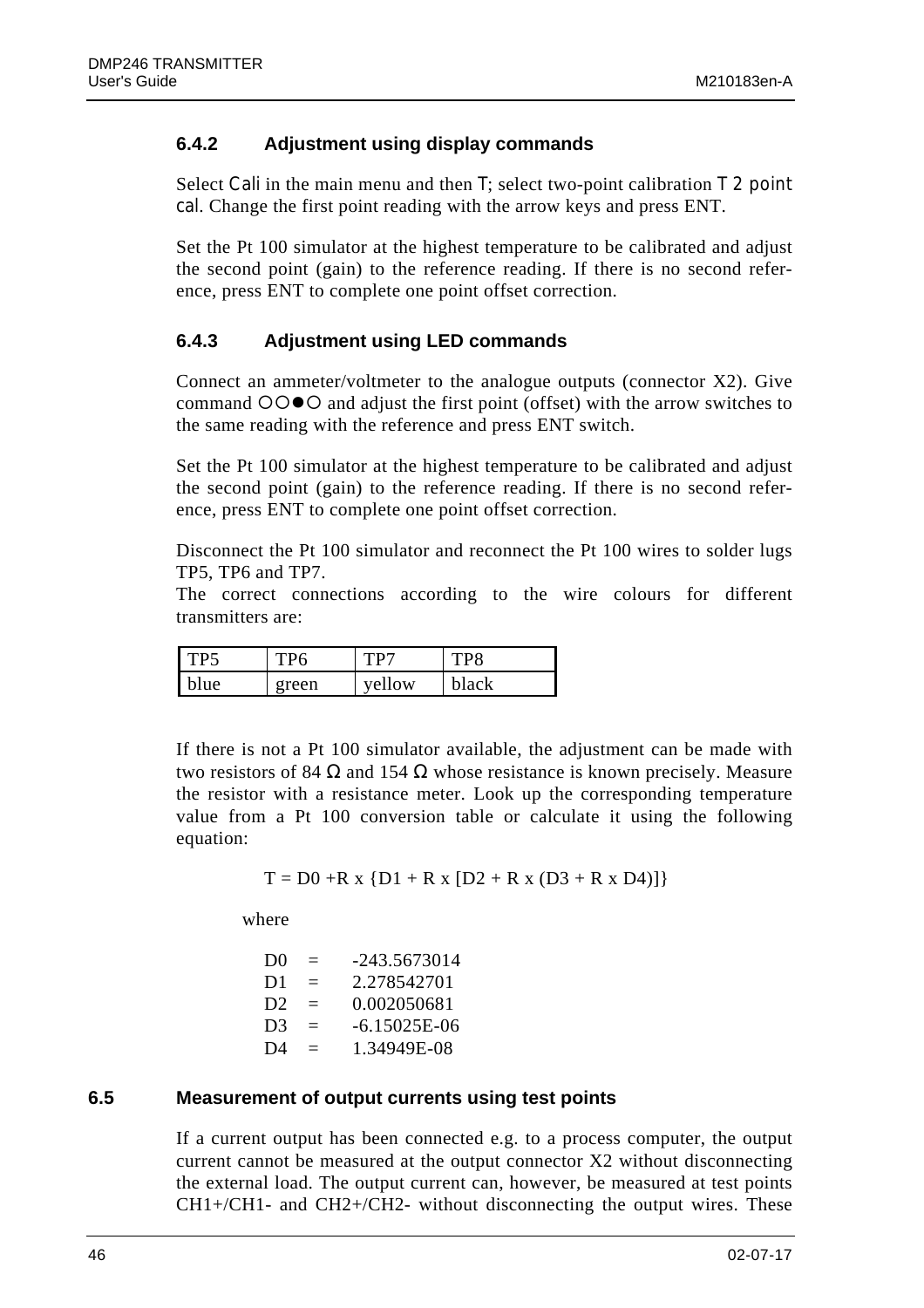### 6.4.2 Adjustment using display commands

Select Cali in the main menu and then T; select two-point calibration T 2 point cal. Change the first point reading with the arrow keys and press ENT.

Set the Pt 100 simulator at the highest temperature to be calibrated and adjust the second point (gain) to the reference reading. If there is no second reference, press ENT to complete one point offset correction.

### 6.4.3 Adjustment using LED commands

Connect an ammeter/voltmeter to the analogue outputs (connector X2). Give command ○○●○ and adjust the first point (offset) with the arrow switches to the same reading with the reference and press ENT switch.

Set the Pt 100 simulator at the highest temperature to be calibrated and adjust the second point (gain) to the reference reading. If there is no second reference, press ENT to complete one point offset correction.

Disconnect the Pt 100 simulator and reconnect the Pt 100 wires to solder lugs TP5, TP6 and TP7.
The correct connections according to the wire colours for different transmitters are:

| TP5 | TP6 | TP7 | TP8 |
|---|---|---|---|
| blue | green | yellow | black |

If there is not a Pt 100 simulator available, the adjustment can be made with two resistors of 84 Ω and 154 Ω whose resistance is known precisely. Measure the resistor with a resistance meter. Look up the corresponding temperature value from a Pt 100 conversion table or calculate it using the following equation:

$$T = D0 + R \times \{D1 + R \times [D2 + R \times (D3 + R \times D4)]\}$$

where

D0 = -243.5673014
D1 = 2.278542701
D2 = 0.002050681
D3 = -6.15025E-06
D4 = 1.34949E-08

## 6.5 Measurement of output currents using test points

If a current output has been connected e.g. to a process computer, the output current cannot be measured at the output connector X2 without disconnecting the external load. The output current can, however, be measured at test points CH1+/CH1- and CH2+/CH2- without disconnecting the output wires. These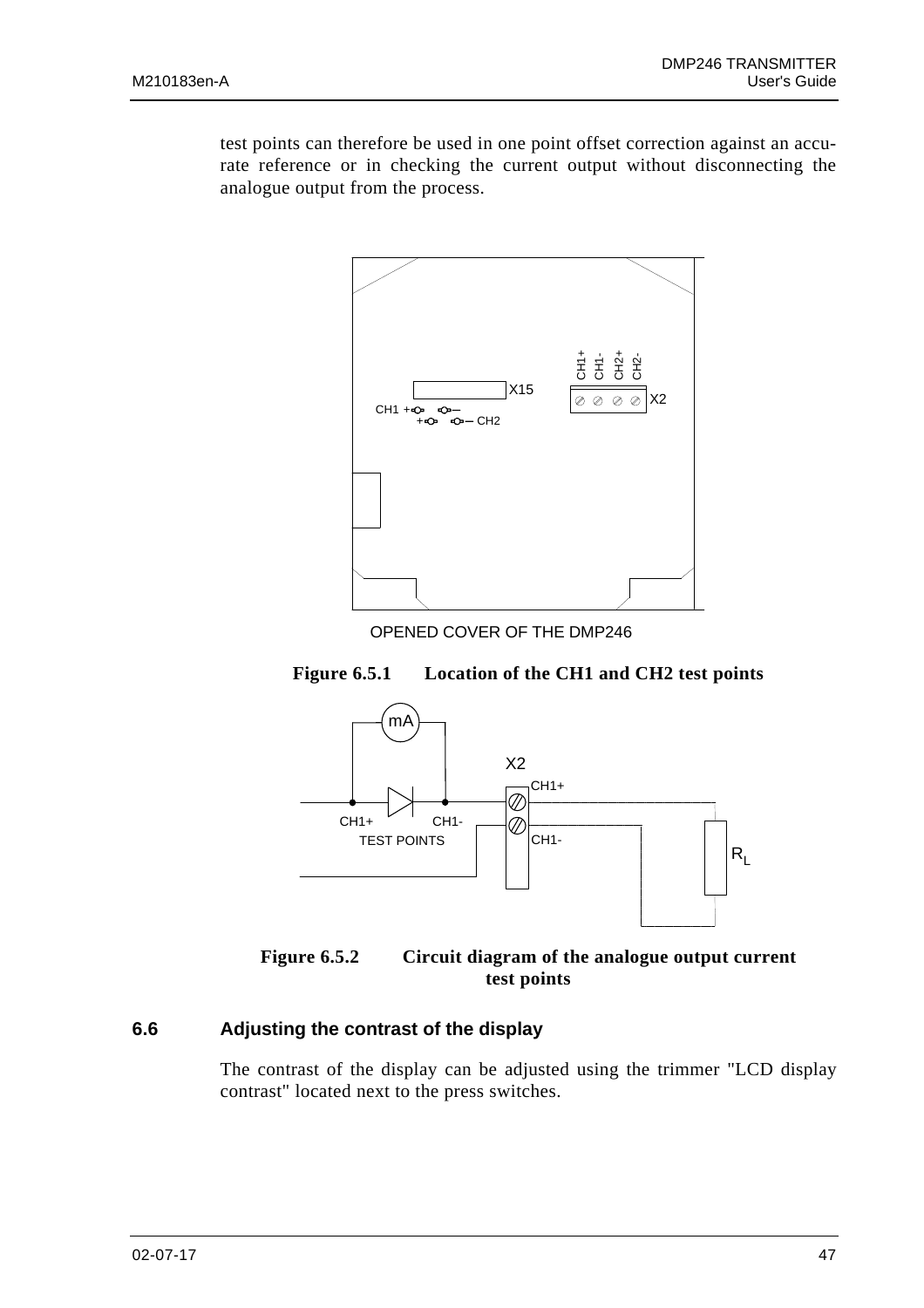test points can therefore be used in one point offset correction against an accurate reference or in checking the current output without disconnecting the analogue output from the process.

OPENED COVER OF THE DMP246

**Figure 6.5.1 Location of the CH1 and CH2 test points**

**Figure 6.5.2 Circuit diagram of the analogue output current test points**

## 6.6 Adjusting the contrast of the display

The contrast of the display can be adjusted using the trimmer "LCD display contrast" located next to the press switches.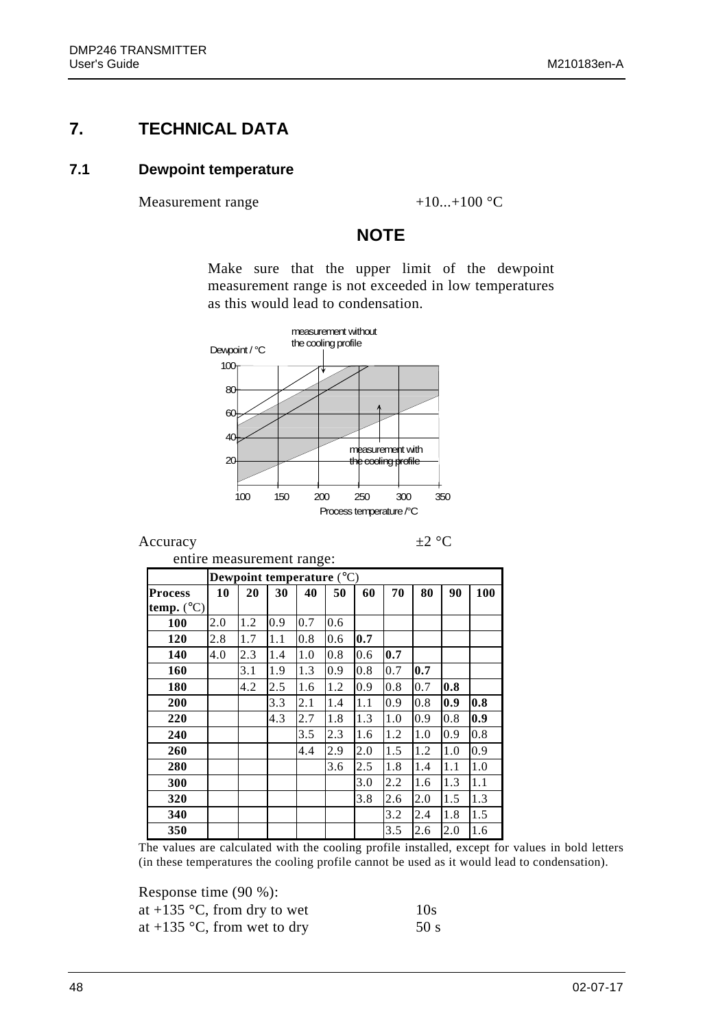# 7. TECHNICAL DATA

## 7.1 Dewpoint temperature

Measurement range +10...+100 °C

**NOTE**

Make sure that the upper limit of the dewpoint measurement range is not exceeded in low temperatures as this would lead to condensation.

Accuracy ±2 °C

entire measurement range:

| | Dewpoint temperature (°C) | | | | | | | | | |
|---|---|---|---|---|---|---|---|---|---|---|
| **Process temp. (°C)** | **10** | **20** | **30** | **40** | **50** | **60** | **70** | **80** | **90** | **100** |
| **100** | 2.0 | 1.2 | 0.9 | 0.7 | 0.6 | | | | | |
| **120** | 2.8 | 1.7 | 1.1 | 0.8 | 0.6 | **0.7** | | | | |
| **140** | 4.0 | 2.3 | 1.4 | 1.0 | 0.8 | 0.6 | **0.7** | | | |
| **160** | | 3.1 | 1.9 | 1.3 | 0.9 | 0.8 | 0.7 | **0.7** | | |
| **180** | | 4.2 | 2.5 | 1.6 | 1.2 | 0.9 | 0.8 | 0.7 | **0.8** | |
| **200** | | | 3.3 | 2.1 | 1.4 | 1.1 | 0.9 | 0.8 | **0.9** | **0.8** |
| **220** | | | 4.3 | 2.7 | 1.8 | 1.3 | 1.0 | 0.9 | 0.8 | **0.9** |
| **240** | | | | 3.5 | 2.3 | 1.6 | 1.2 | 1.0 | 0.9 | 0.8 |
| **260** | | | | 4.4 | 2.9 | 2.0 | 1.5 | 1.2 | 1.0 | 0.9 |
| **280** | | | | | 3.6 | 2.5 | 1.8 | 1.4 | 1.1 | 1.0 |
| **300** | | | | | | 3.0 | 2.2 | 1.6 | 1.3 | 1.1 |
| **320** | | | | | | 3.8 | 2.6 | 2.0 | 1.5 | 1.3 |
| **340** | | | | | | | 3.2 | 2.4 | 1.8 | 1.5 |
| **350** | | | | | | | 3.5 | 2.6 | 2.0 | 1.6 |

The values are calculated with the cooling profile installed, except for values in bold letters (in these temperatures the cooling profile cannot be used as it would lead to condensation).

Response time (90 %):
at +135 °C, from dry to wet 10s
at +135 °C, from wet to dry 50 s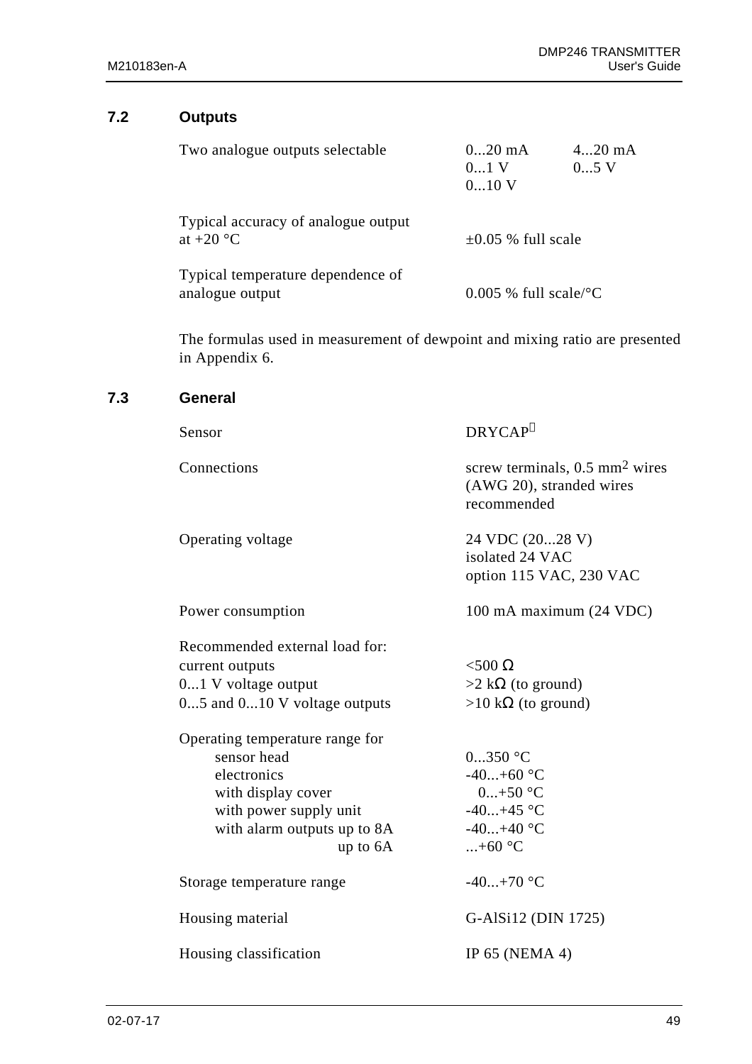## 7.2 Outputs

| | | |
|---|---|---|
| Two analogue outputs selectable | 0...20 mA<br>0...1 V<br>0...10 V | 4...20 mA<br>0...5 V |
| Typical accuracy of analogue output at +20 °C | ±0.05 % full scale | |
| Typical temperature dependence of analogue output | 0.005 % full scale/°C | |

The formulas used in measurement of dewpoint and mixing ratio are presented in Appendix 6.

## 7.3 General

| | |
|---|---|
| Sensor | DRYCAP® |
| Connections | screw terminals, 0.5 mm² wires (AWG 20), stranded wires recommended |
| Operating voltage | 24 VDC (20...28 V)<br>isolated 24 VAC<br>option 115 VAC, 230 VAC |
| Power consumption | 100 mA maximum (24 VDC) |
| Recommended external load for: | |
| current outputs | <500 Ω |
| 0...1 V voltage output | >2 kΩ (to ground) |
| 0...5 and 0...10 V voltage outputs | >10 kΩ (to ground) |
| Operating temperature range for | |
| sensor head | 0...350 °C |
| electronics | -40...+60 °C |
| with display cover | 0...+50 °C |
| with power supply unit | -40...+45 °C |
| with alarm outputs up to 8A | -40...+40 °C |
| up to 6A | ...+60 °C |
| Storage temperature range | -40...+70 °C |
| Housing material | G-AlSi12 (DIN 1725) |
| Housing classification | IP 65 (NEMA 4) |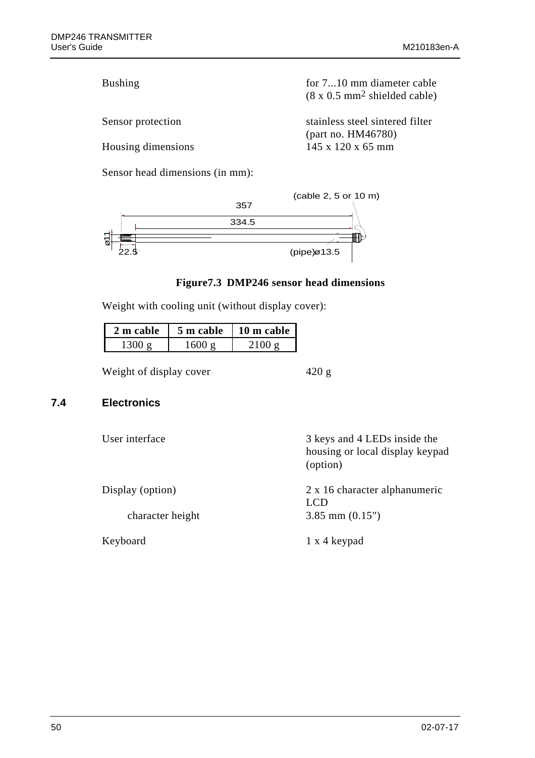| | |
|---|---|
| Bushing | for 7...10 mm diameter cable (8 x 0.5 $mm^2$ shielded cable) |
| Sensor protection | stainless steel sintered filter (part no. HM46780) |
| Housing dimensions | 145 x 120 x 65 mm |

Sensor head dimensions (in mm):

(cable 2, 5 or 10 m)
357
334.5
ø11
22.5
(pipe)ø13.5

**Figure7.3 DMP246 sensor head dimensions**

Weight with cooling unit (without display cover):

| 2 m cable | 5 m cable | 10 m cable |
|---|---|---|
| 1300 g | 1600 g | 2100 g |

Weight of display cover 420 g

## 7.4 Electronics

| | |
|---|---|
| User interface | 3 keys and 4 LEDs inside the housing or local display keypad (option) |
| Display (option) | 2 x 16 character alphanumeric LCD |
| character height | 3.85 mm (0.15") |
| Keyboard | 1 x 4 keypad |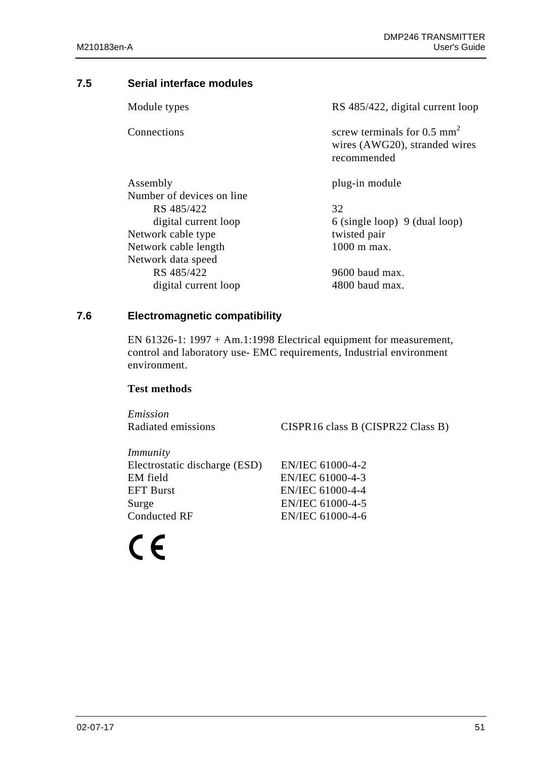## 7.5 Serial interface modules

| | |
|---|---|
| Module types | RS 485/422, digital current loop |
| Connections | screw terminals for 0.5 mm$^2$ wires (AWG20), stranded wires recommended |
| Assembly | plug-in module |
| Number of devices on line | |
| RS 485/422 | 32 |
| digital current loop | 6 (single loop) 9 (dual loop) |
| Network cable type | twisted pair |
| Network cable length | 1000 m max. |
| Network data speed | |
| RS 485/422 | 9600 baud max. |
| digital current loop | 4800 baud max. |

## 7.6 Electromagnetic compatibility

EN 61326-1: 1997 + Am.1:1998 Electrical equipment for measurement, control and laboratory use- EMC requirements, Industrial environment environment.

**Test methods**

| | |
|---|---|
| *Emission* | |
| Radiated emissions | CISPR16 class B (CISPR22 Class B) |
| *Immunity* | |
| Electrostatic discharge (ESD) | EN/IEC 61000-4-2 |
| EM field | EN/IEC 61000-4-3 |
| EFT Burst | EN/IEC 61000-4-4 |
| Surge | EN/IEC 61000-4-5 |
| Conducted RF | EN/IEC 61000-4-6 |

CE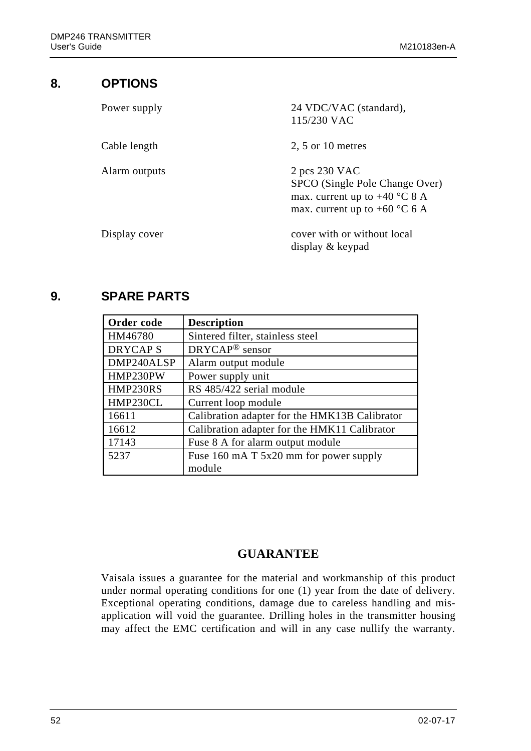# 8. OPTIONS

| | |
|---|---|
| Power supply | 24 VDC/VAC (standard), 115/230 VAC |
| Cable length | 2, 5 or 10 metres |
| Alarm outputs | 2 pcs 230 VAC<br>SPCO (Single Pole Change Over)<br>max. current up to +40 °C 8 A<br>max. current up to +60 °C 6 A |
| Display cover | cover with or without local display & keypad |

# 9. SPARE PARTS

| Order code | Description |
|---|---|
| HM46780 | Sintered filter, stainless steel |
| DRYCAP S | DRYCAP® sensor |
| DMP240ALSP | Alarm output module |
| HMP230PW | Power supply unit |
| HMP230RS | RS 485/422 serial module |
| HMP230CL | Current loop module |
| 16611 | Calibration adapter for the HMK13B Calibrator |
| 16612 | Calibration adapter for the HMK11 Calibrator |
| 17143 | Fuse 8 A for alarm output module |
| 5237 | Fuse 160 mA T 5x20 mm for power supply module |

## GUARANTEE

Vaisala issues a guarantee for the material and workmanship of this product under normal operating conditions for one (1) year from the date of delivery. Exceptional operating conditions, damage due to careless handling and mis-application will void the guarantee. Drilling holes in the transmitter housing may affect the EMC certification and will in any case nullify the warranty.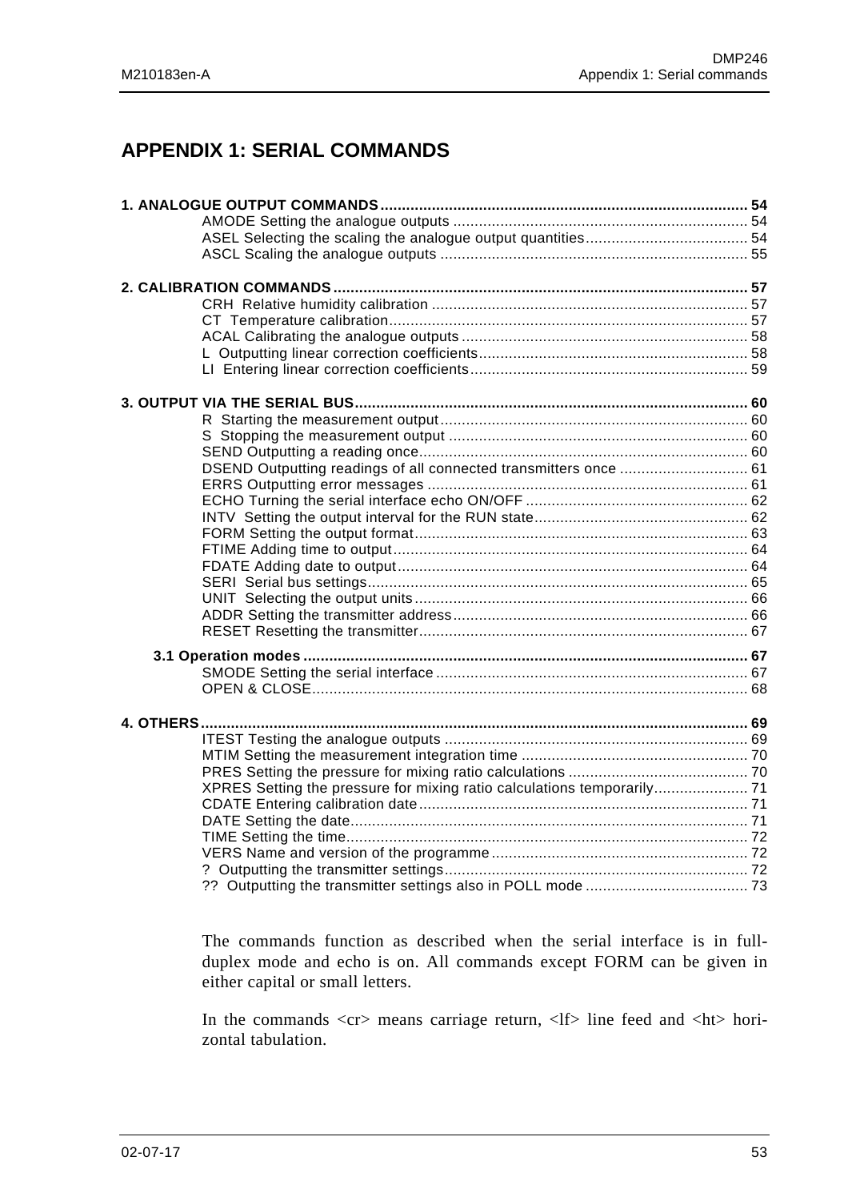# APPENDIX 1: SERIAL COMMANDS

**1. ANALOGUE OUTPUT COMMANDS** ..... 54
- AMODE Setting the analogue outputs ..... 54
- ASEL Selecting the scaling the analogue output quantities ..... 54
- ASCL Scaling the analogue outputs ..... 55

**2. CALIBRATION COMMANDS** ..... 57
- CRH Relative humidity calibration ..... 57
- CT Temperature calibration ..... 57
- ACAL Calibrating the analogue outputs ..... 58
- L Outputting linear correction coefficients ..... 58
- LI Entering linear correction coefficients ..... 59

**3. OUTPUT VIA THE SERIAL BUS** ..... 60
- R Starting the measurement output ..... 60
- S Stopping the measurement output ..... 60
- SEND Outputting a reading once ..... 60
- DSEND Outputting readings of all connected transmitters once ..... 61
- ERRS Outputting error messages ..... 61
- ECHO Turning the serial interface echo ON/OFF ..... 62
- INTV Setting the output interval for the RUN state ..... 62
- FORM Setting the output format ..... 63
- FTIME Adding time to output ..... 64
- FDATE Adding date to output ..... 64
- SERI Serial bus settings ..... 65
- UNIT Selecting the output units ..... 66
- ADDR Setting the transmitter address ..... 66
- RESET Resetting the transmitter ..... 67

**3.1 Operation modes** ..... 67
- SMODE Setting the serial interface ..... 67
- OPEN & CLOSE ..... 68

**4. OTHERS** ..... 69
- ITEST Testing the analogue outputs ..... 69
- MTIM Setting the measurement integration time ..... 70
- PRES Setting the pressure for mixing ratio calculations ..... 70
- XPRES Setting the pressure for mixing ratio calculations temporarily ..... 71
- CDATE Entering calibration date ..... 71
- DATE Setting the date ..... 71
- TIME Setting the time ..... 72
- VERS Name and version of the programme ..... 72
- ? Outputting the transmitter settings ..... 72
- ?? Outputting the transmitter settings also in POLL mode ..... 73

The commands function as described when the serial interface is in full-duplex mode and echo is on. All commands except FORM can be given in either capital or small letters.

In the commands <cr> means carriage return, <lf> line feed and <ht> horizontal tabulation.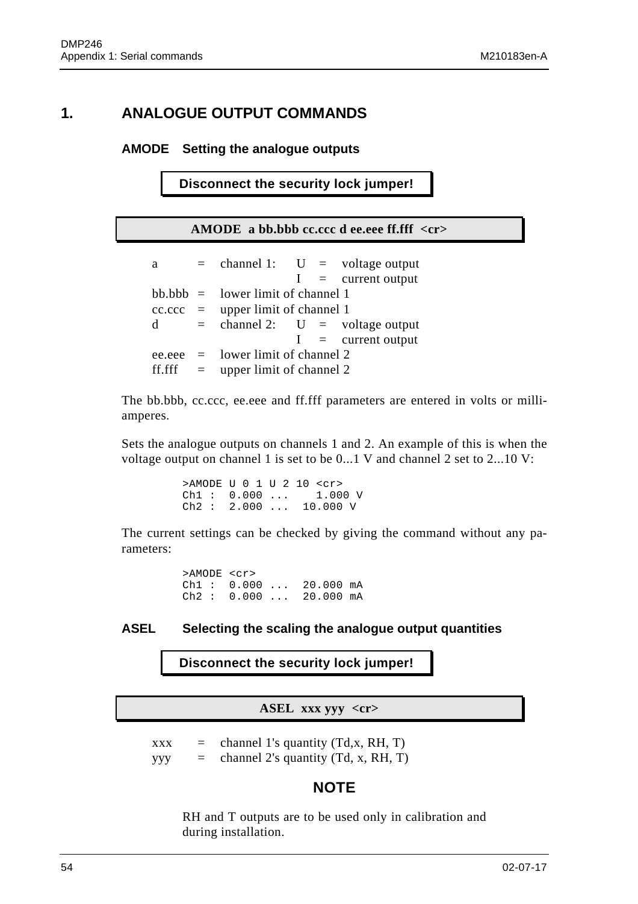# 1. ANALOGUE OUTPUT COMMANDS

### AMODE Setting the analogue outputs

**Disconnect the security lock jumper!**

**AMODE a bb.bbb cc.ccc d ee.eee ff.fff <cr>**

| | | | | | |
|---|---|---|---|---|---|
| a | = | channel 1: | U | = | voltage output |
| | | | I | = | current output |
| bb.bbb | = | lower limit of channel 1 | | | |
| cc.ccc | = | upper limit of channel 1 | | | |
| d | = | channel 2: | U | = | voltage output |
| | | | I | = | current output |
| ee.eee | = | lower limit of channel 2 | | | |
| ff.fff | = | upper limit of channel 2 | | | |

The bb.bbb, cc.ccc, ee.eee and ff.fff parameters are entered in volts or milli-amperes.

Sets the analogue outputs on channels 1 and 2. An example of this is when the voltage output on channel 1 is set to be 0...1 V and channel 2 set to 2...10 V:

```
>AMODE U 0 1 U 2 10 <cr>
Ch1 :  0.000 ...    1.000 V
Ch2 :  2.000 ...  10.000 V
```

The current settings can be checked by giving the command without any parameters:

```
>AMODE <cr>
Ch1 :  0.000 ...  20.000 mA
Ch2 :  0.000 ...  20.000 mA
```

### ASEL Selecting the scaling the analogue output quantities

**Disconnect the security lock jumper!**

**ASEL xxx yyy <cr>**

| | | |
|---|---|---|
| xxx | = | channel 1's quantity (Td,x, RH, T) |
| yyy | = | channel 2's quantity (Td, x, RH, T) |

**NOTE**

RH and T outputs are to be used only in calibration and during installation.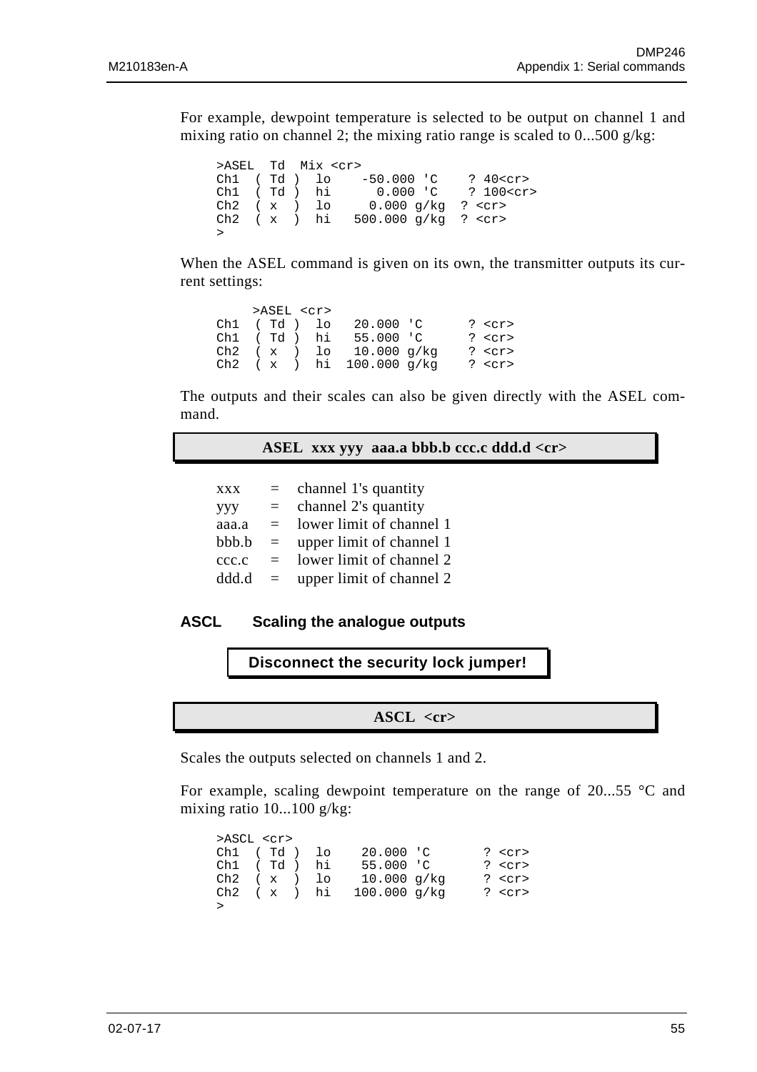For example, dewpoint temperature is selected to be output on channel 1 and mixing ratio on channel 2; the mixing ratio range is scaled to 0...500 g/kg:

```
>ASEL  Td  Mix <cr>
Ch1  ( Td )  lo    -50.000 'C    ? 40<cr>
Ch1  ( Td )  hi      0.000 'C    ? 100<cr>
Ch2  ( x  )  lo     0.000 g/kg  ? <cr>
Ch2  ( x  )  hi   500.000 g/kg  ? <cr>
>
```

When the ASEL command is given on its own, the transmitter outputs its current settings:

```
     >ASEL <cr>
Ch1  ( Td )  lo   20.000 'C      ? <cr>
Ch1  ( Td )  hi   55.000 'C      ? <cr>
Ch2  ( x  )  lo   10.000 g/kg    ? <cr>
Ch2  ( x  )  hi  100.000 g/kg    ? <cr>
```

The outputs and their scales can also be given directly with the ASEL command.

**ASEL xxx yyy aaa.a bbb.b ccc.c ddd.d <cr>**

| | | |
|---|---|---|
| xxx | = | channel 1's quantity |
| yyy | = | channel 2's quantity |
| aaa.a | = | lower limit of channel 1 |
| bbb.b | = | upper limit of channel 1 |
| ccc.c | = | lower limit of channel 2 |
| ddd.d | = | upper limit of channel 2 |

### ASCL Scaling the analogue outputs

**Disconnect the security lock jumper!**

**ASCL <cr>**

Scales the outputs selected on channels 1 and 2.

For example, scaling dewpoint temperature on the range of 20...55 °C and mixing ratio 10...100 g/kg:

```
>ASCL <cr>
Ch1  ( Td )  lo    20.000 'C      ? <cr>
Ch1  ( Td )  hi    55.000 'C      ? <cr>
Ch2  ( x  )  lo    10.000 g/kg    ? <cr>
Ch2  ( x  )  hi   100.000 g/kg    ? <cr>
>
```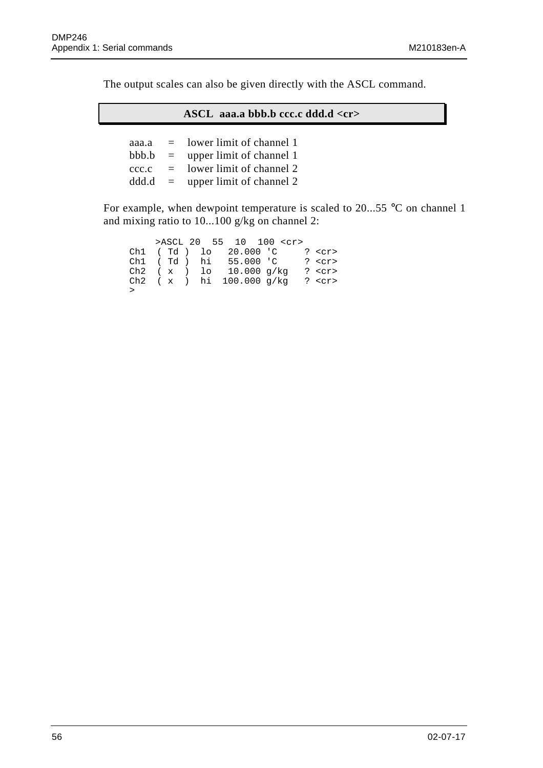The output scales can also be given directly with the ASCL command.

**ASCL aaa.a bbb.b ccc.c ddd.d <cr>**

aaa.a = lower limit of channel 1
bbb.b = upper limit of channel 1
ccc.c = lower limit of channel 2
ddd.d = upper limit of channel 2

For example, when dewpoint temperature is scaled to 20...55 °C on channel 1 and mixing ratio to 10...100 g/kg on channel 2:

```
    >ASCL 20  55  10  100 <cr>
Ch1  ( Td )  lo   20.000 'C     ? <cr>
Ch1  ( Td )  hi   55.000 'C     ? <cr>
Ch2  ( x  )  lo   10.000 g/kg   ? <cr>
Ch2  ( x  )  hi  100.000 g/kg   ? <cr>
>
```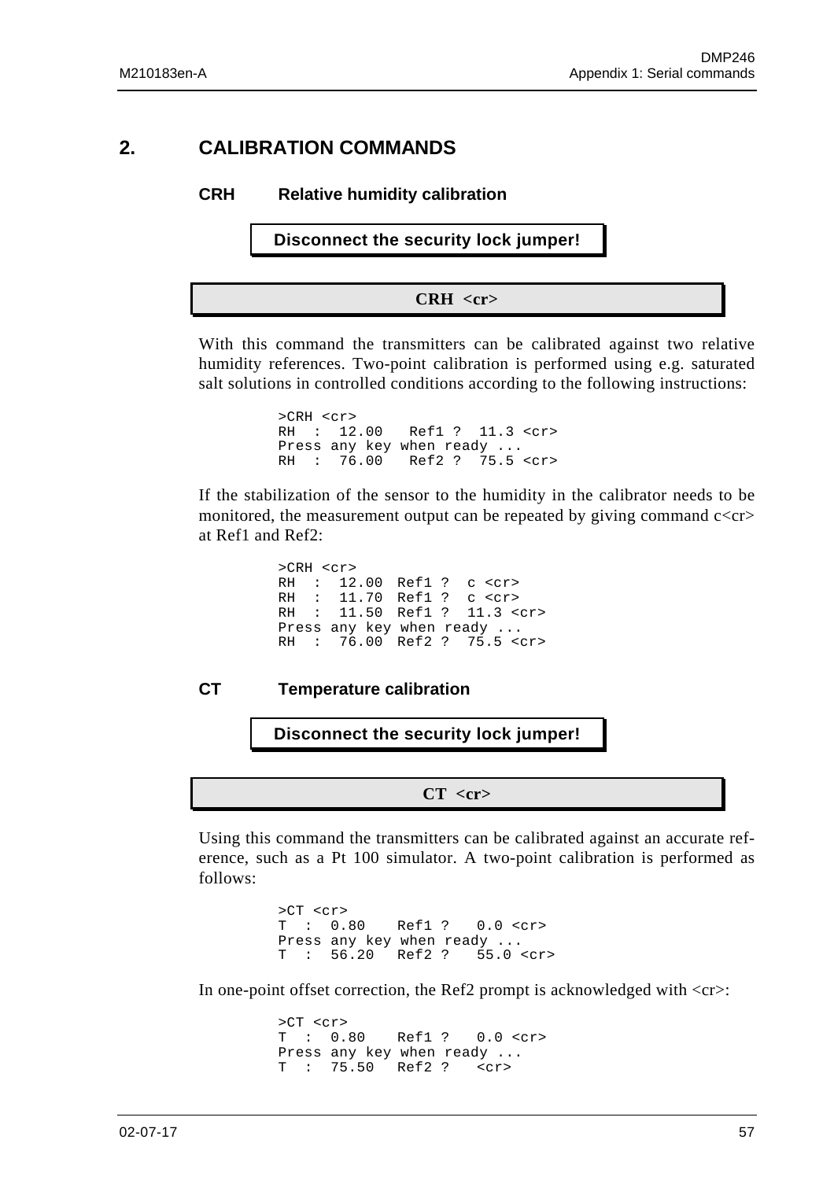# 2. CALIBRATION COMMANDS

### CRH Relative humidity calibration

**Disconnect the security lock jumper!**

**CRH <cr>**

With this command the transmitters can be calibrated against two relative humidity references. Two-point calibration is performed using e.g. saturated salt solutions in controlled conditions according to the following instructions:

```
>CRH <cr>
RH  :  12.00   Ref1 ?  11.3 <cr>
Press any key when ready ...
RH  :  76.00   Ref2 ?  75.5 <cr>
```

If the stabilization of the sensor to the humidity in the calibrator needs to be monitored, the measurement output can be repeated by giving command c<cr> at Ref1 and Ref2:

```
>CRH <cr>
RH  :  12.00  Ref1 ?  c <cr>
RH  :  11.70  Ref1 ?  c <cr>
RH  :  11.50  Ref1 ?  11.3 <cr>
Press any key when ready ...
RH  :  76.00  Ref2 ?  75.5 <cr>
```

### CT Temperature calibration

**Disconnect the security lock jumper!**

**CT <cr>**

Using this command the transmitters can be calibrated against an accurate reference, such as a Pt 100 simulator. A two-point calibration is performed as follows:

```
>CT <cr>
T  :  0.80    Ref1 ?   0.0 <cr>
Press any key when ready ...
T  :  56.20   Ref2 ?   55.0 <cr>
```

In one-point offset correction, the Ref2 prompt is acknowledged with <cr>:

```
>CT <cr>
T  :  0.80    Ref1 ?   0.0 <cr>
Press any key when ready ...
T  :  75.50   Ref2 ?   <cr>
```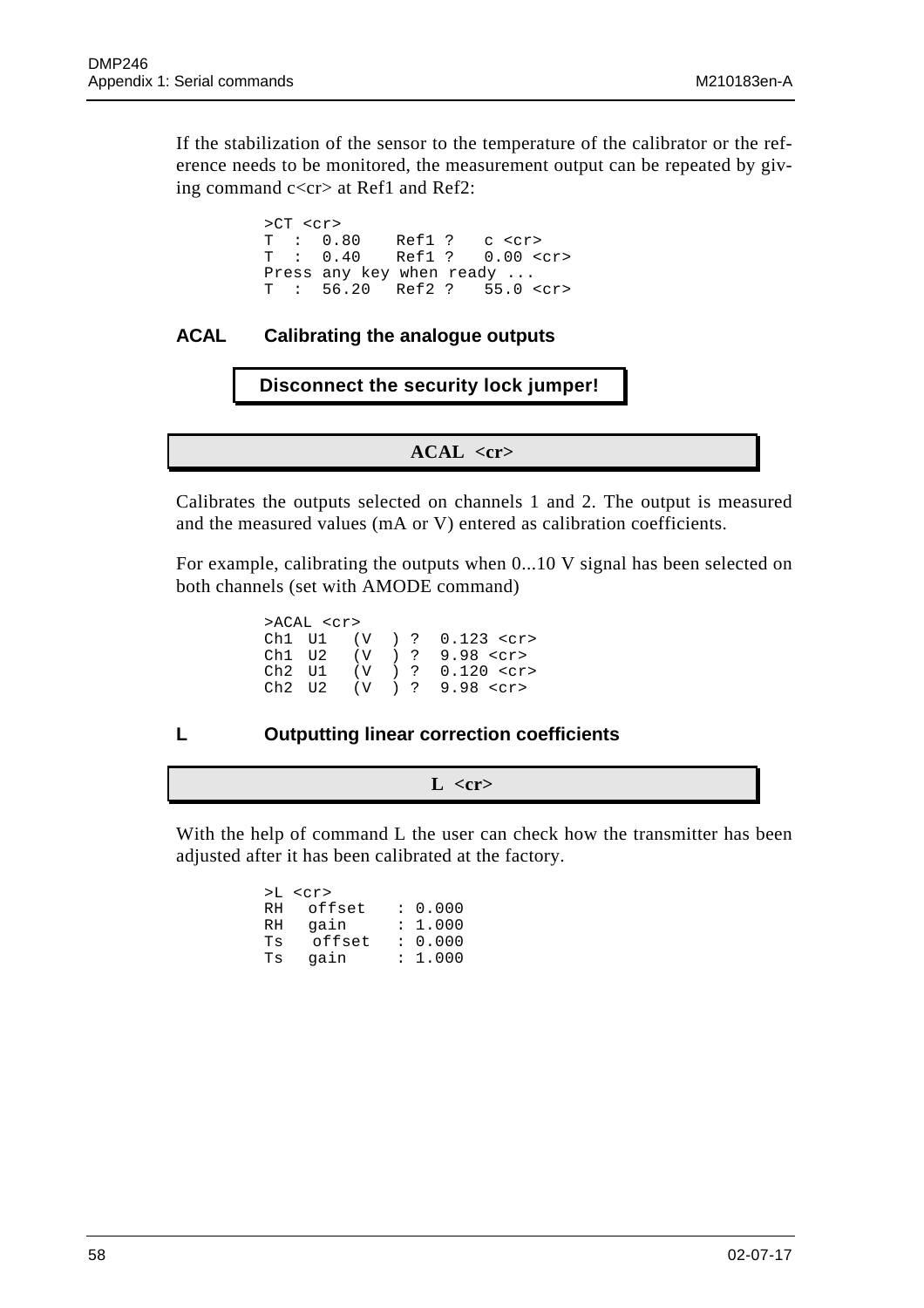If the stabilization of the sensor to the temperature of the calibrator or the reference needs to be monitored, the measurement output can be repeated by giving command c<cr> at Ref1 and Ref2:

```
>CT <cr>
T  :  0.80    Ref1 ?   c <cr>
T  :  0.40    Ref1 ?   0.00 <cr>
Press any key when ready ...
T  :  56.20   Ref2 ?   55.0 <cr>
```

## ACAL Calibrating the analogue outputs

**Disconnect the security lock jumper!**

**ACAL <cr>**

Calibrates the outputs selected on channels 1 and 2. The output is measured and the measured values (mA or V) entered as calibration coefficients.

For example, calibrating the outputs when 0...10 V signal has been selected on both channels (set with AMODE command)

```
>ACAL <cr>
Ch1  U1   (V  ) ?  0.123 <cr>
Ch1  U2   (V  ) ?  9.98 <cr>
Ch2  U1   (V  ) ?  0.120 <cr>
Ch2  U2   (V  ) ?  9.98 <cr>
```

## L Outputting linear correction coefficients

**L <cr>**

With the help of command L the user can check how the transmitter has been adjusted after it has been calibrated at the factory.

```
>L <cr>
RH   offset   : 0.000
RH   gain     : 1.000
Ts    offset  : 0.000
Ts   gain     : 1.000
```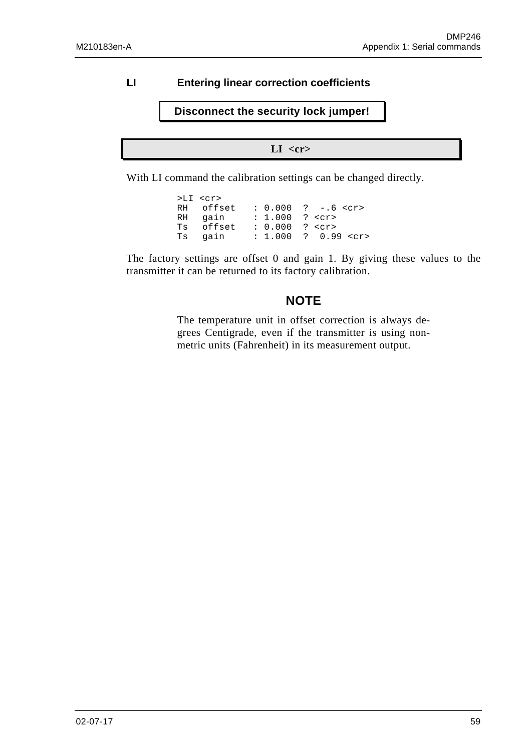## LI Entering linear correction coefficients

**Disconnect the security lock jumper!**

**LI <cr>**

With LI command the calibration settings can be changed directly.

```
>LI <cr>
RH  offset   : 0.000  ?  -.6 <cr>
RH  gain     : 1.000  ? <cr>
Ts  offset   : 0.000  ? <cr>
Ts  gain     : 1.000  ?  0.99 <cr>
```

The factory settings are offset 0 and gain 1. By giving these values to the transmitter it can be returned to its factory calibration.

**NOTE**

The temperature unit in offset correction is always degrees Centigrade, even if the transmitter is using non-metric units (Fahrenheit) in its measurement output.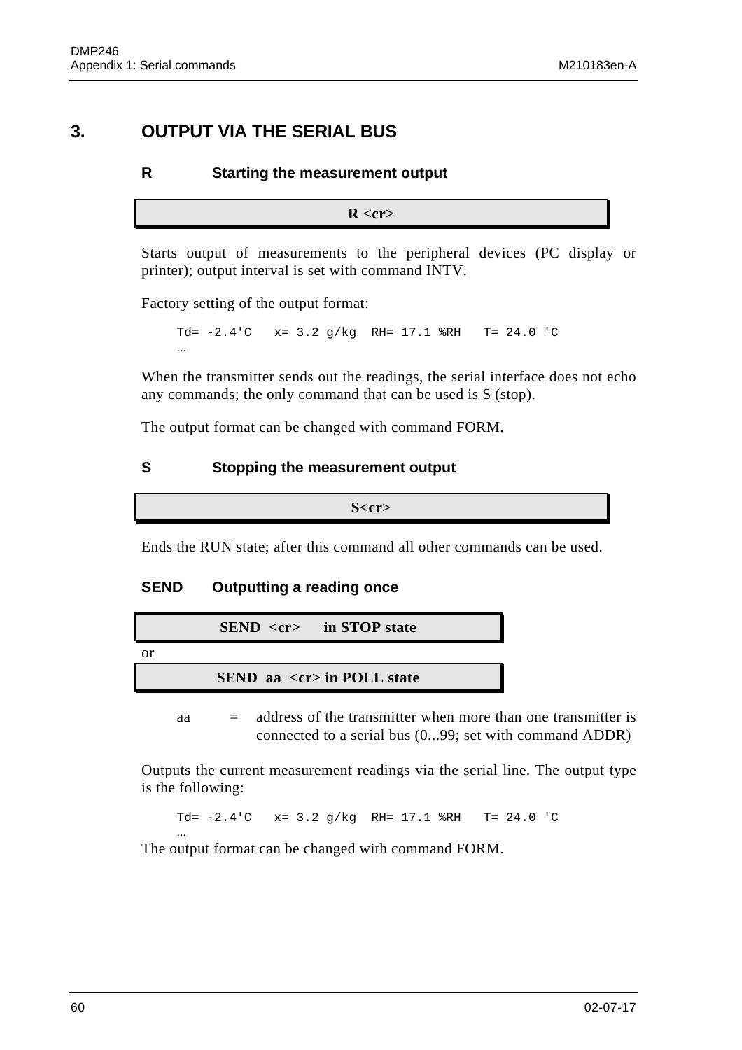# 3. OUTPUT VIA THE SERIAL BUS

### R Starting the measurement output

**R <cr>**

Starts output of measurements to the peripheral devices (PC display or printer); output interval is set with command INTV.

Factory setting of the output format:

```
Td= -2.4'C   x= 3.2 g/kg  RH= 17.1 %RH   T= 24.0 'C
…
```

When the transmitter sends out the readings, the serial interface does not echo any commands; the only command that can be used is S (stop).

The output format can be changed with command FORM.

### S Stopping the measurement output

**S<cr>**

Ends the RUN state; after this command all other commands can be used.

### SEND Outputting a reading once

**SEND <cr> in STOP state**

or

**SEND aa <cr> in POLL state**

aa = address of the transmitter when more than one transmitter is connected to a serial bus (0...99; set with command ADDR)

Outputs the current measurement readings via the serial line. The output type is the following:

```
Td= -2.4'C   x= 3.2 g/kg  RH= 17.1 %RH   T= 24.0 'C
…
```

The output format can be changed with command FORM.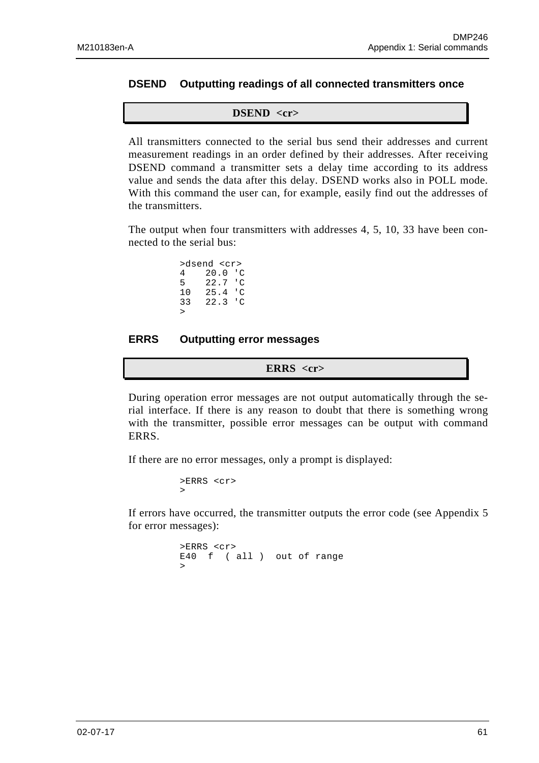### DSEND Outputting readings of all connected transmitters once

**DSEND <cr>**

All transmitters connected to the serial bus send their addresses and current measurement readings in an order defined by their addresses. After receiving DSEND command a transmitter sets a delay time according to its address value and sends the data after this delay. DSEND works also in POLL mode. With this command the user can, for example, easily find out the addresses of the transmitters.

The output when four transmitters with addresses 4, 5, 10, 33 have been connected to the serial bus:

```
>dsend <cr>
4   20.0 'C
5   22.7 'C
10  25.4 'C
33  22.3 'C
>
```

### ERRS Outputting error messages

**ERRS <cr>**

During operation error messages are not output automatically through the serial interface. If there is any reason to doubt that there is something wrong with the transmitter, possible error messages can be output with command ERRS.

If there are no error messages, only a prompt is displayed:

```
>ERRS <cr>
>
```

If errors have occurred, the transmitter outputs the error code (see Appendix 5 for error messages):

```
>ERRS <cr>
E40  f  ( all )  out of range
>
```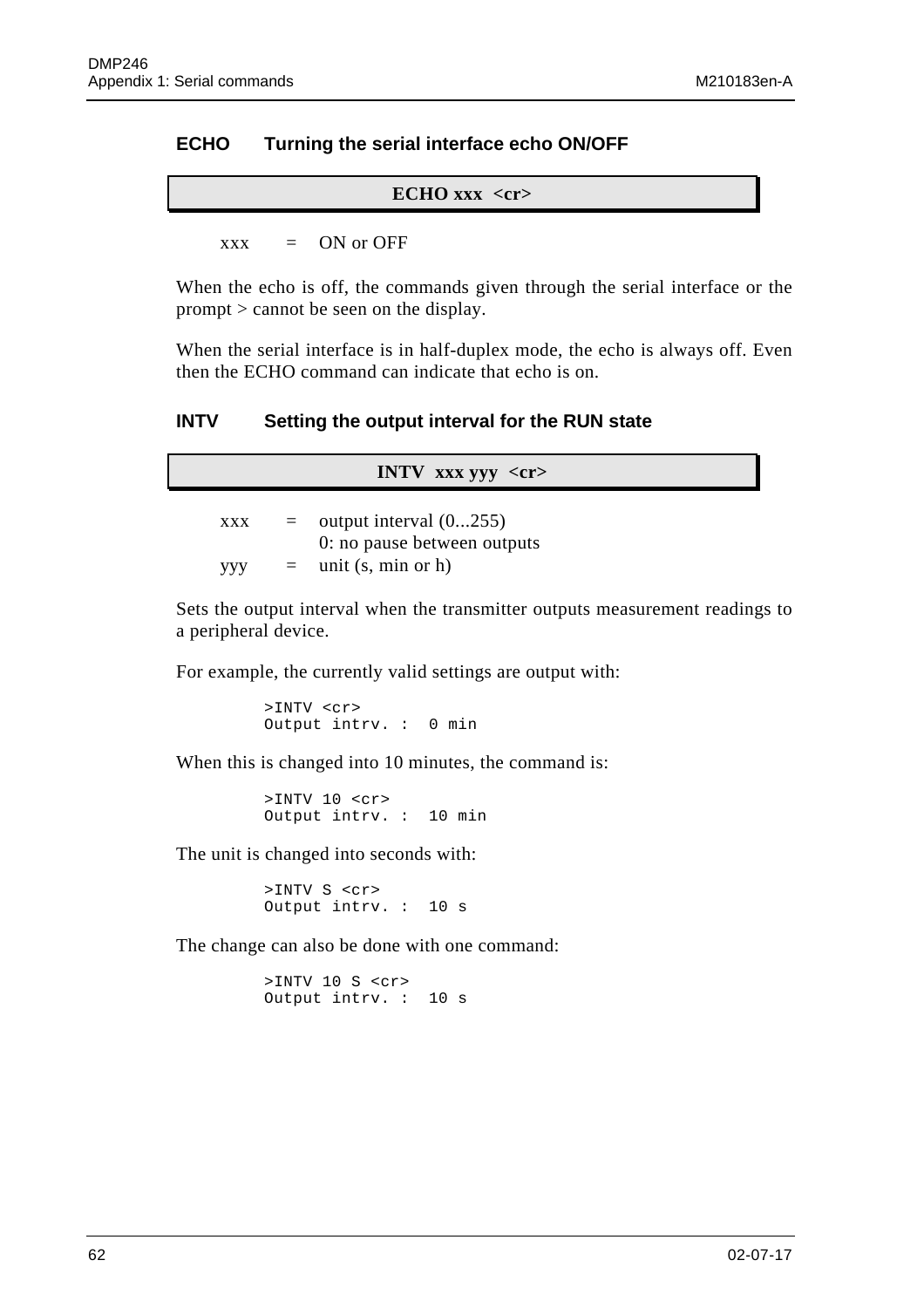## ECHO Turning the serial interface echo ON/OFF

**ECHO xxx <cr>**

xxx = ON or OFF

When the echo is off, the commands given through the serial interface or the prompt > cannot be seen on the display.

When the serial interface is in half-duplex mode, the echo is always off. Even then the ECHO command can indicate that echo is on.

## INTV Setting the output interval for the RUN state

**INTV xxx yyy <cr>**

xxx = output interval (0...255)
0: no pause between outputs
yyy = unit (s, min or h)

Sets the output interval when the transmitter outputs measurement readings to a peripheral device.

For example, the currently valid settings are output with:

```
>INTV <cr>
Output intrv. :  0 min
```

When this is changed into 10 minutes, the command is:

```
>INTV 10 <cr>
Output intrv. :  10 min
```

The unit is changed into seconds with:

```
>INTV S <cr>
Output intrv. :  10 s
```

The change can also be done with one command:

```
>INTV 10 S <cr>
Output intrv. :  10 s
```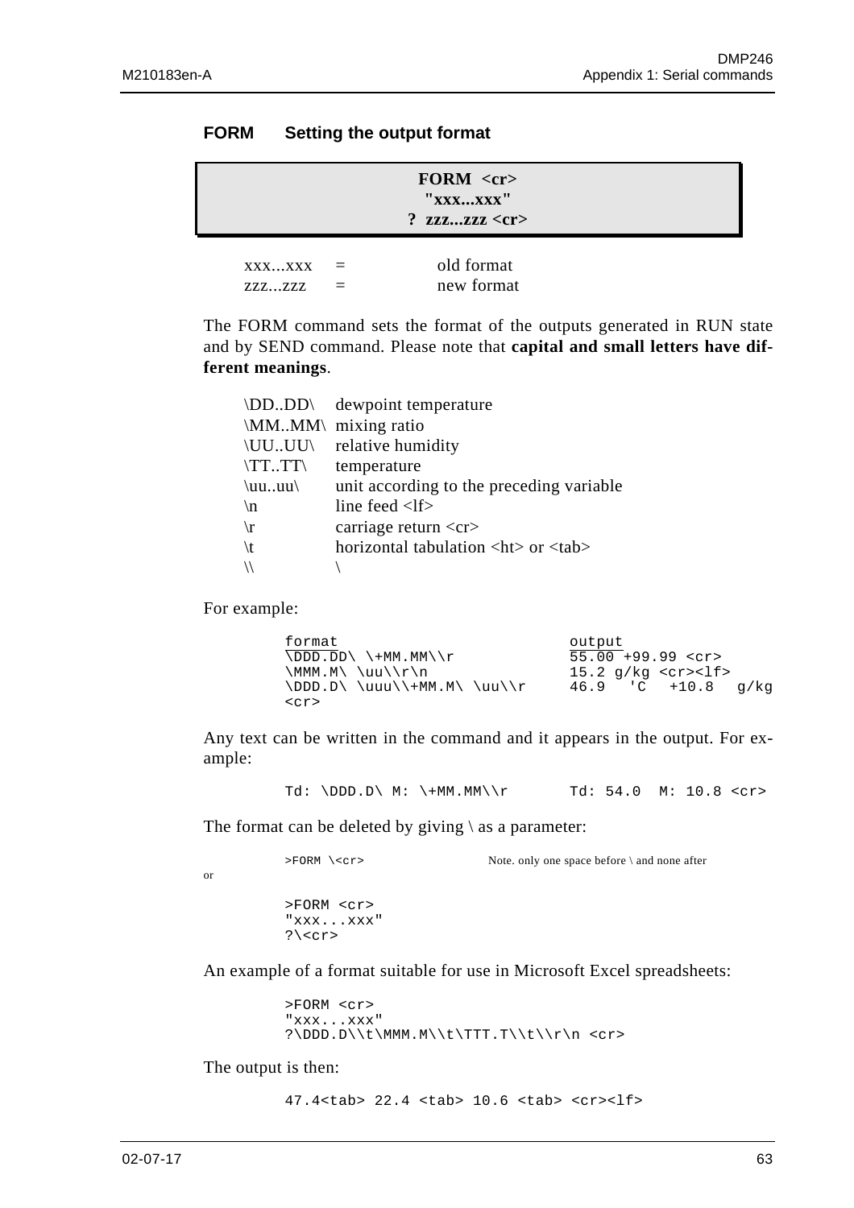## FORM Setting the output format

```
FORM <cr>
"xxx...xxx"
? zzz...zzz <cr>
```

| | | |
|---|---|---|
| xxx...xxx | = | old format |
| zzz...zzz | = | new format |

The FORM command sets the format of the outputs generated in RUN state and by SEND command. Please note that **capital and small letters have different meanings**.

| | |
|---|---|
| \DD..DD\ | dewpoint temperature |
| \MM..MM\ | mixing ratio |
| \UU..UU\ | relative humidity |
| \TT..TT\ | temperature |
| \uu..uu\ | unit according to the preceding variable |
| \n | line feed <lf> |
| \r | carriage return <cr> |
| \t | horizontal tabulation <ht> or <tab> |
| \\ | \ |

For example:

```
format                              output
\DDD.DD\ \+MM.MM\\r                 55.00 +99.99 <cr>
\MMM.M\ \uu\\r\n                    15.2 g/kg <cr><lf>
\DDD.D\ \uuu\\+MM.M\ \uu\\r         46.9  'C  +10.8  g/kg
<cr>
```

Any text can be written in the command and it appears in the output. For example:

```
Td: \DDD.D\ M: \+MM.MM\\r       Td: 54.0  M: 10.8 <cr>
```

The format can be deleted by giving \ as a parameter:

```
>FORM \<cr>                 Note. only one space before \ and none after
```

or

```
>FORM <cr>
"xxx...xxx"
?\<cr>
```

An example of a format suitable for use in Microsoft Excel spreadsheets:

```
>FORM <cr>
"xxx...xxx"
?\DDD.D\\t\MMM.M\\t\TTT.T\\t\\r\n <cr>
```

The output is then:

```
47.4<tab> 22.4 <tab> 10.6 <tab> <cr><lf>
```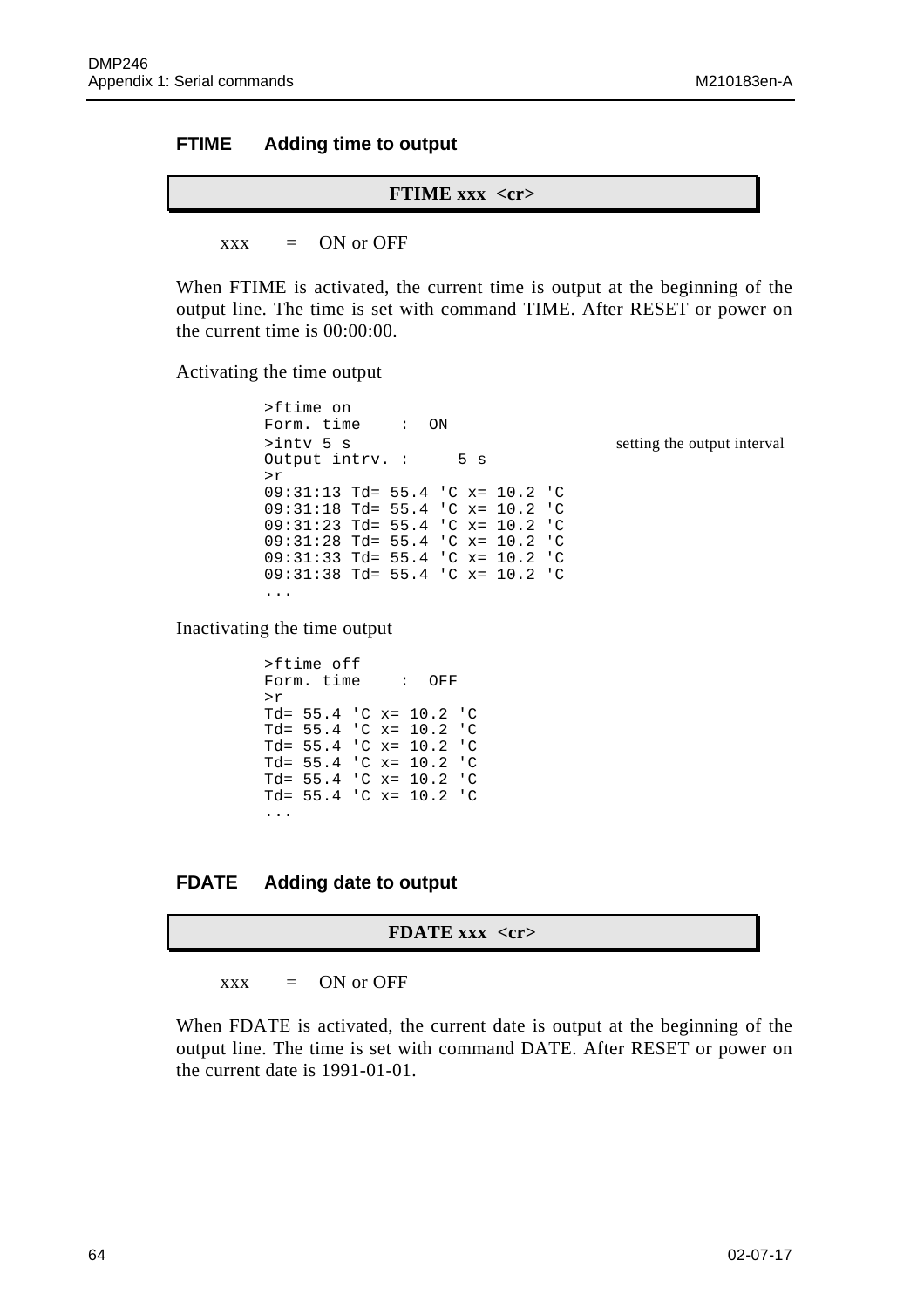## FTIME Adding time to output

**FTIME xxx <cr>**

xxx = ON or OFF

When FTIME is activated, the current time is output at the beginning of the output line. The time is set with command TIME. After RESET or power on the current time is 00:00:00.

Activating the time output

```
>ftime on
Form. time    :  ON
>intv 5 s                                    setting the output interval
Output intrv. :     5 s
>r
09:31:13 Td= 55.4 'C x= 10.2 'C
09:31:18 Td= 55.4 'C x= 10.2 'C
09:31:23 Td= 55.4 'C x= 10.2 'C
09:31:28 Td= 55.4 'C x= 10.2 'C
09:31:33 Td= 55.4 'C x= 10.2 'C
09:31:38 Td= 55.4 'C x= 10.2 'C
...
```

Inactivating the time output

```
>ftime off
Form. time    :  OFF
>r
Td= 55.4 'C x= 10.2 'C
Td= 55.4 'C x= 10.2 'C
Td= 55.4 'C x= 10.2 'C
Td= 55.4 'C x= 10.2 'C
Td= 55.4 'C x= 10.2 'C
Td= 55.4 'C x= 10.2 'C
...
```

## FDATE Adding date to output

**FDATE xxx <cr>**

xxx = ON or OFF

When FDATE is activated, the current date is output at the beginning of the output line. The time is set with command DATE. After RESET or power on the current date is 1991-01-01.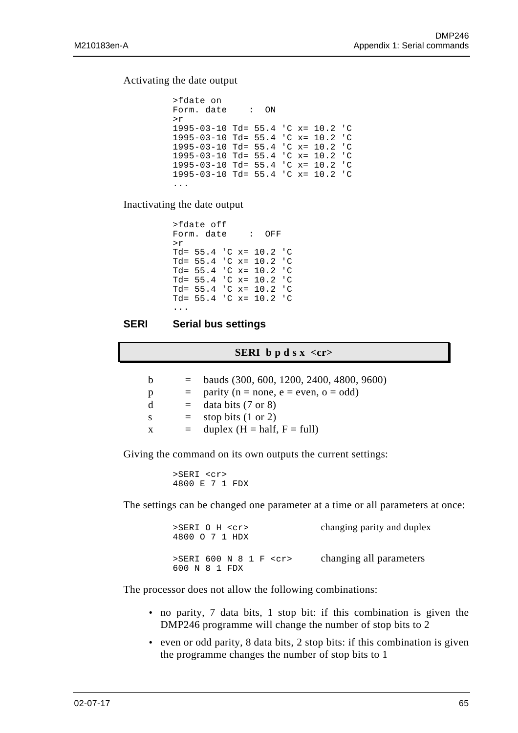Activating the date output

```
>fdate on
Form. date    :  ON
>r
1995-03-10 Td= 55.4 'C x= 10.2 'C
1995-03-10 Td= 55.4 'C x= 10.2 'C
1995-03-10 Td= 55.4 'C x= 10.2 'C
1995-03-10 Td= 55.4 'C x= 10.2 'C
1995-03-10 Td= 55.4 'C x= 10.2 'C
1995-03-10 Td= 55.4 'C x= 10.2 'C
...
```

Inactivating the date output

```
>fdate off
Form. date    :  OFF
>r
Td= 55.4 'C x= 10.2 'C
Td= 55.4 'C x= 10.2 'C
Td= 55.4 'C x= 10.2 'C
Td= 55.4 'C x= 10.2 'C
Td= 55.4 'C x= 10.2 'C
Td= 55.4 'C x= 10.2 'C
...
```

## SERI    Serial bus settings

**SERI  b p d s x  <cr>**

| | | |
|---|---|---|
| b | = | bauds (300, 600, 1200, 2400, 4800, 9600) |
| p | = | parity (n = none, e = even, o = odd) |
| d | = | data bits (7 or 8) |
| s | = | stop bits (1 or 2) |
| x | = | duplex (H = half, F = full) |

Giving the command on its own outputs the current settings:

```
>SERI <cr>
4800 E 7 1 FDX
```

The settings can be changed one parameter at a time or all parameters at once:

```
>SERI O H <cr>                 changing parity and duplex
4800 O 7 1 HDX

>SERI 600 N 8 1 F <cr>         changing all parameters
600 N 8 1 FDX
```

The processor does not allow the following combinations:

- no parity, 7 data bits, 1 stop bit: if this combination is given the DMP246 programme will change the number of stop bits to 2
- even or odd parity, 8 data bits, 2 stop bits: if this combination is given the programme changes the number of stop bits to 1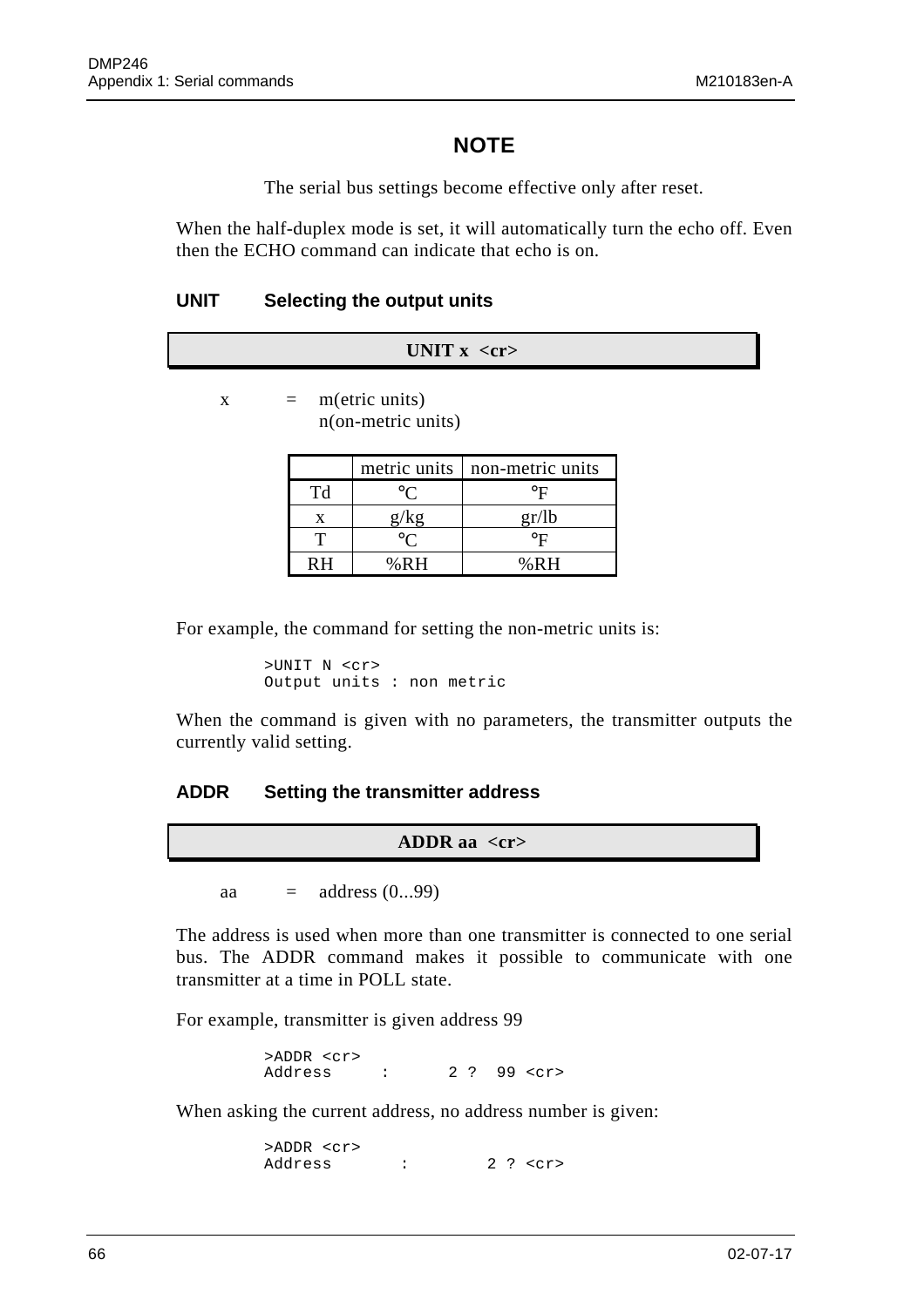## NOTE

The serial bus settings become effective only after reset.

When the half-duplex mode is set, it will automatically turn the echo off. Even then the ECHO command can indicate that echo is on.

### UNIT Selecting the output units

**UNIT x <cr>**

x = m(etric units)
n(on-metric units)

| | metric units | non-metric units |
|---|---|---|
| Td | °C | °F |
| x | g/kg | gr/lb |
| T | °C | °F |
| RH | %RH | %RH |

For example, the command for setting the non-metric units is:

```
>UNIT N <cr>
Output units : non metric
```

When the command is given with no parameters, the transmitter outputs the currently valid setting.

### ADDR Setting the transmitter address

**ADDR aa <cr>**

aa = address (0...99)

The address is used when more than one transmitter is connected to one serial bus. The ADDR command makes it possible to communicate with one transmitter at a time in POLL state.

For example, transmitter is given address 99

```
>ADDR <cr>
Address     :      2 ?  99 <cr>
```

When asking the current address, no address number is given:

```
>ADDR <cr>
Address       :        2 ? <cr>
```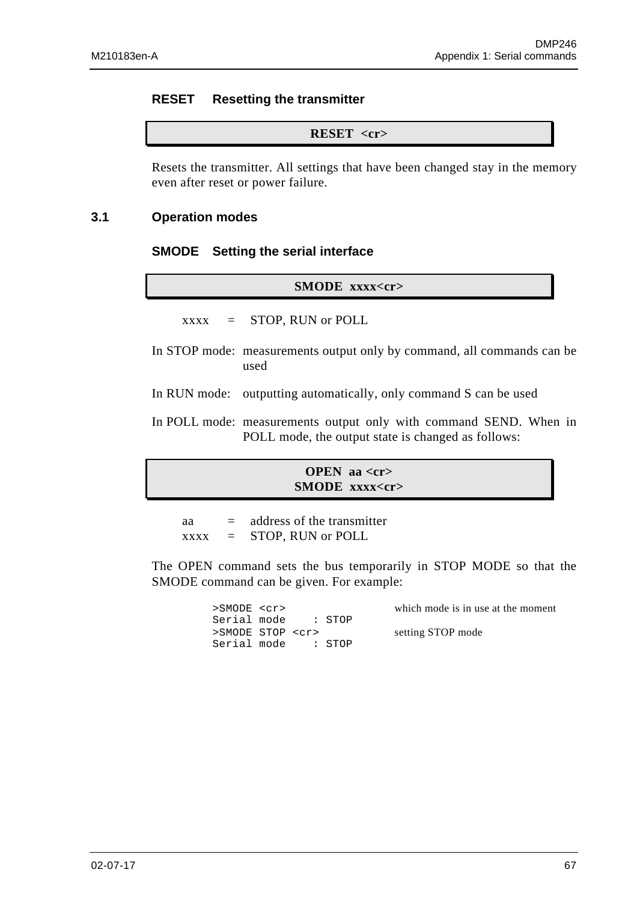### RESET Resetting the transmitter

```
RESET <cr>
```

Resets the transmitter. All settings that have been changed stay in the memory even after reset or power failure.

## 3.1 Operation modes

### SMODE Setting the serial interface

```
SMODE xxxx<cr>
```

xxxx = STOP, RUN or POLL

In STOP mode: measurements output only by command, all commands can be used

In RUN mode: outputting automatically, only command S can be used

In POLL mode: measurements output only with command SEND. When in POLL mode, the output state is changed as follows:

```
OPEN aa <cr>
SMODE xxxx<cr>
```

aa = address of the transmitter
xxxx = STOP, RUN or POLL

The OPEN command sets the bus temporarily in STOP MODE so that the SMODE command can be given. For example:

```
>SMODE <cr>                  which mode is in use at the moment
Serial mode    : STOP
>SMODE STOP <cr>             setting STOP mode
Serial mode    : STOP
```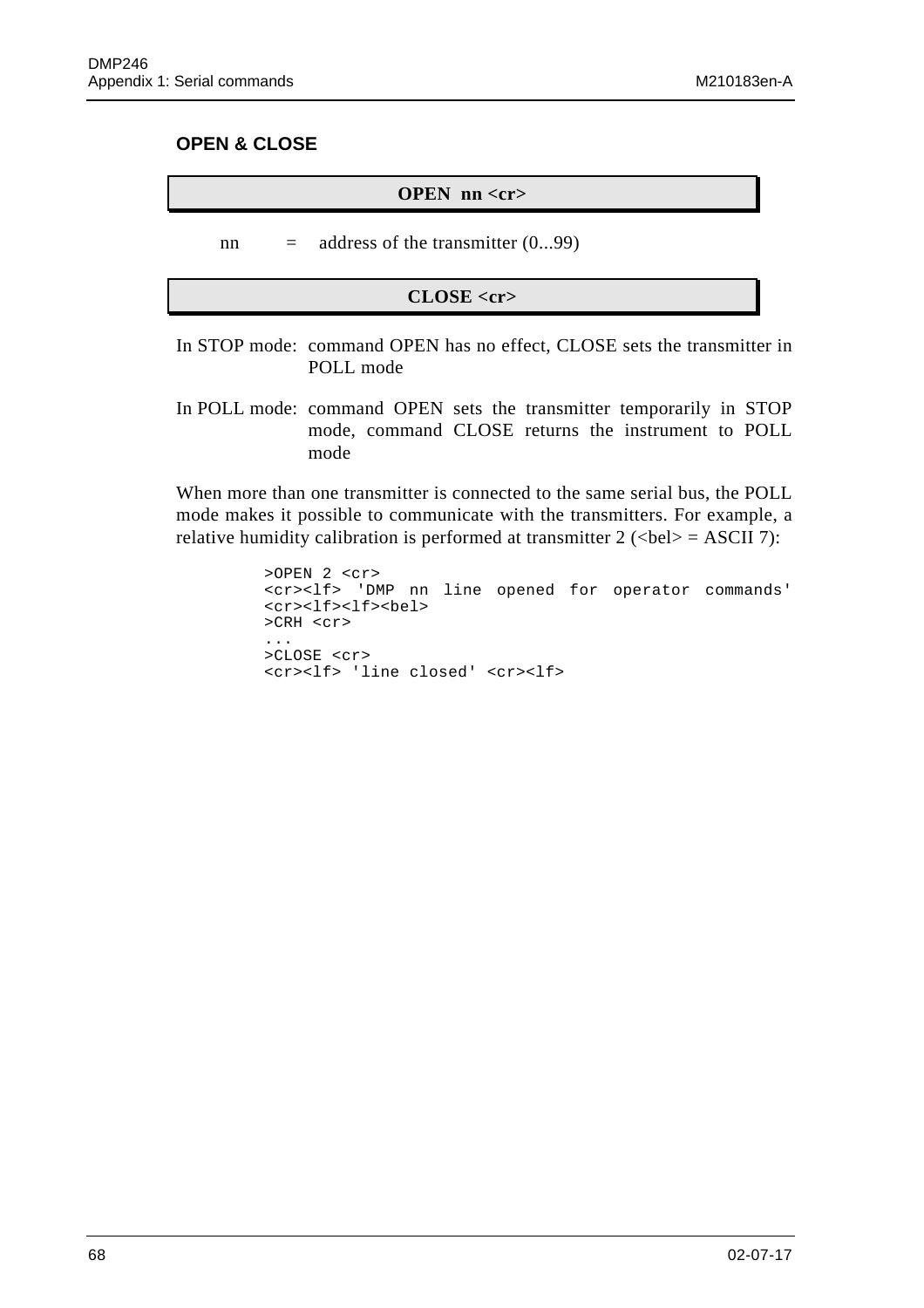## OPEN & CLOSE

**OPEN nn <cr>**

nn = address of the transmitter (0...99)

**CLOSE <cr>**

In STOP mode: command OPEN has no effect, CLOSE sets the transmitter in POLL mode

In POLL mode: command OPEN sets the transmitter temporarily in STOP mode, command CLOSE returns the instrument to POLL mode

When more than one transmitter is connected to the same serial bus, the POLL mode makes it possible to communicate with the transmitters. For example, a relative humidity calibration is performed at transmitter 2 (<bel> = ASCII 7):

```
>OPEN 2 <cr>
<cr><lf> 'DMP nn line opened for operator commands'
<cr><lf><lf><bel>
>CRH <cr>
...
>CLOSE <cr>
<cr><lf> 'line closed' <cr><lf>
```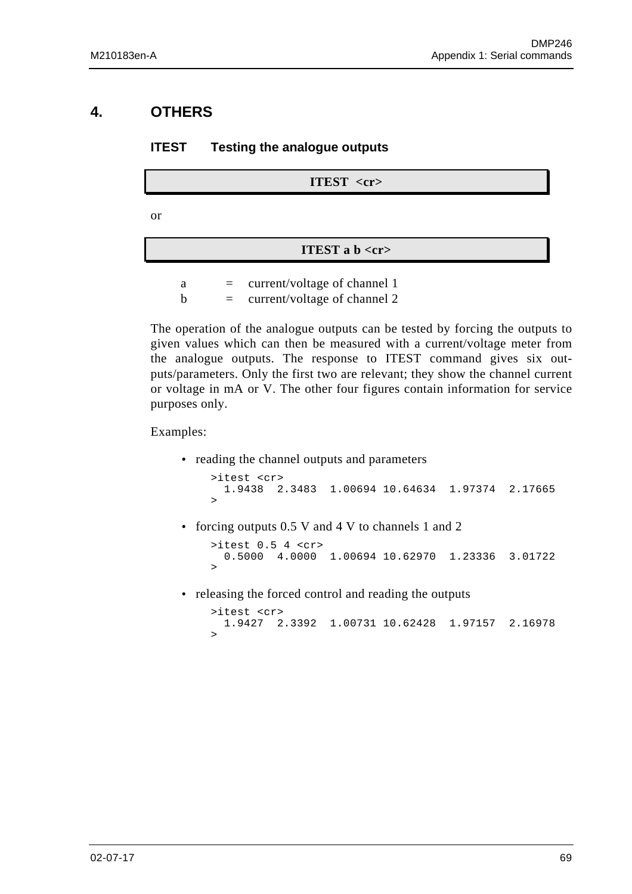# 4. OTHERS

### ITEST Testing the analogue outputs

**ITEST <cr>**

or

**ITEST a b <cr>**

a = current/voltage of channel 1
b = current/voltage of channel 2

The operation of the analogue outputs can be tested by forcing the outputs to given values which can then be measured with a current/voltage meter from the analogue outputs. The response to ITEST command gives six outputs/parameters. Only the first two are relevant; they show the channel current or voltage in mA or V. The other four figures contain information for service purposes only.

Examples:

- reading the channel outputs and parameters

```
>itest <cr>
  1.9438  2.3483  1.00694 10.64634  1.97374  2.17665
>
```

- forcing outputs 0.5 V and 4 V to channels 1 and 2

```
>itest 0.5 4 <cr>
  0.5000  4.0000  1.00694 10.62970  1.23336  3.01722
>
```

- releasing the forced control and reading the outputs

```
>itest <cr>
  1.9427  2.3392  1.00731 10.62428  1.97157  2.16978
>
```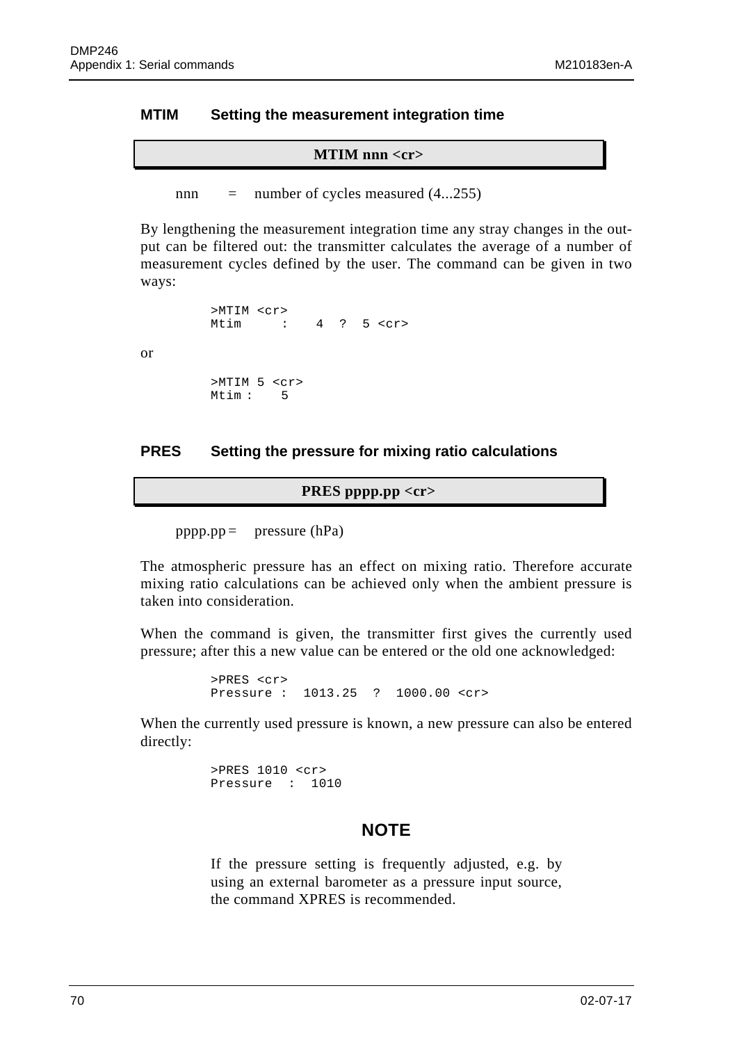### MTIM Setting the measurement integration time

**MTIM nnn <cr>**

nnn = number of cycles measured (4...255)

By lengthening the measurement integration time any stray changes in the output can be filtered out: the transmitter calculates the average of a number of measurement cycles defined by the user. The command can be given in two ways:

```
>MTIM <cr>
Mtim     :    4  ?  5 <cr>
```

or

```
>MTIM 5 <cr>
Mtim :    5
```

### PRES Setting the pressure for mixing ratio calculations

**PRES pppp.pp <cr>**

pppp.pp = pressure (hPa)

The atmospheric pressure has an effect on mixing ratio. Therefore accurate mixing ratio calculations can be achieved only when the ambient pressure is taken into consideration.

When the command is given, the transmitter first gives the currently used pressure; after this a new value can be entered or the old one acknowledged:

```
>PRES <cr>
Pressure :  1013.25  ?  1000.00 <cr>
```

When the currently used pressure is known, a new pressure can also be entered directly:

```
>PRES 1010 <cr>
Pressure  :  1010
```

**NOTE**

If the pressure setting is frequently adjusted, e.g. by using an external barometer as a pressure input source, the command XPRES is recommended.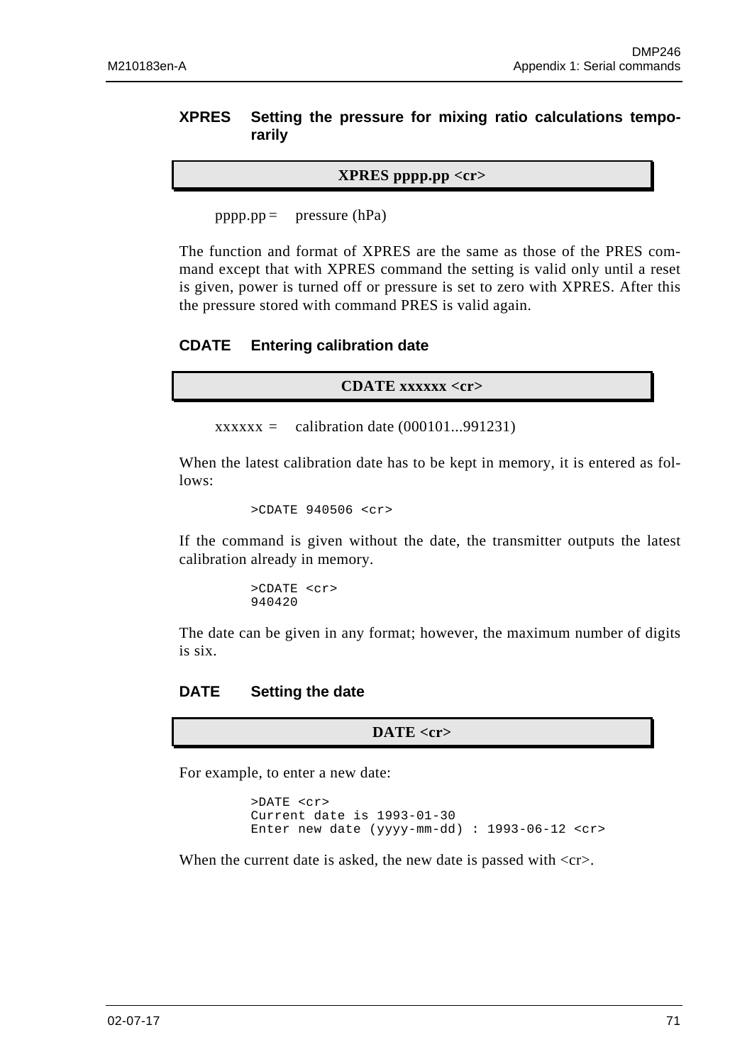### XPRES Setting the pressure for mixing ratio calculations temporarily

**XPRES pppp.pp <cr>**

pppp.pp = pressure (hPa)

The function and format of XPRES are the same as those of the PRES command except that with XPRES command the setting is valid only until a reset is given, power is turned off or pressure is set to zero with XPRES. After this the pressure stored with command PRES is valid again.

### CDATE Entering calibration date

**CDATE xxxxxx <cr>**

xxxxxx = calibration date (000101...991231)

When the latest calibration date has to be kept in memory, it is entered as follows:

```
>CDATE 940506 <cr>
```

If the command is given without the date, the transmitter outputs the latest calibration already in memory.

```
>CDATE <cr>
940420
```

The date can be given in any format; however, the maximum number of digits is six.

### DATE Setting the date

**DATE <cr>**

For example, to enter a new date:

```
>DATE <cr>
Current date is 1993-01-30
Enter new date (yyyy-mm-dd) : 1993-06-12 <cr>
```

When the current date is asked, the new date is passed with <cr>.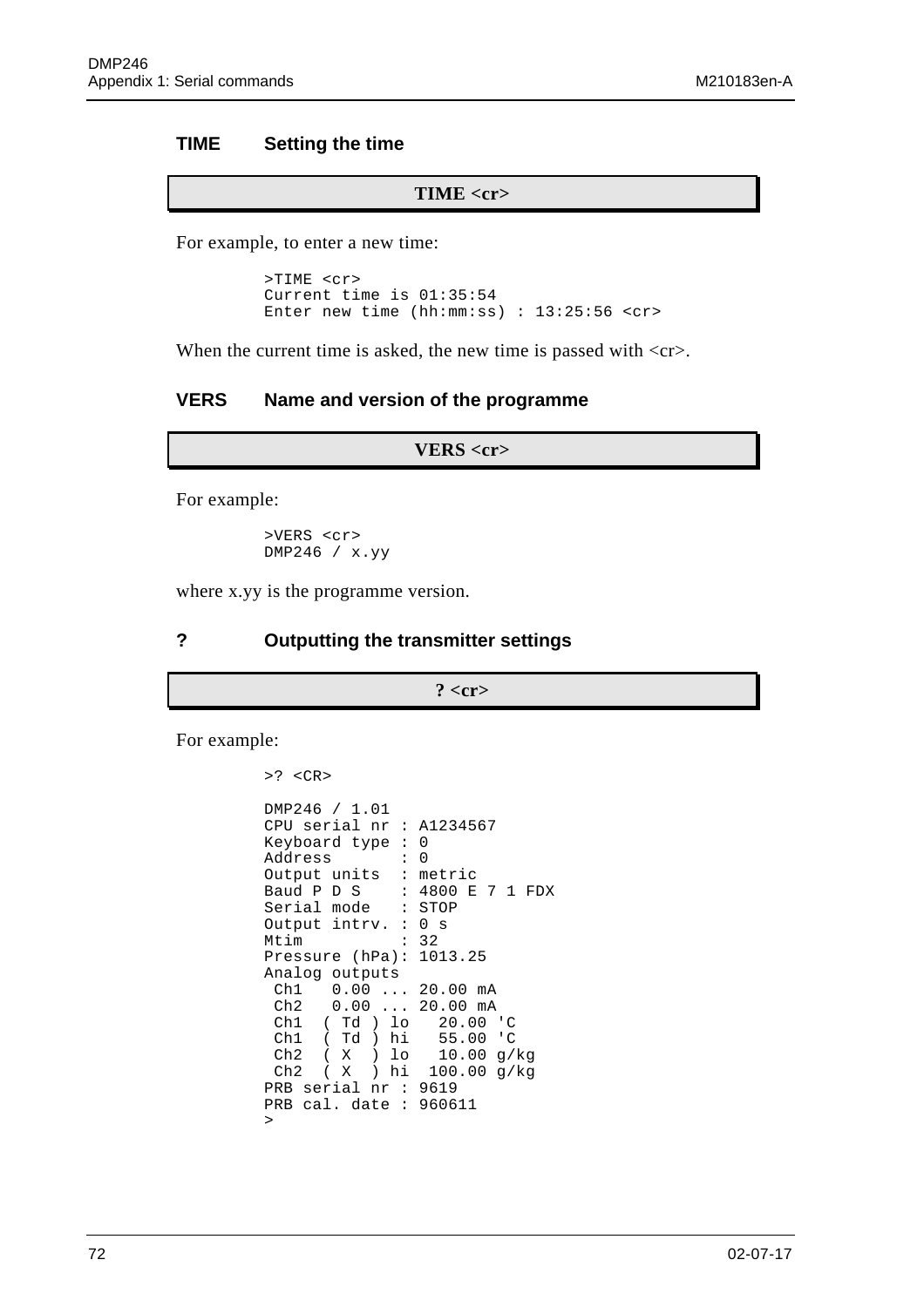## TIME Setting the time

**TIME <cr>**

For example, to enter a new time:

```
>TIME <cr>
Current time is 01:35:54
Enter new time (hh:mm:ss) : 13:25:56 <cr>
```

When the current time is asked, the new time is passed with <cr>.

## VERS Name and version of the programme

**VERS <cr>**

For example:

```
>VERS <cr>
DMP246 / x.yy
```

where x.yy is the programme version.

## ? Outputting the transmitter settings

**? <cr>**

For example:

```
>? <CR>

DMP246 / 1.01
CPU serial nr : A1234567
Keyboard type : 0
Address       : 0
Output units  : metric
Baud P D S    : 4800 E 7 1 FDX
Serial mode   : STOP
Output intrv. : 0 s
Mtim          : 32
Pressure (hPa): 1013.25
Analog outputs
 Ch1   0.00 ... 20.00 mA
 Ch2   0.00 ... 20.00 mA
 Ch1  ( Td ) lo   20.00 'C
 Ch1  ( Td ) hi   55.00 'C
 Ch2  ( X  ) lo   10.00 g/kg
 Ch2  ( X  ) hi  100.00 g/kg
PRB serial nr : 9619
PRB cal. date : 960611
>
```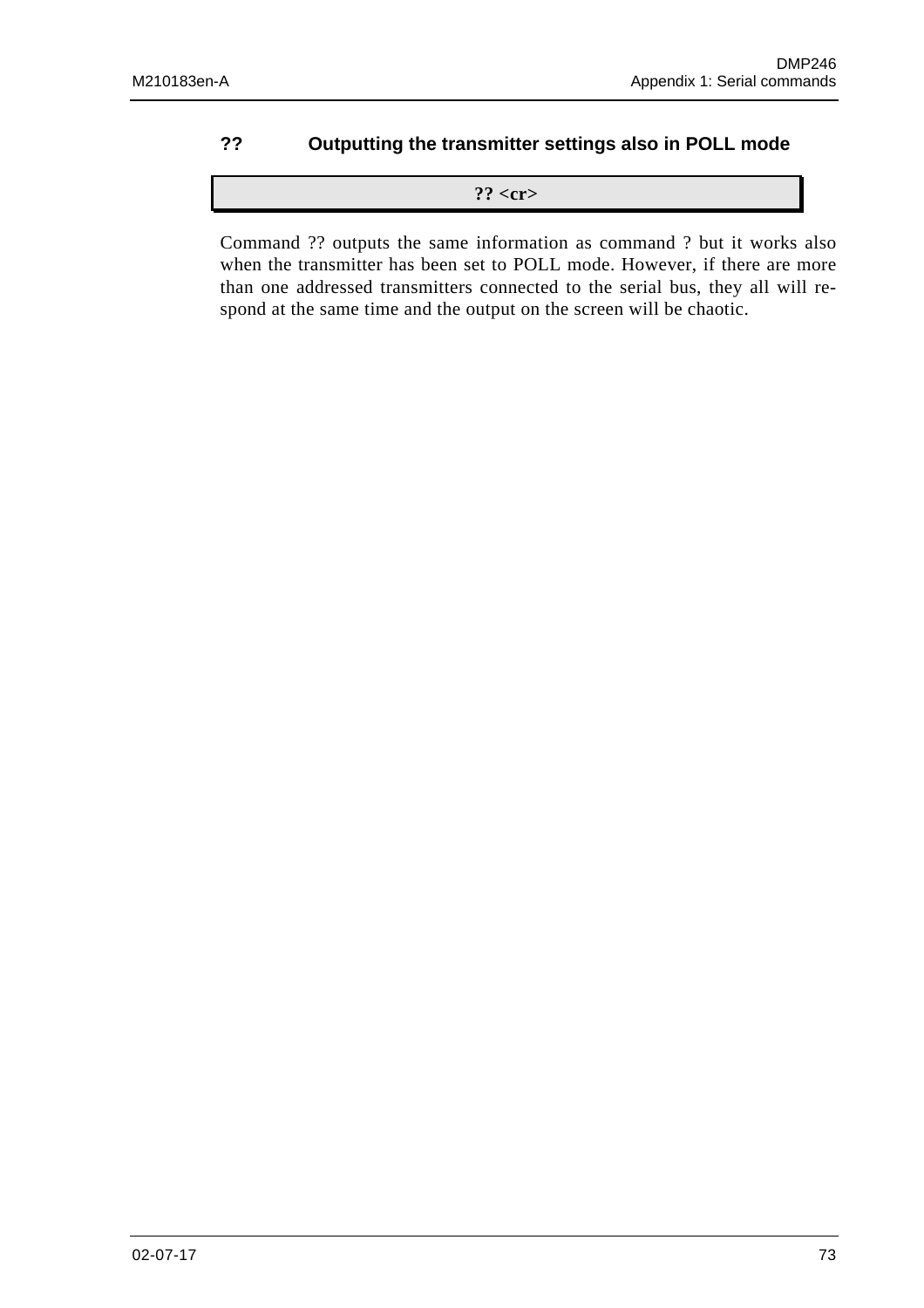## ?? Outputting the transmitter settings also in POLL mode

```
?? <cr>
```

Command ?? outputs the same information as command ? but it works also when the transmitter has been set to POLL mode. However, if there are more than one addressed transmitters connected to the serial bus, they all will respond at the same time and the output on the screen will be chaotic.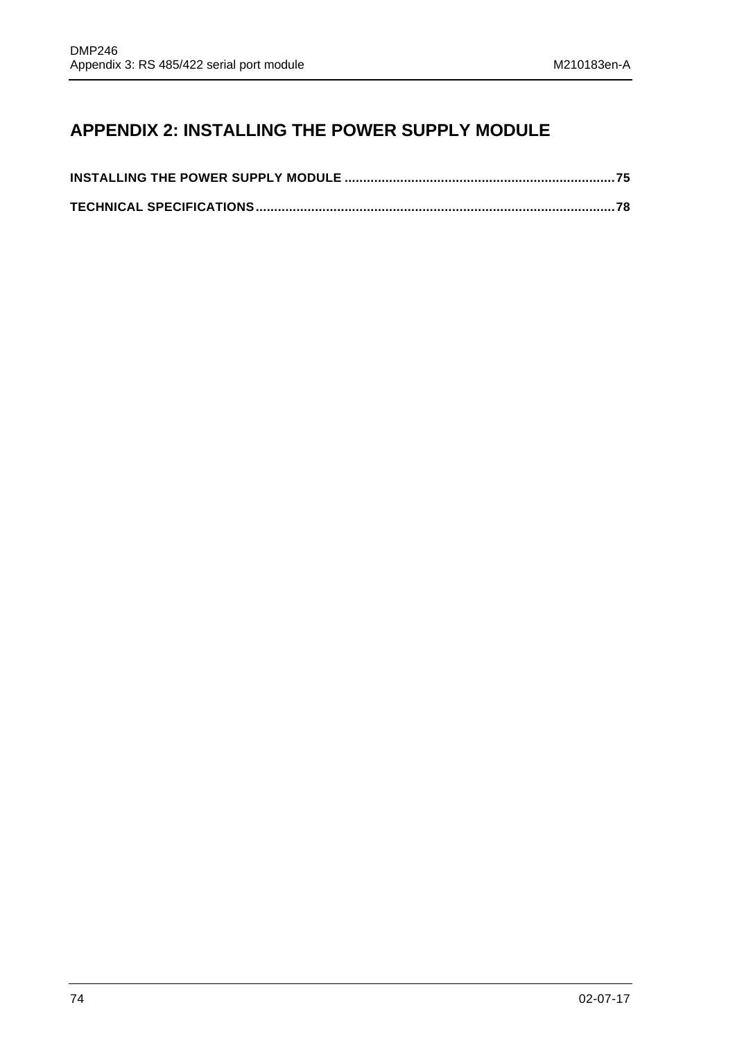# APPENDIX 2: INSTALLING THE POWER SUPPLY MODULE

**INSTALLING THE POWER SUPPLY MODULE ........................................................................ 75**

**TECHNICAL SPECIFICATIONS............................................................................................... 78**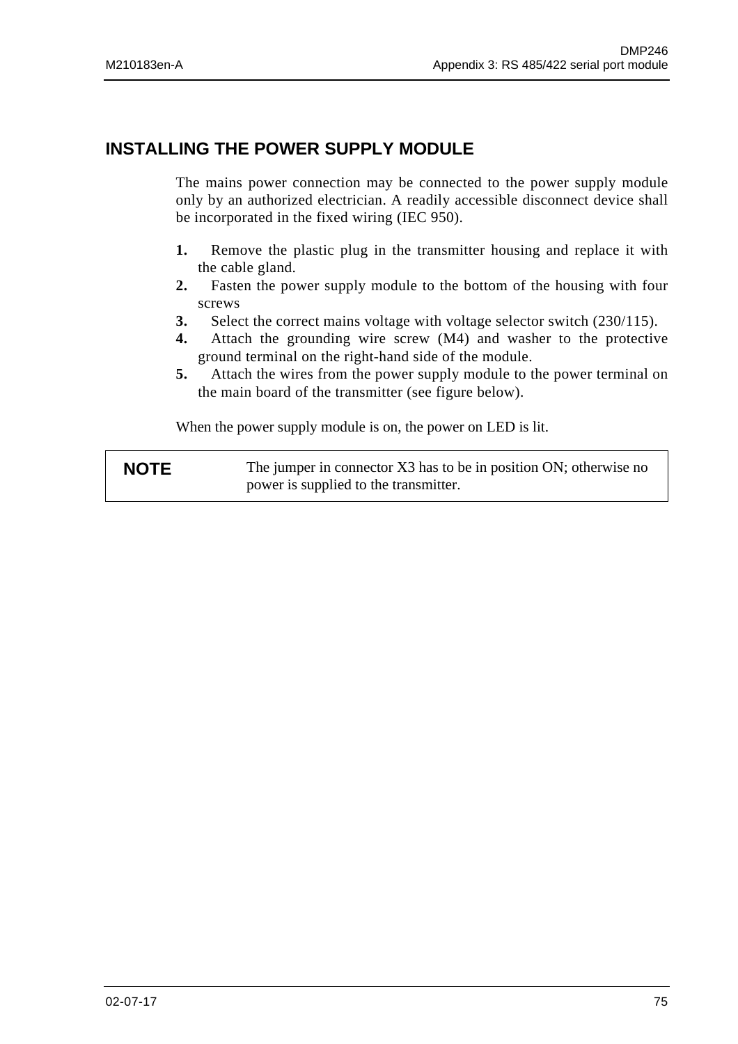## INSTALLING THE POWER SUPPLY MODULE

The mains power connection may be connected to the power supply module only by an authorized electrician. A readily accessible disconnect device shall be incorporated in the fixed wiring (IEC 950).

1. Remove the plastic plug in the transmitter housing and replace it with the cable gland.
2. Fasten the power supply module to the bottom of the housing with four screws
3. Select the correct mains voltage with voltage selector switch (230/115).
4. Attach the grounding wire screw (M4) and washer to the protective ground terminal on the right-hand side of the module.
5. Attach the wires from the power supply module to the power terminal on the main board of the transmitter (see figure below).

When the power supply module is on, the power on LED is lit.

| **NOTE** | The jumper in connector X3 has to be in position ON; otherwise no power is supplied to the transmitter. |
|---|---|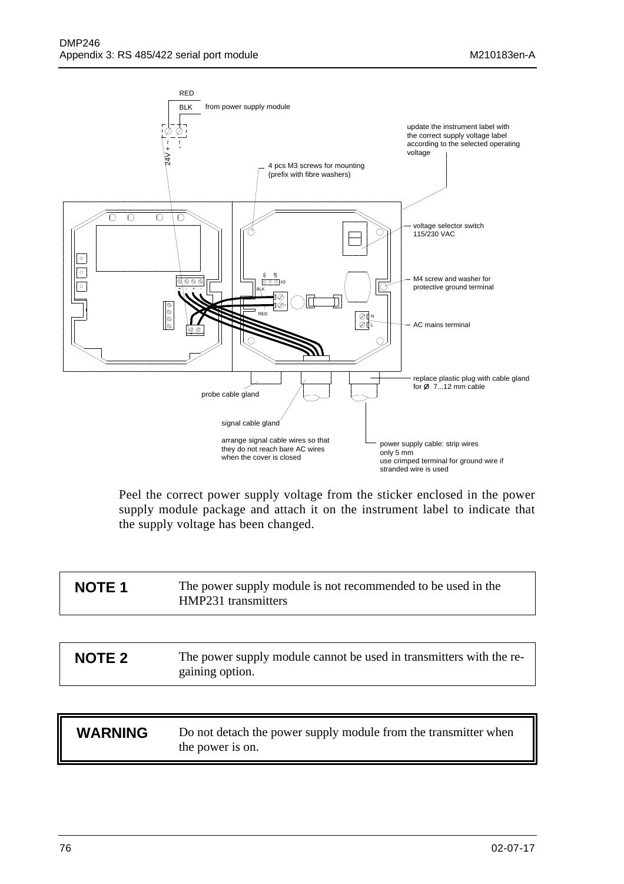Peel the correct power supply voltage from the sticker enclosed in the power supply module package and attach it on the instrument label to indicate that the supply voltage has been changed.

| **NOTE 1** | The power supply module is not recommended to be used in the HMP231 transmitters |
|---|---|

| **NOTE 2** | The power supply module cannot be used in transmitters with the re-gaining option. |
|---|---|

| **WARNING** | Do not detach the power supply module from the transmitter when the power is on. |
|---|---|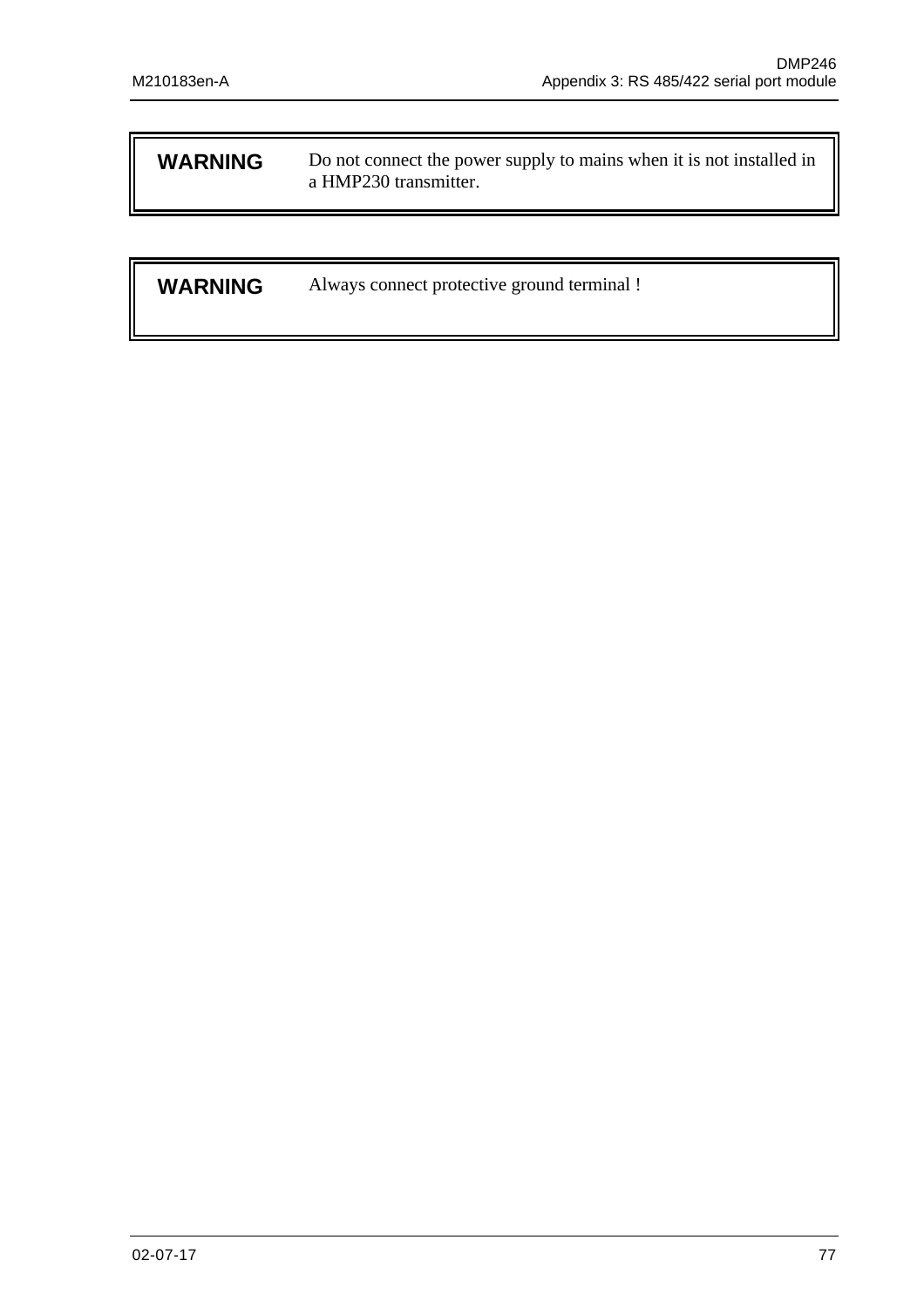| **WARNING** | Do not connect the power supply to mains when it is not installed in a HMP230 transmitter. |
|---|---|

| **WARNING** | Always connect protective ground terminal ! |
|---|---|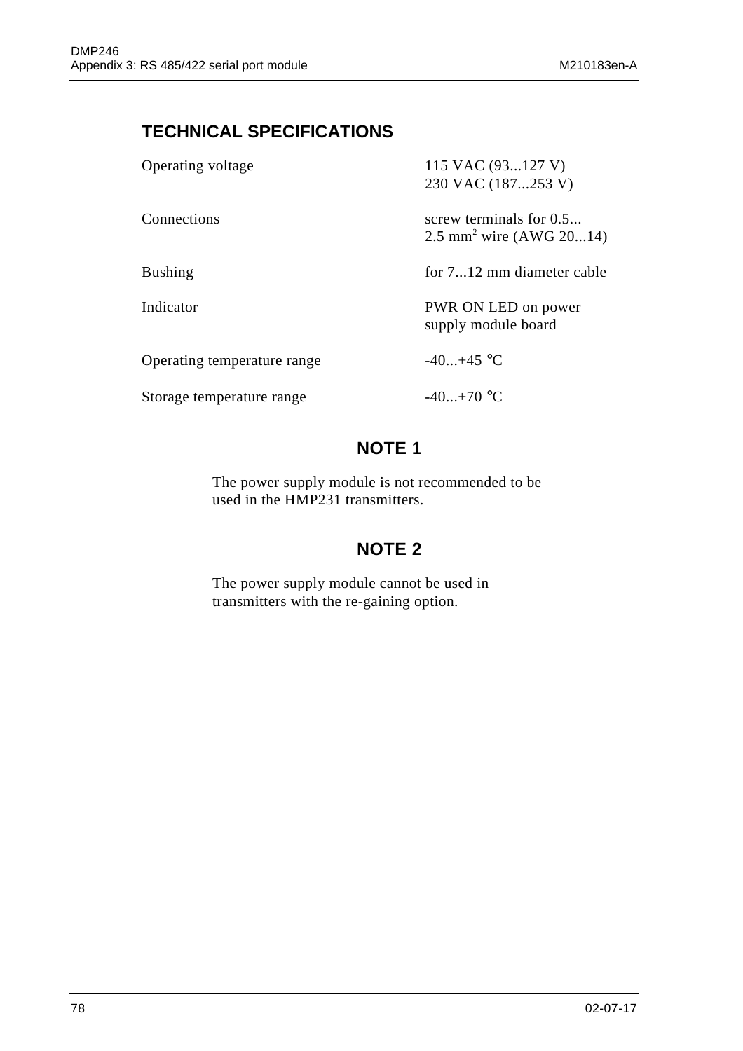## TECHNICAL SPECIFICATIONS

| | |
|---|---|
| Operating voltage | 115 VAC (93...127 V)<br>230 VAC (187...253 V) |
| Connections | screw terminals for 0.5...<br>2.5 $mm^2$ wire (AWG 20...14) |
| Bushing | for 7...12 mm diameter cable |
| Indicator | PWR ON LED on power supply module board |
| Operating temperature range | -40...+45 °C |
| Storage temperature range | -40...+70 °C |

### NOTE 1

The power supply module is not recommended to be used in the HMP231 transmitters.

### NOTE 2

The power supply module cannot be used in transmitters with the re-gaining option.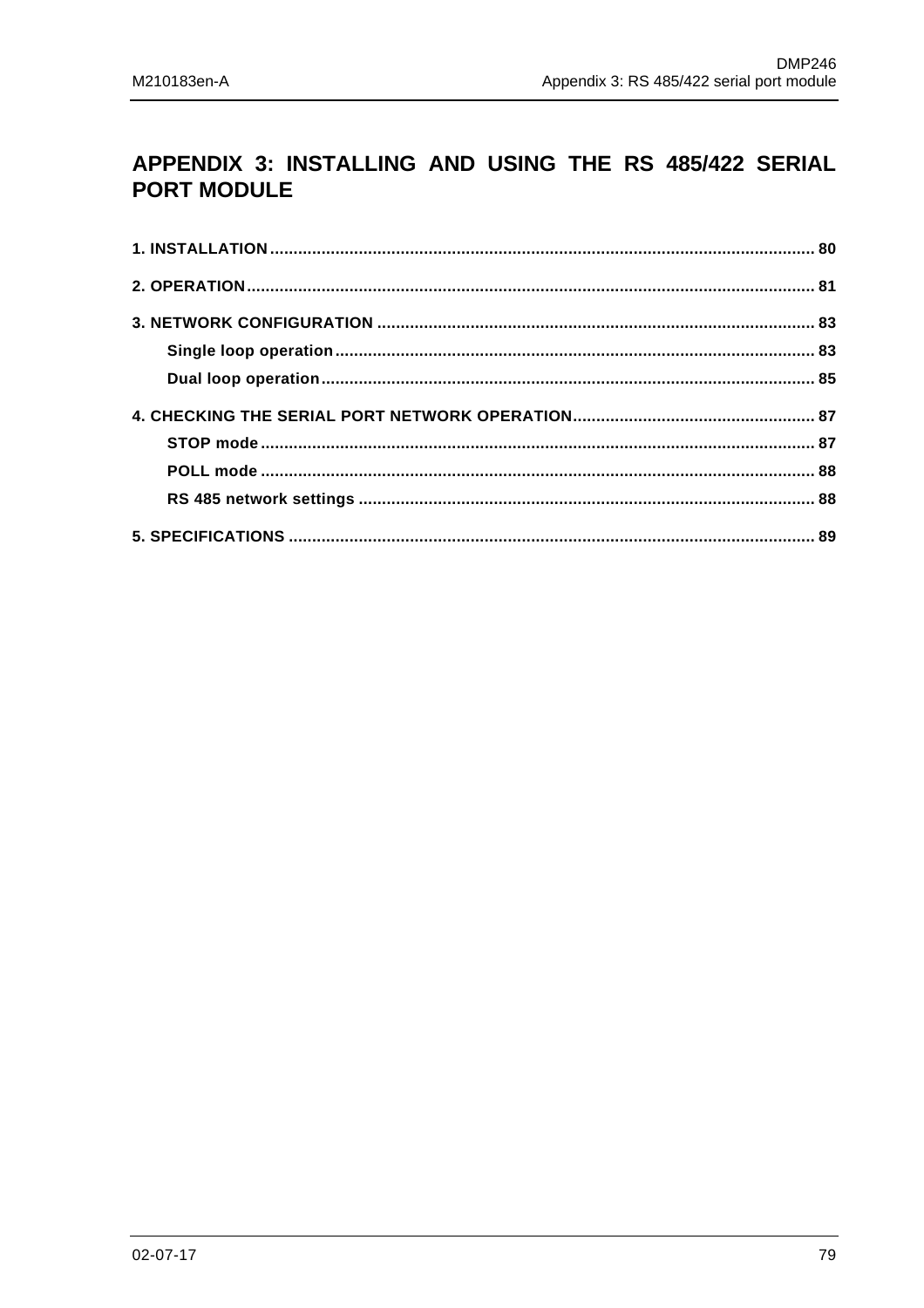# APPENDIX 3: INSTALLING AND USING THE RS 485/422 SERIAL PORT MODULE

**1. INSTALLATION** ........................................................................................................ 80

**2. OPERATION** ........................................................................................................... 81

**3. NETWORK CONFIGURATION** ................................................................................. 83

- **Single loop operation** ..................................................................................... 83
- **Dual loop operation** ....................................................................................... 85

**4. CHECKING THE SERIAL PORT NETWORK OPERATION** ........................................ 87

- **STOP mode** ..................................................................................................... 87
- **POLL mode** ..................................................................................................... 88
- **RS 485 network settings** ................................................................................ 88

**5. SPECIFICATIONS** .................................................................................................. 89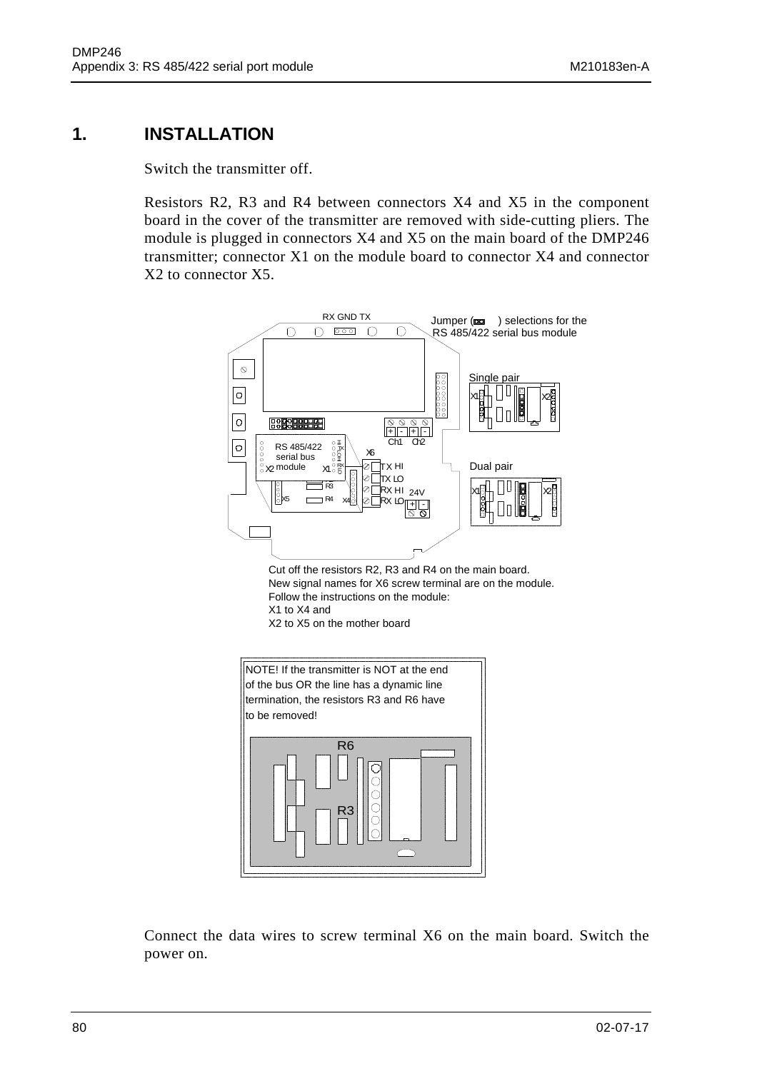# 1. INSTALLATION

Switch the transmitter off.

Resistors R2, R3 and R4 between connectors X4 and X5 in the component board in the cover of the transmitter are removed with side-cutting pliers. The module is plugged in connectors X4 and X5 on the main board of the DMP246 transmitter; connector X1 on the module board to connector X4 and connector X2 to connector X5.

Cut off the resistors R2, R3 and R4 on the main board.
New signal names for X6 screw terminal are on the module.
Follow the instructions on the module:
X1 to X4 and
X2 to X5 on the mother board

NOTE! If the transmitter is NOT at the end of the bus OR the line has a dynamic line termination, the resistors R3 and R6 have to be removed!

Connect the data wires to screw terminal X6 on the main board. Switch the power on.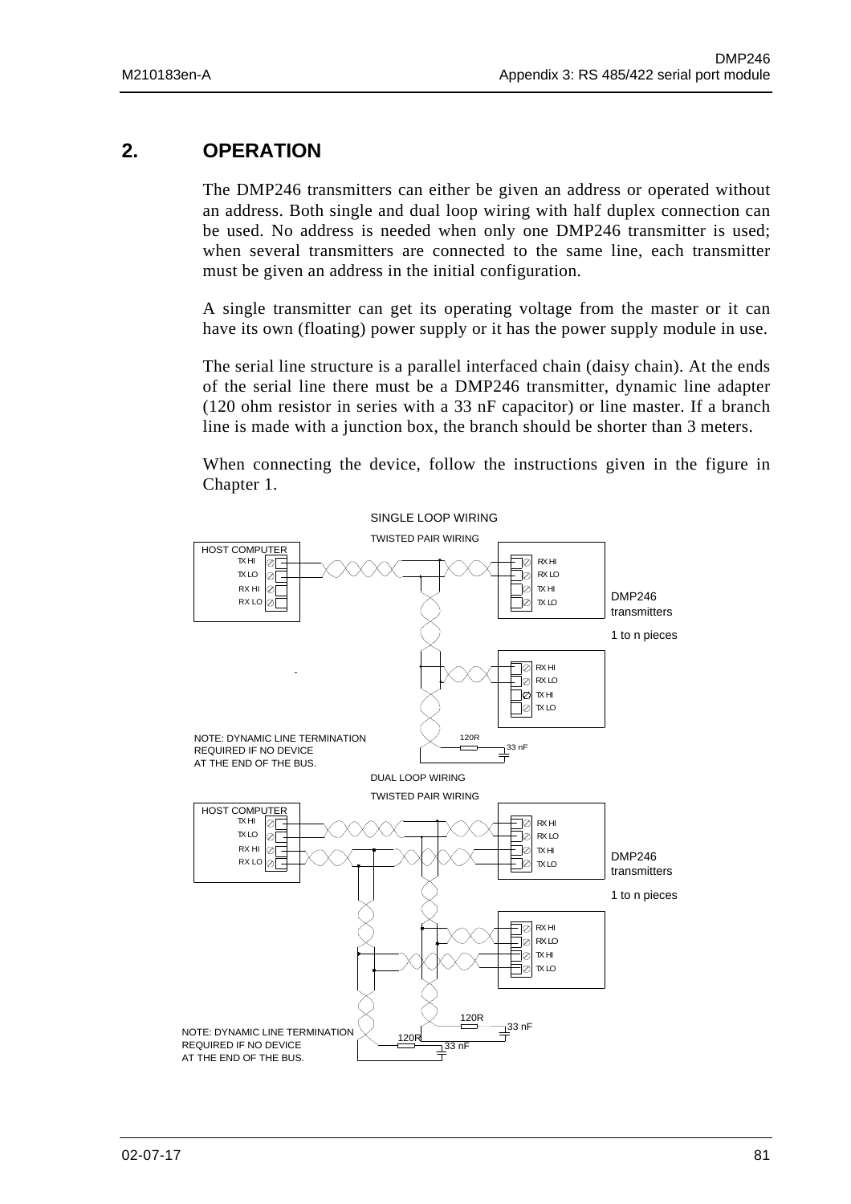## 2. OPERATION

The DMP246 transmitters can either be given an address or operated without an address. Both single and dual loop wiring with half duplex connection can be used. No address is needed when only one DMP246 transmitter is used; when several transmitters are connected to the same line, each transmitter must be given an address in the initial configuration.

A single transmitter can get its operating voltage from the master or it can have its own (floating) power supply or it has the power supply module in use.

The serial line structure is a parallel interfaced chain (daisy chain). At the ends of the serial line there must be a DMP246 transmitter, dynamic line adapter (120 ohm resistor in series with a 33 nF capacitor) or line master. If a branch line is made with a junction box, the branch should be shorter than 3 meters.

When connecting the device, follow the instructions given in the figure in Chapter 1.

SINGLE LOOP WIRING

TWISTED PAIR WIRING

HOST COMPUTER: TX HI, TX LO, RX HI, RX LO

DMP246 transmitters: RX HI, RX LO, TX HI, TX LO

DMP246 transmitters

1 to n pieces

120R

33 nF

NOTE: DYNAMIC LINE TERMINATION REQUIRED IF NO DEVICE AT THE END OF THE BUS.

DUAL LOOP WIRING

TWISTED PAIR WIRING

HOST COMPUTER: TX HI, TX LO, RX HI, RX LO

DMP246 transmitters: RX HI, RX LO, TX HI, TX LO

DMP246 transmitters

1 to n pieces

120R

33 nF

120R

33 nF

NOTE: DYNAMIC LINE TERMINATION REQUIRED IF NO DEVICE AT THE END OF THE BUS.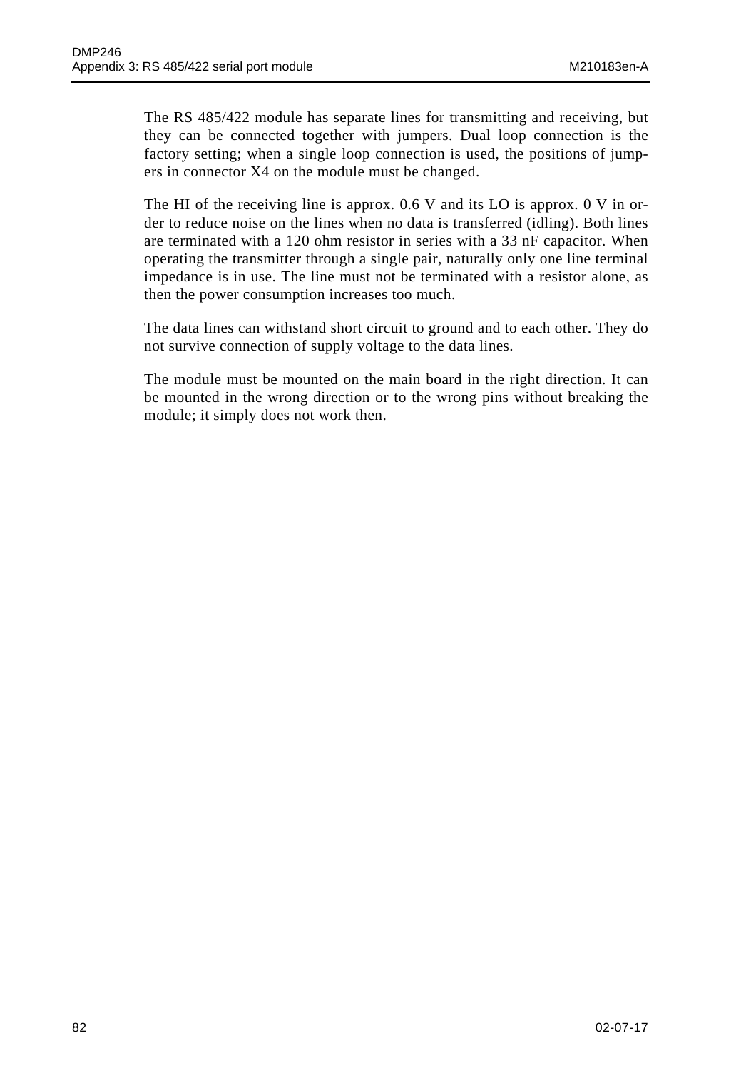The RS 485/422 module has separate lines for transmitting and receiving, but they can be connected together with jumpers. Dual loop connection is the factory setting; when a single loop connection is used, the positions of jumpers in connector X4 on the module must be changed.

The HI of the receiving line is approx. 0.6 V and its LO is approx. 0 V in order to reduce noise on the lines when no data is transferred (idling). Both lines are terminated with a 120 ohm resistor in series with a 33 nF capacitor. When operating the transmitter through a single pair, naturally only one line terminal impedance is in use. The line must not be terminated with a resistor alone, as then the power consumption increases too much.

The data lines can withstand short circuit to ground and to each other. They do not survive connection of supply voltage to the data lines.

The module must be mounted on the main board in the right direction. It can be mounted in the wrong direction or to the wrong pins without breaking the module; it simply does not work then.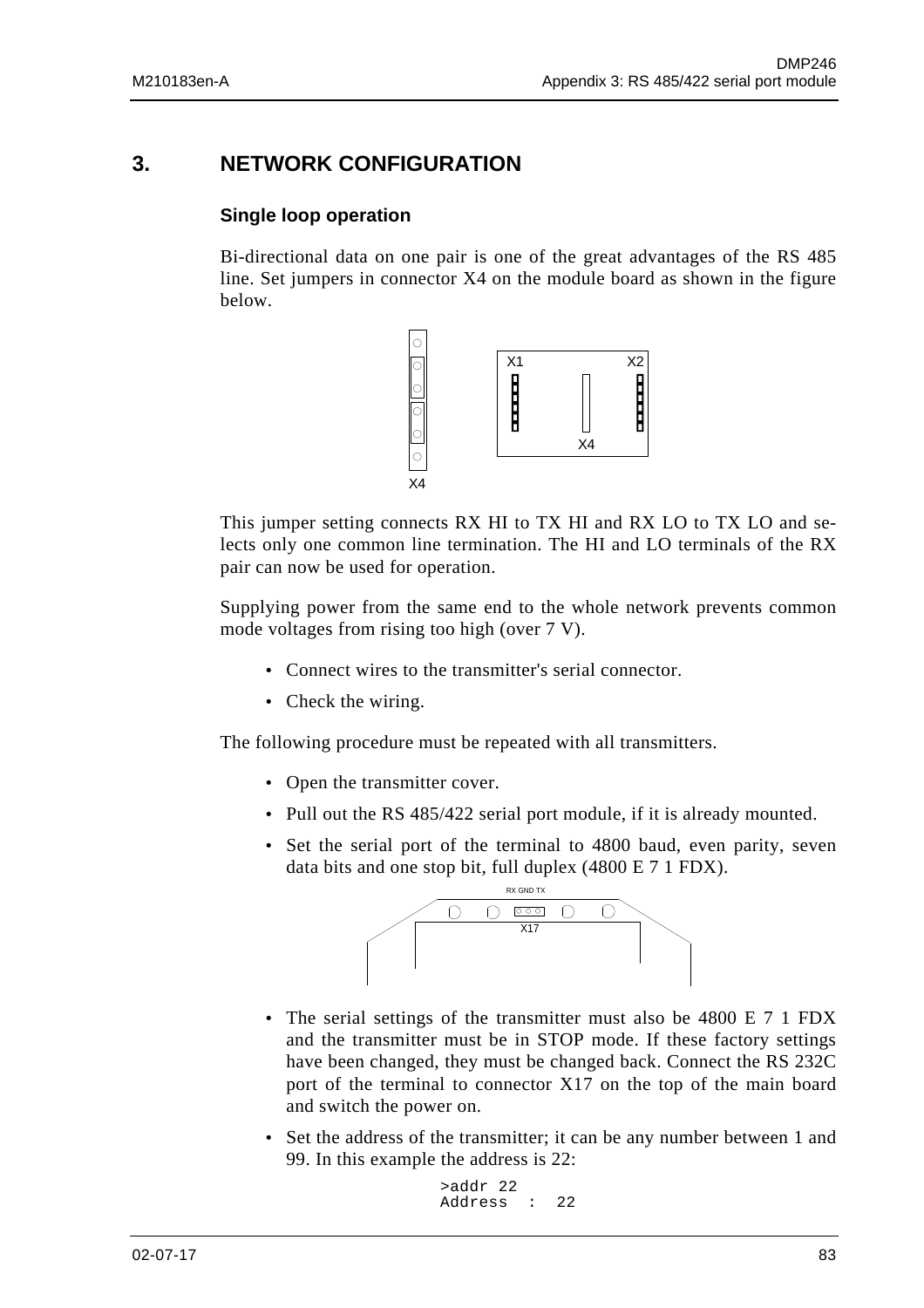# 3. NETWORK CONFIGURATION

### Single loop operation

Bi-directional data on one pair is one of the great advantages of the RS 485 line. Set jumpers in connector X4 on the module board as shown in the figure below.

X4

X1 X2

X4

This jumper setting connects RX HI to TX HI and RX LO to TX LO and selects only one common line termination. The HI and LO terminals of the RX pair can now be used for operation.

Supplying power from the same end to the whole network prevents common mode voltages from rising too high (over 7 V).

- Connect wires to the transmitter's serial connector.
- Check the wiring.

The following procedure must be repeated with all transmitters.

- Open the transmitter cover.
- Pull out the RS 485/422 serial port module, if it is already mounted.
- Set the serial port of the terminal to 4800 baud, even parity, seven data bits and one stop bit, full duplex (4800 E 7 1 FDX).

RX GND TX

X17

- The serial settings of the transmitter must also be 4800 E 7 1 FDX and the transmitter must be in STOP mode. If these factory settings have been changed, they must be changed back. Connect the RS 232C port of the terminal to connector X17 on the top of the main board and switch the power on.
- Set the address of the transmitter; it can be any number between 1 and 99. In this example the address is 22:

```
>addr 22
Address  :  22
```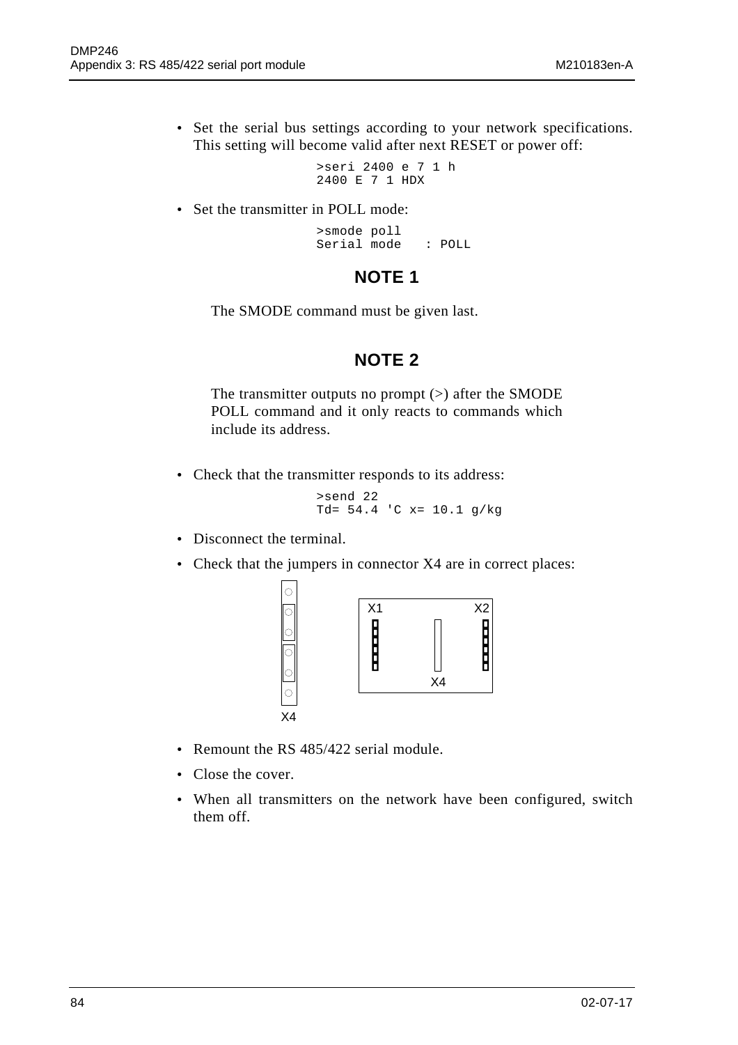- Set the serial bus settings according to your network specifications. This setting will become valid after next RESET or power off:

```
>seri 2400 e 7 1 h
2400 E 7 1 HDX
```

- Set the transmitter in POLL mode:

```
>smode poll
Serial mode   : POLL
```

### NOTE 1

The SMODE command must be given last.

### NOTE 2

The transmitter outputs no prompt (>) after the SMODE POLL command and it only reacts to commands which include its address.

- Check that the transmitter responds to its address:

```
>send 22
Td= 54.4 'C x= 10.1 g/kg
```

- Disconnect the terminal.
- Check that the jumpers in connector X4 are in correct places:

X4  X1  X2  X4

- Remount the RS 485/422 serial module.
- Close the cover.
- When all transmitters on the network have been configured, switch them off.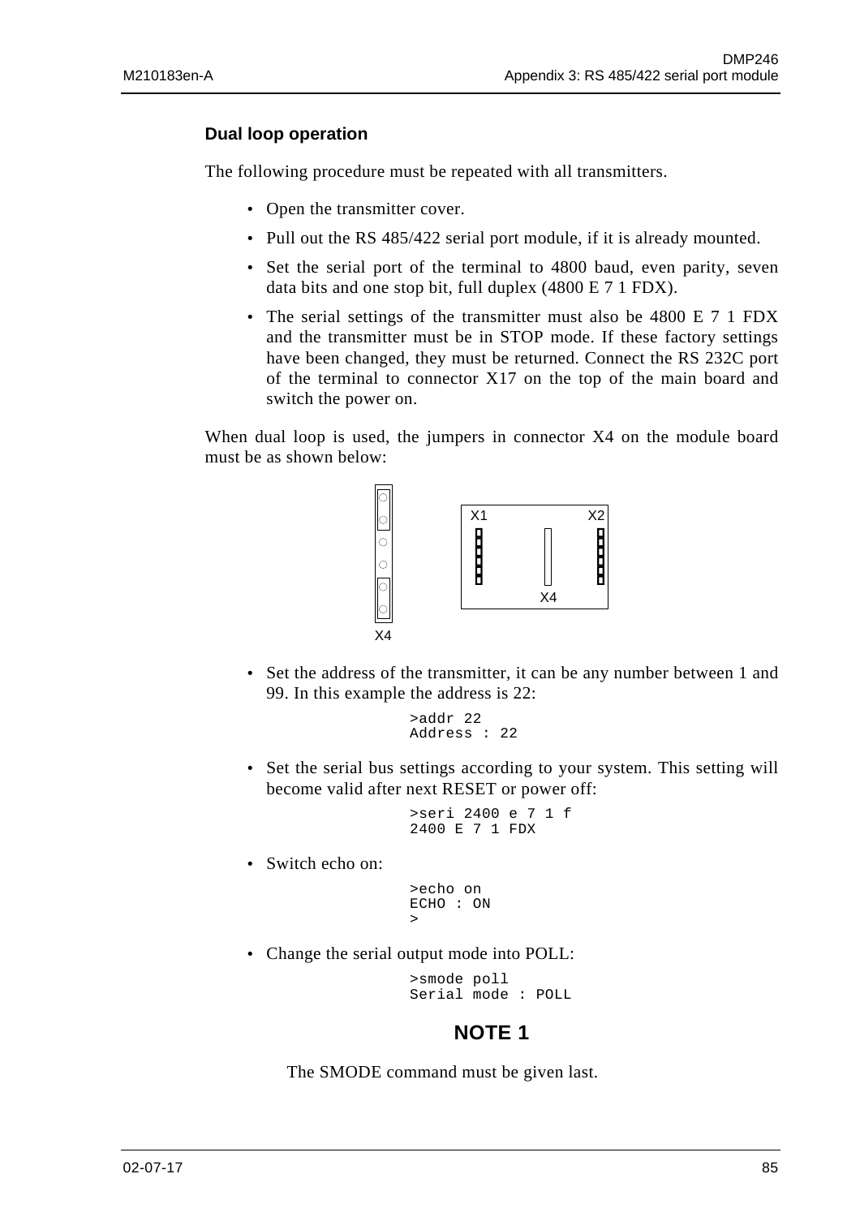### Dual loop operation

The following procedure must be repeated with all transmitters.

- Open the transmitter cover.
- Pull out the RS 485/422 serial port module, if it is already mounted.
- Set the serial port of the terminal to 4800 baud, even parity, seven data bits and one stop bit, full duplex (4800 E 7 1 FDX).
- The serial settings of the transmitter must also be 4800 E 7 1 FDX and the transmitter must be in STOP mode. If these factory settings have been changed, they must be returned. Connect the RS 232C port of the terminal to connector X17 on the top of the main board and switch the power on.

When dual loop is used, the jumpers in connector X4 on the module board must be as shown below:

X4

X1 X2

X4

- Set the address of the transmitter, it can be any number between 1 and 99. In this example the address is 22:

```
>addr 22
Address : 22
```

- Set the serial bus settings according to your system. This setting will become valid after next RESET or power off:

```
>seri 2400 e 7 1 f
2400 E 7 1 FDX
```

- Switch echo on:

```
>echo on
ECHO : ON
>
```

- Change the serial output mode into POLL:

```
>smode poll
Serial mode : POLL
```

## NOTE 1

The SMODE command must be given last.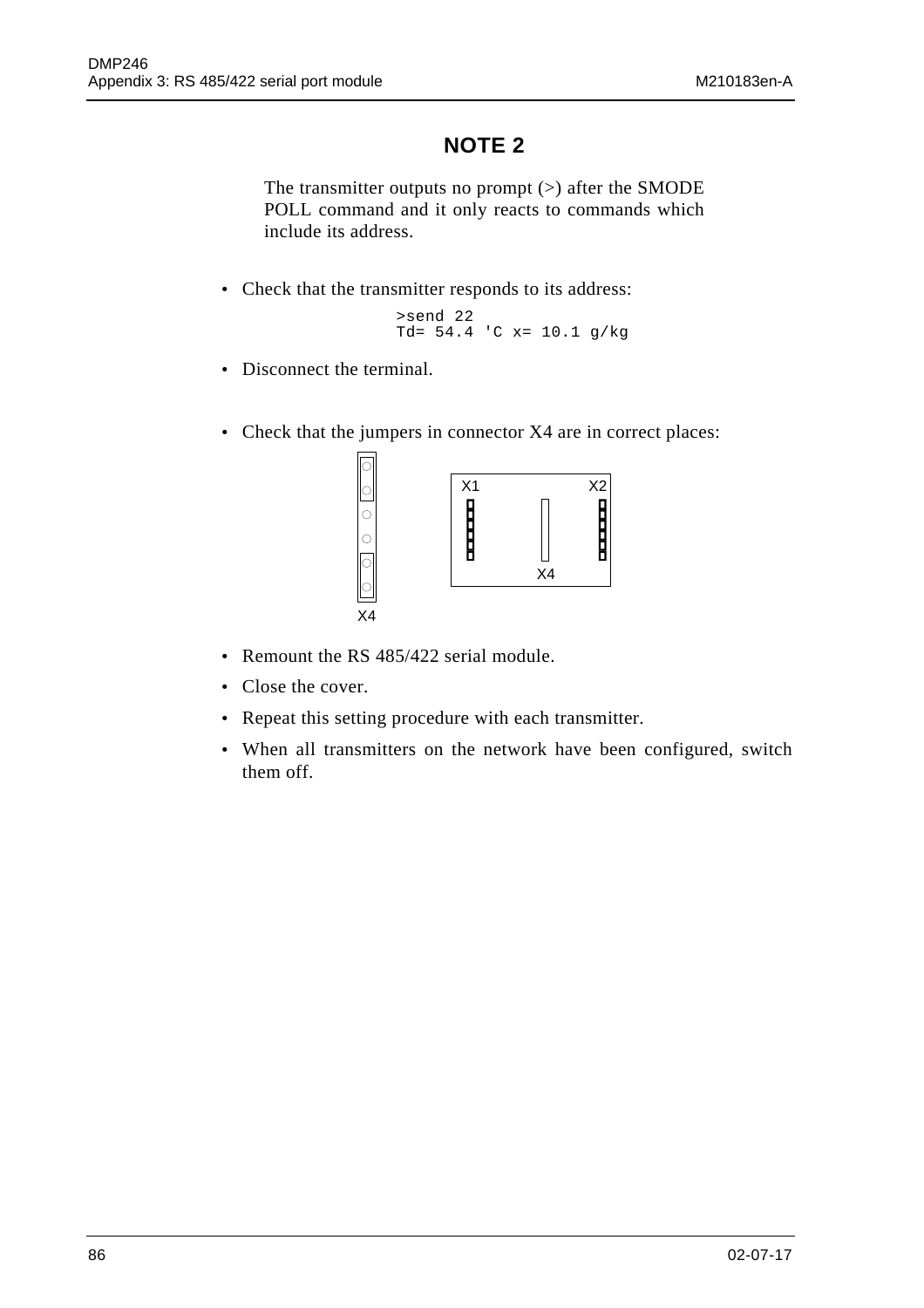## NOTE 2

The transmitter outputs no prompt (>) after the SMODE POLL command and it only reacts to commands which include its address.

- Check that the transmitter responds to its address:

```
>send 22
Td= 54.4 'C x= 10.1 g/kg
```

- Disconnect the terminal.

- Check that the jumpers in connector X4 are in correct places:

X4

X1 X2

X4

- Remount the RS 485/422 serial module.
- Close the cover.
- Repeat this setting procedure with each transmitter.
- When all transmitters on the network have been configured, switch them off.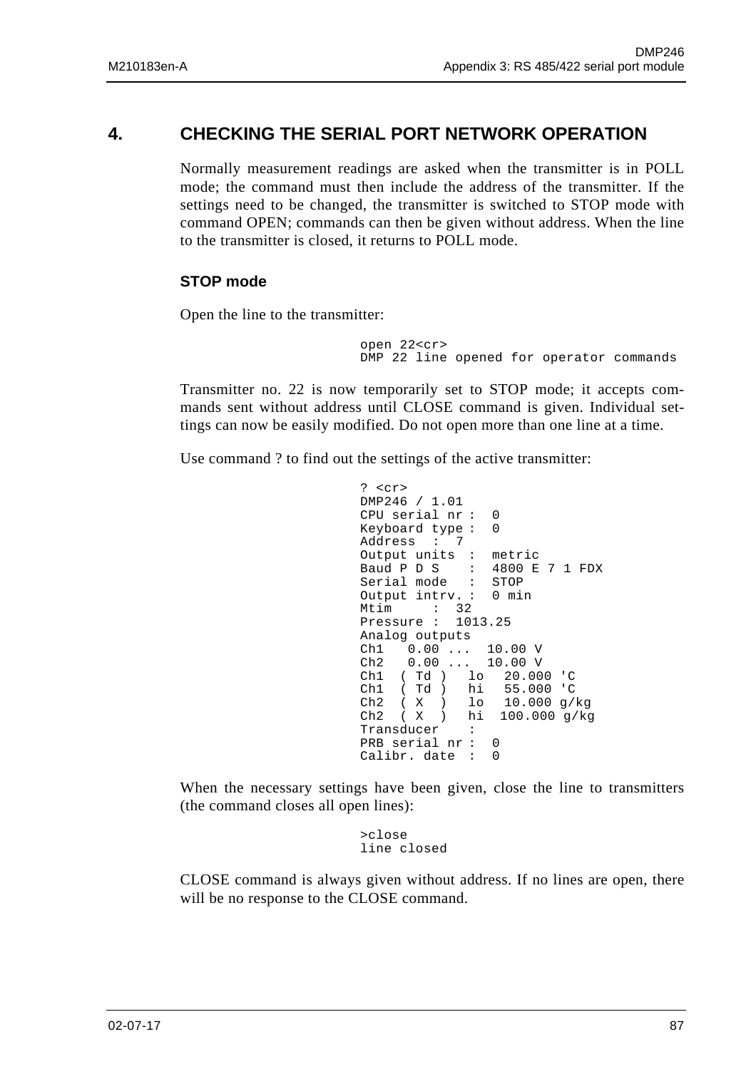# 4. CHECKING THE SERIAL PORT NETWORK OPERATION

Normally measurement readings are asked when the transmitter is in POLL mode; the command must then include the address of the transmitter. If the settings need to be changed, the transmitter is switched to STOP mode with command OPEN; commands can then be given without address. When the line to the transmitter is closed, it returns to POLL mode.

### STOP mode

Open the line to the transmitter:

```
open 22<cr>
DMP 22 line opened for operator commands
```

Transmitter no. 22 is now temporarily set to STOP mode; it accepts commands sent without address until CLOSE command is given. Individual settings can now be easily modified. Do not open more than one line at a time.

Use command ? to find out the settings of the active transmitter:

```
? <cr>
DMP246 / 1.01
CPU serial nr :  0
Keyboard type :  0
Address  :  7
Output units  :  metric
Baud P D S    :  4800 E 7 1 FDX
Serial mode   :  STOP
Output intrv. :  0 min
Mtim     :  32
Pressure :  1013.25
Analog outputs
Ch1   0.00 ...  10.00 V
Ch2   0.00 ...  10.00 V
Ch1  ( Td )   lo   20.000 'C
Ch1  ( Td )   hi   55.000 'C
Ch2  ( X  )   lo   10.000 g/kg
Ch2  ( X  )   hi  100.000 g/kg
Transducer    :
PRB serial nr :  0
Calibr. date  :  0
```

When the necessary settings have been given, close the line to transmitters (the command closes all open lines):

```
>close
line closed
```

CLOSE command is always given without address. If no lines are open, there will be no response to the CLOSE command.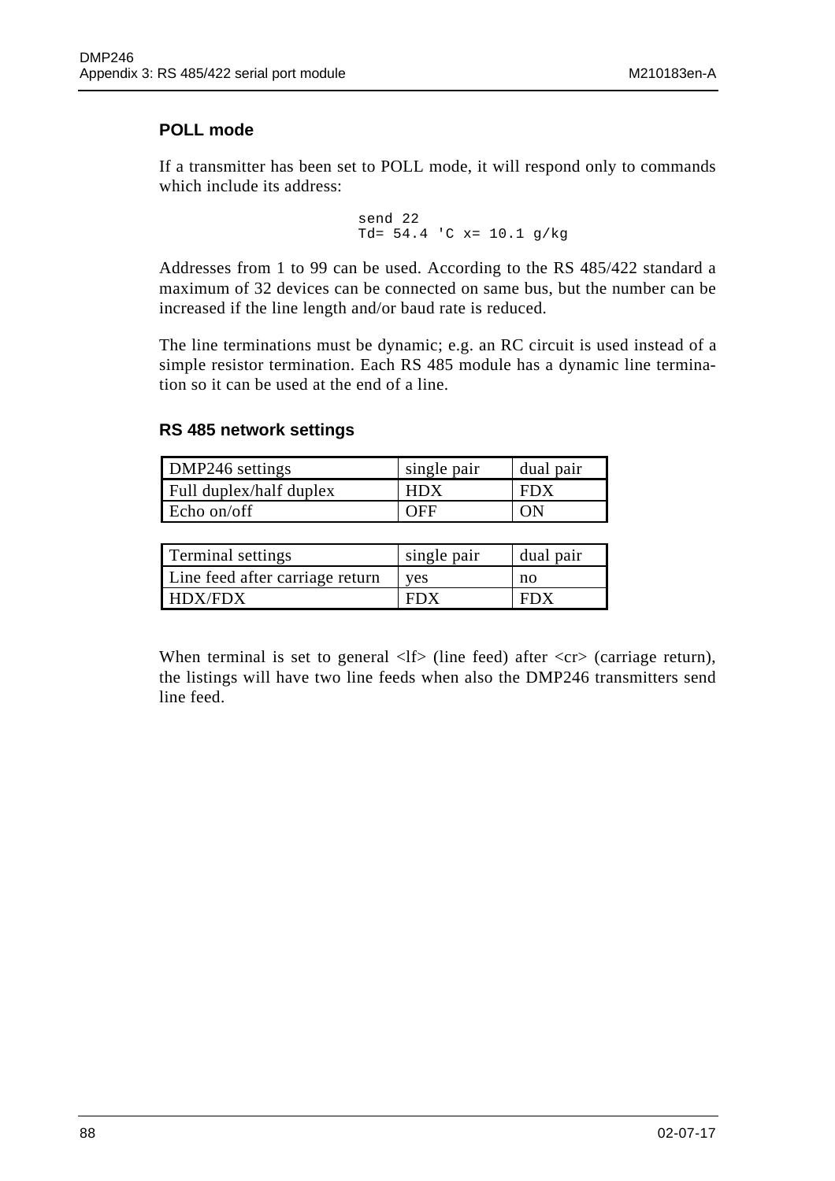### POLL mode

If a transmitter has been set to POLL mode, it will respond only to commands which include its address:

```
send 22
Td= 54.4 'C x= 10.1 g/kg
```

Addresses from 1 to 99 can be used. According to the RS 485/422 standard a maximum of 32 devices can be connected on same bus, but the number can be increased if the line length and/or baud rate is reduced.

The line terminations must be dynamic; e.g. an RC circuit is used instead of a simple resistor termination. Each RS 485 module has a dynamic line termination so it can be used at the end of a line.

### RS 485 network settings

| DMP246 settings | single pair | dual pair |
|---|---|---|
| Full duplex/half duplex | HDX | FDX |
| Echo on/off | OFF | ON |

| Terminal settings | single pair | dual pair |
|---|---|---|
| Line feed after carriage return | yes | no |
| HDX/FDX | FDX | FDX |

When terminal is set to general <lf> (line feed) after <cr> (carriage return), the listings will have two line feeds when also the DMP246 transmitters send line feed.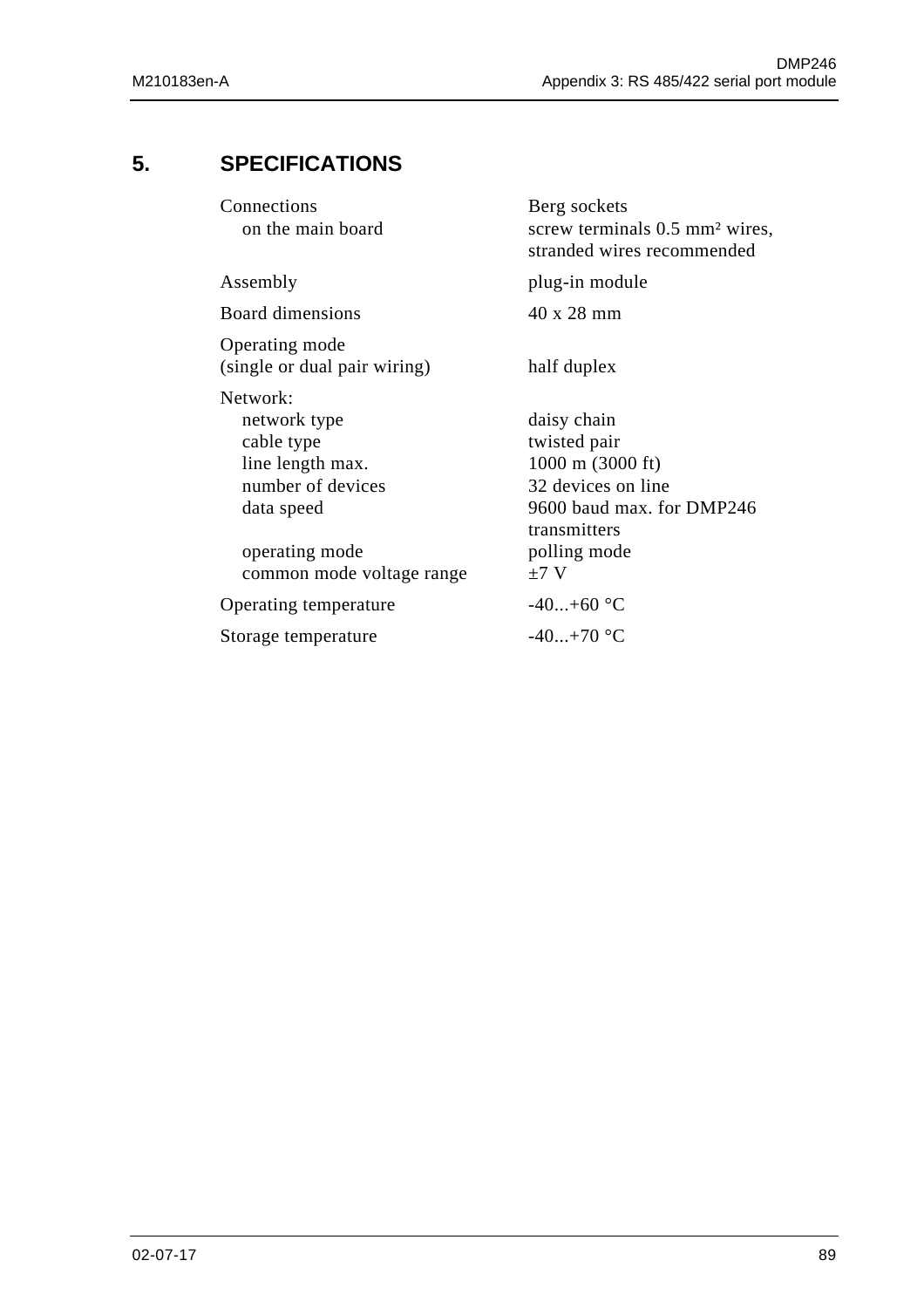## 5. SPECIFICATIONS

| | |
|---|---|
| Connections | Berg sockets |
| on the main board | screw terminals 0.5 mm² wires, stranded wires recommended |
| Assembly | plug-in module |
| Board dimensions | 40 x 28 mm |
| Operating mode (single or dual pair wiring) | half duplex |
| Network: | |
| network type | daisy chain |
| cable type | twisted pair |
| line length max. | 1000 m (3000 ft) |
| number of devices | 32 devices on line |
| data speed | 9600 baud max. for DMP246 transmitters |
| operating mode | polling mode |
| common mode voltage range | ±7 V |
| Operating temperature | -40...+60 °C |
| Storage temperature | -40...+70 °C |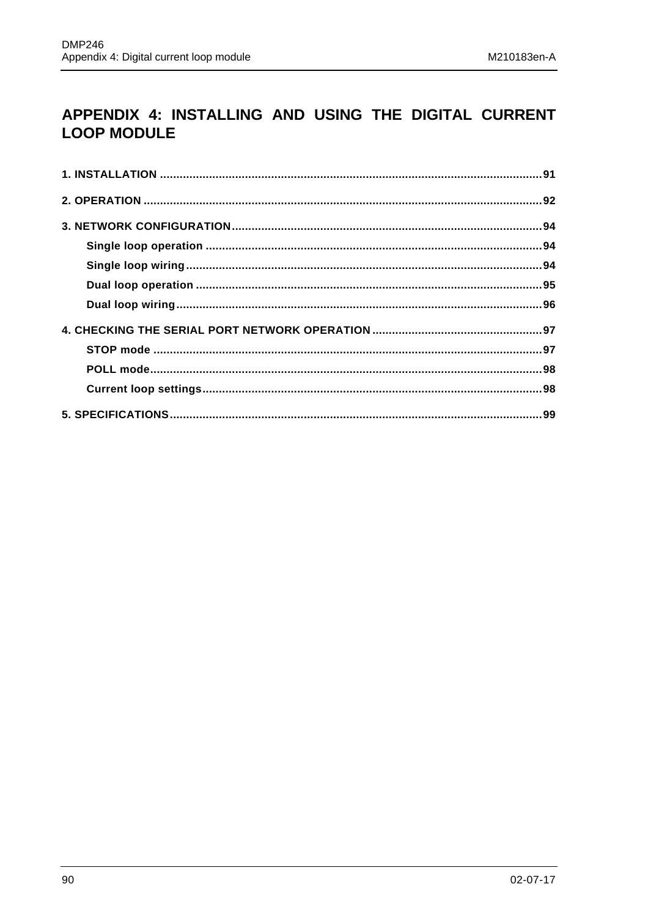# APPENDIX 4: INSTALLING AND USING THE DIGITAL CURRENT LOOP MODULE

**1. INSTALLATION .................................................................................................................. 91**

**2. OPERATION ...................................................................................................................... 92**

**3. NETWORK CONFIGURATION .......................................................................................... 94**

- **Single loop operation ................................................................................................ 94**
- **Single loop wiring ...................................................................................................... 94**
- **Dual loop operation ................................................................................................... 95**
- **Dual loop wiring ......................................................................................................... 96**

**4. CHECKING THE SERIAL PORT NETWORK OPERATION ................................................ 97**

- **STOP mode ............................................................................................................... 97**
- **POLL mode ................................................................................................................ 98**
- **Current loop settings ................................................................................................. 98**

**5. SPECIFICATIONS .............................................................................................................. 99**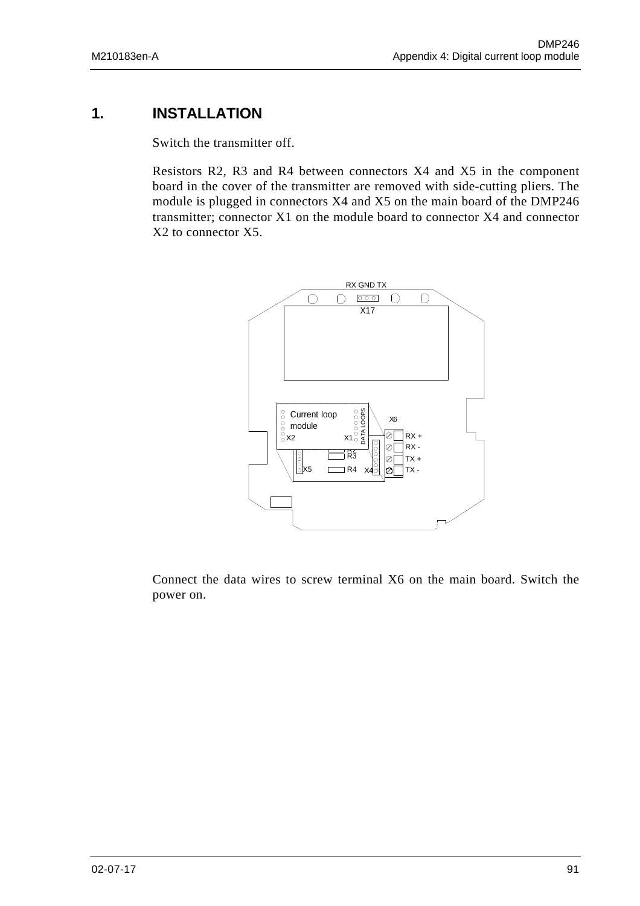# 1. INSTALLATION

Switch the transmitter off.

Resistors R2, R3 and R4 between connectors X4 and X5 in the component board in the cover of the transmitter are removed with side-cutting pliers. The module is plugged in connectors X4 and X5 on the main board of the DMP246 transmitter; connector X1 on the module board to connector X4 and connector X2 to connector X5.

Connect the data wires to screw terminal X6 on the main board. Switch the power on.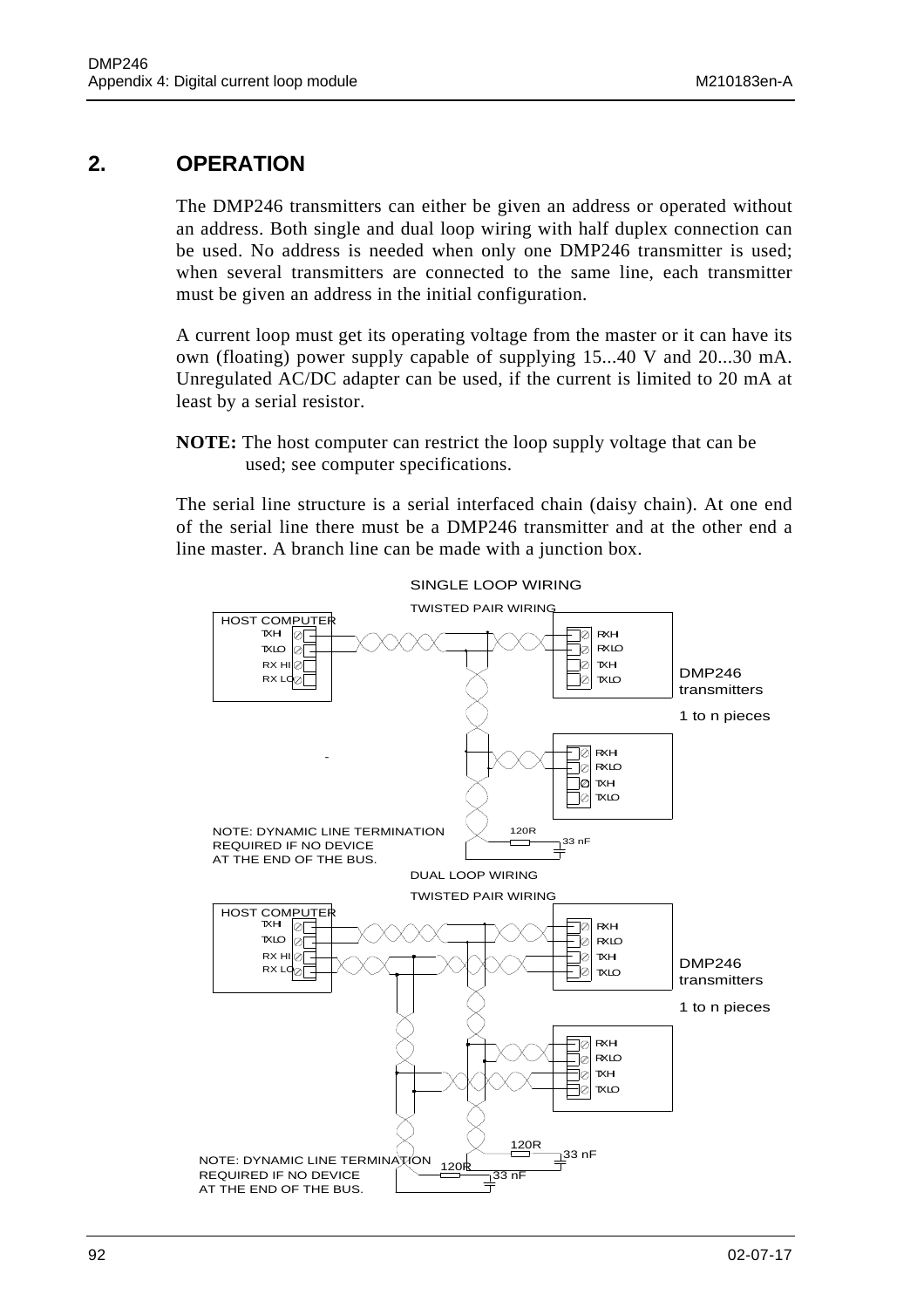## 2. OPERATION

The DMP246 transmitters can either be given an address or operated without an address. Both single and dual loop wiring with half duplex connection can be used. No address is needed when only one DMP246 transmitter is used; when several transmitters are connected to the same line, each transmitter must be given an address in the initial configuration.

A current loop must get its operating voltage from the master or it can have its own (floating) power supply capable of supplying 15...40 V and 20...30 mA. Unregulated AC/DC adapter can be used, if the current is limited to 20 mA at least by a serial resistor.

**NOTE:** The host computer can restrict the loop supply voltage that can be used; see computer specifications.

The serial line structure is a serial interfaced chain (daisy chain). At one end of the serial line there must be a DMP246 transmitter and at the other end a line master. A branch line can be made with a junction box.

SINGLE LOOP WIRING

TWISTED PAIR WIRING

HOST COMPUTER: TX HI, TX LO, RX HI, RX LO

DMP246 transmitters: RX HI, RX LO, TX HI, TX LO

1 to n pieces

NOTE: DYNAMIC LINE TERMINATION REQUIRED IF NO DEVICE AT THE END OF THE BUS. (120R, 33 nF)

DUAL LOOP WIRING

TWISTED PAIR WIRING

HOST COMPUTER: TX HI, TX LO, RX HI, RX LO

DMP246 transmitters: RX HI, RX LO, TX HI, TX LO

1 to n pieces

NOTE: DYNAMIC LINE TERMINATION REQUIRED IF NO DEVICE AT THE END OF THE BUS. (120R, 33 nF; 120R, 33 nF)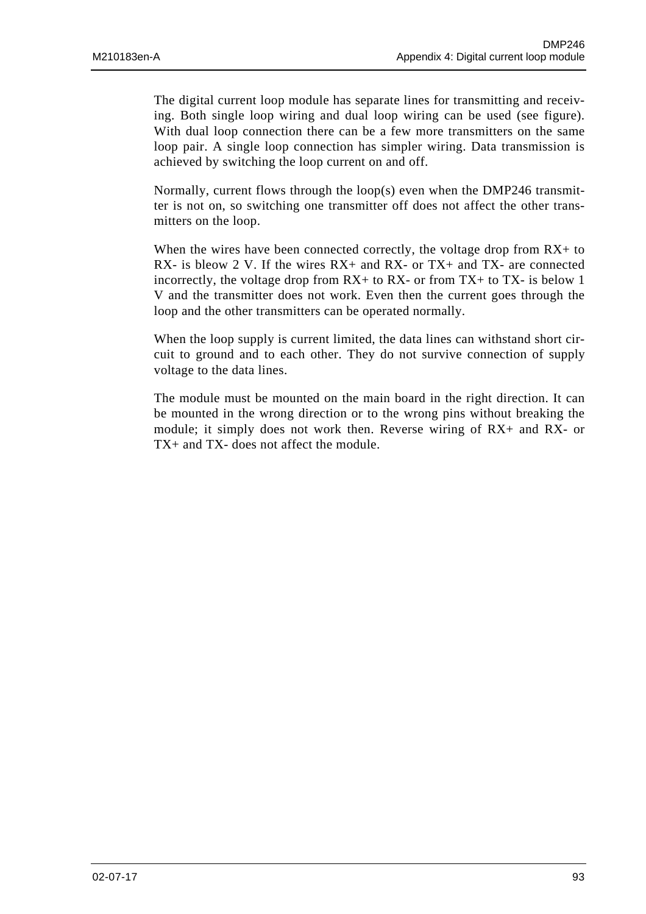The digital current loop module has separate lines for transmitting and receiving. Both single loop wiring and dual loop wiring can be used (see figure). With dual loop connection there can be a few more transmitters on the same loop pair. A single loop connection has simpler wiring. Data transmission is achieved by switching the loop current on and off.

Normally, current flows through the loop(s) even when the DMP246 transmitter is not on, so switching one transmitter off does not affect the other transmitters on the loop.

When the wires have been connected correctly, the voltage drop from RX+ to RX- is bleow 2 V. If the wires RX+ and RX- or TX+ and TX- are connected incorrectly, the voltage drop from RX+ to RX- or from TX+ to TX- is below 1 V and the transmitter does not work. Even then the current goes through the loop and the other transmitters can be operated normally.

When the loop supply is current limited, the data lines can withstand short circuit to ground and to each other. They do not survive connection of supply voltage to the data lines.

The module must be mounted on the main board in the right direction. It can be mounted in the wrong direction or to the wrong pins without breaking the module; it simply does not work then. Reverse wiring of RX+ and RX- or TX+ and TX- does not affect the module.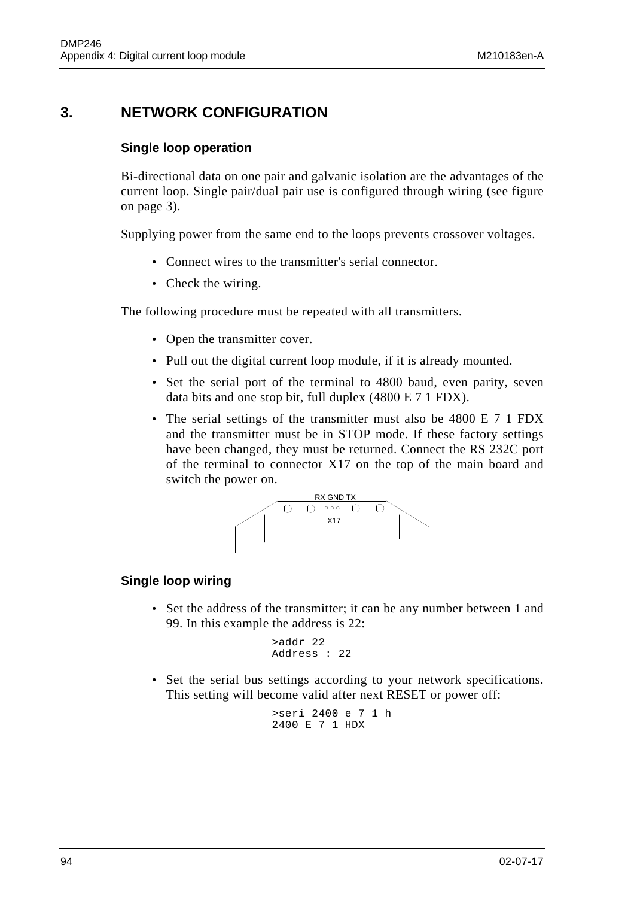## 3. NETWORK CONFIGURATION

### Single loop operation

Bi-directional data on one pair and galvanic isolation are the advantages of the current loop. Single pair/dual pair use is configured through wiring (see figure on page 3).

Supplying power from the same end to the loops prevents crossover voltages.

- Connect wires to the transmitter's serial connector.
- Check the wiring.

The following procedure must be repeated with all transmitters.

- Open the transmitter cover.
- Pull out the digital current loop module, if it is already mounted.
- Set the serial port of the terminal to 4800 baud, even parity, seven data bits and one stop bit, full duplex (4800 E 7 1 FDX).
- The serial settings of the transmitter must also be 4800 E 7 1 FDX and the transmitter must be in STOP mode. If these factory settings have been changed, they must be returned. Connect the RS 232C port of the terminal to connector X17 on the top of the main board and switch the power on.

RX GND TX

X17

### Single loop wiring

- Set the address of the transmitter; it can be any number between 1 and 99. In this example the address is 22:

```
>addr 22
Address : 22
```

- Set the serial bus settings according to your network specifications. This setting will become valid after next RESET or power off:

```
>seri 2400 e 7 1 h
2400 E 7 1 HDX
```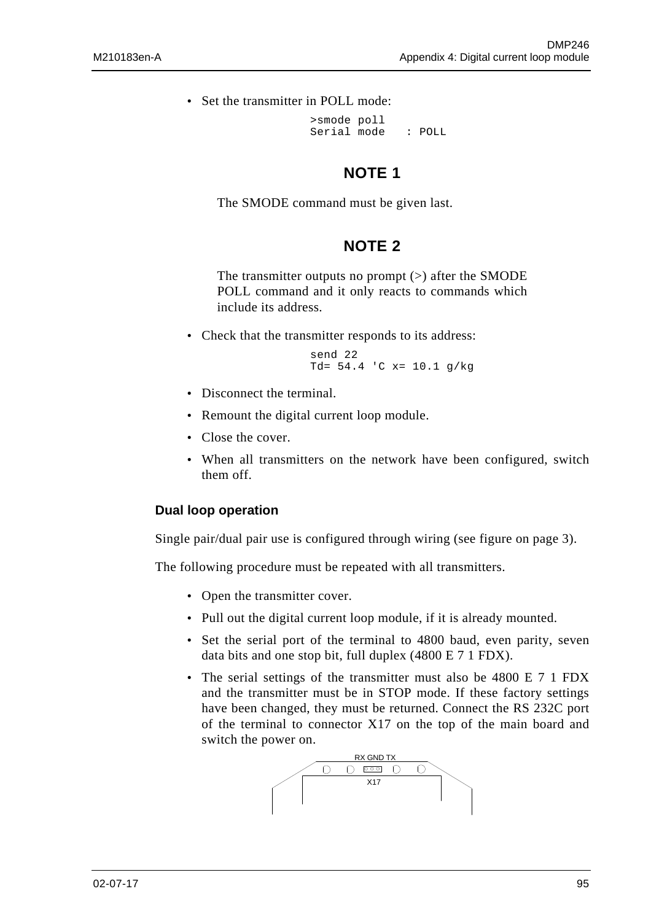- Set the transmitter in POLL mode:

```
>smode poll
Serial mode   : POLL
```

## NOTE 1

The SMODE command must be given last.

## NOTE 2

The transmitter outputs no prompt (>) after the SMODE POLL command and it only reacts to commands which include its address.

- Check that the transmitter responds to its address:

```
send 22
Td= 54.4 'C x= 10.1 g/kg
```

- Disconnect the terminal.
- Remount the digital current loop module.
- Close the cover.
- When all transmitters on the network have been configured, switch them off.

### Dual loop operation

Single pair/dual pair use is configured through wiring (see figure on page 3).

The following procedure must be repeated with all transmitters.

- Open the transmitter cover.
- Pull out the digital current loop module, if it is already mounted.
- Set the serial port of the terminal to 4800 baud, even parity, seven data bits and one stop bit, full duplex (4800 E 7 1 FDX).
- The serial settings of the transmitter must also be 4800 E 7 1 FDX and the transmitter must be in STOP mode. If these factory settings have been changed, they must be returned. Connect the RS 232C port of the terminal to connector X17 on the top of the main board and switch the power on.

RX GND TX

X17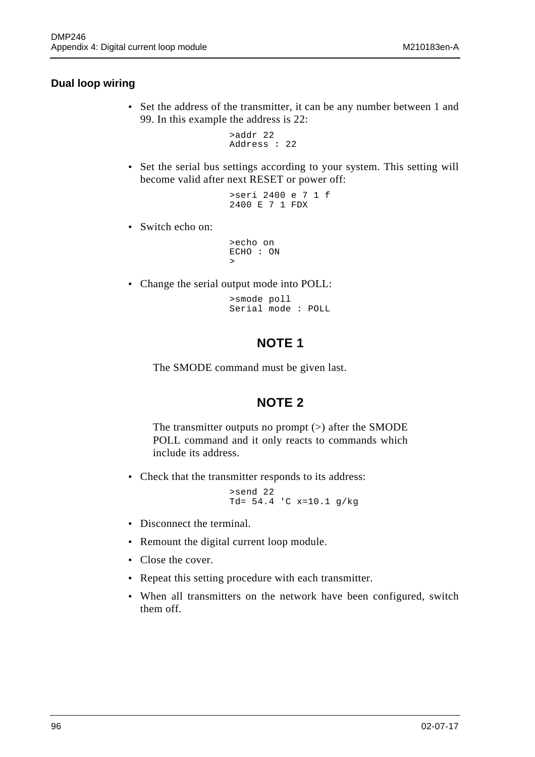### Dual loop wiring

- Set the address of the transmitter, it can be any number between 1 and 99. In this example the address is 22:

```
>addr 22
Address : 22
```

- Set the serial bus settings according to your system. This setting will become valid after next RESET or power off:

```
>seri 2400 e 7 1 f
2400 E 7 1 FDX
```

- Switch echo on:

```
>echo on
ECHO : ON
>
```

- Change the serial output mode into POLL:

```
>smode poll
Serial mode : POLL
```

**NOTE 1**

The SMODE command must be given last.

**NOTE 2**

The transmitter outputs no prompt (>) after the SMODE POLL command and it only reacts to commands which include its address.

- Check that the transmitter responds to its address:

```
>send 22
Td= 54.4 'C x=10.1 g/kg
```

- Disconnect the terminal.
- Remount the digital current loop module.
- Close the cover.
- Repeat this setting procedure with each transmitter.
- When all transmitters on the network have been configured, switch them off.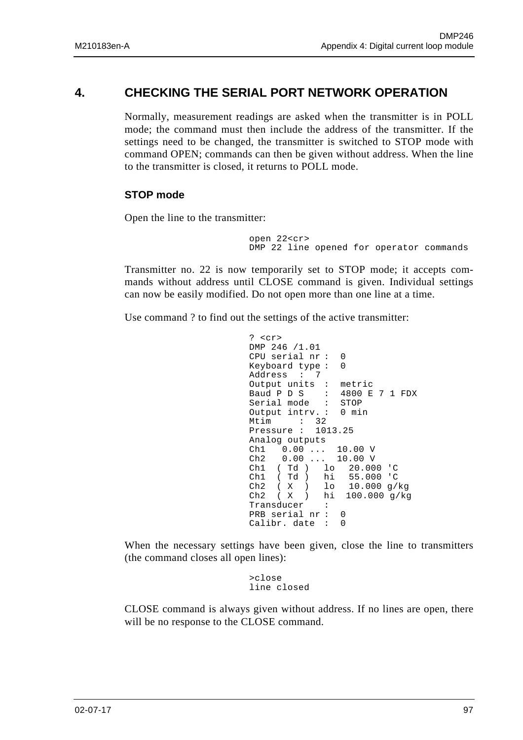# 4. CHECKING THE SERIAL PORT NETWORK OPERATION

Normally, measurement readings are asked when the transmitter is in POLL mode; the command must then include the address of the transmitter. If the settings need to be changed, the transmitter is switched to STOP mode with command OPEN; commands can then be given without address. When the line to the transmitter is closed, it returns to POLL mode.

### STOP mode

Open the line to the transmitter:

```
open 22<cr>
DMP 22 line opened for operator commands
```

Transmitter no. 22 is now temporarily set to STOP mode; it accepts commands without address until CLOSE command is given. Individual settings can now be easily modified. Do not open more than one line at a time.

Use command ? to find out the settings of the active transmitter:

```
? <cr>
DMP 246 /1.01
CPU serial nr :  0
Keyboard type :  0
Address  :  7
Output units  :  metric
Baud P D S    :  4800 E 7 1 FDX
Serial mode   :  STOP
Output intrv. :  0 min
Mtim     :  32
Pressure :  1013.25
Analog outputs
Ch1   0.00 ...  10.00 V
Ch2   0.00 ...  10.00 V
Ch1  ( Td )   lo   20.000 'C
Ch1  ( Td )   hi   55.000 'C
Ch2  ( X  )   lo   10.000 g/kg
Ch2  ( X  )   hi  100.000 g/kg
Transducer    :
PRB serial nr :  0
Calibr. date  :  0
```

When the necessary settings have been given, close the line to transmitters (the command closes all open lines):

```
>close
line closed
```

CLOSE command is always given without address. If no lines are open, there will be no response to the CLOSE command.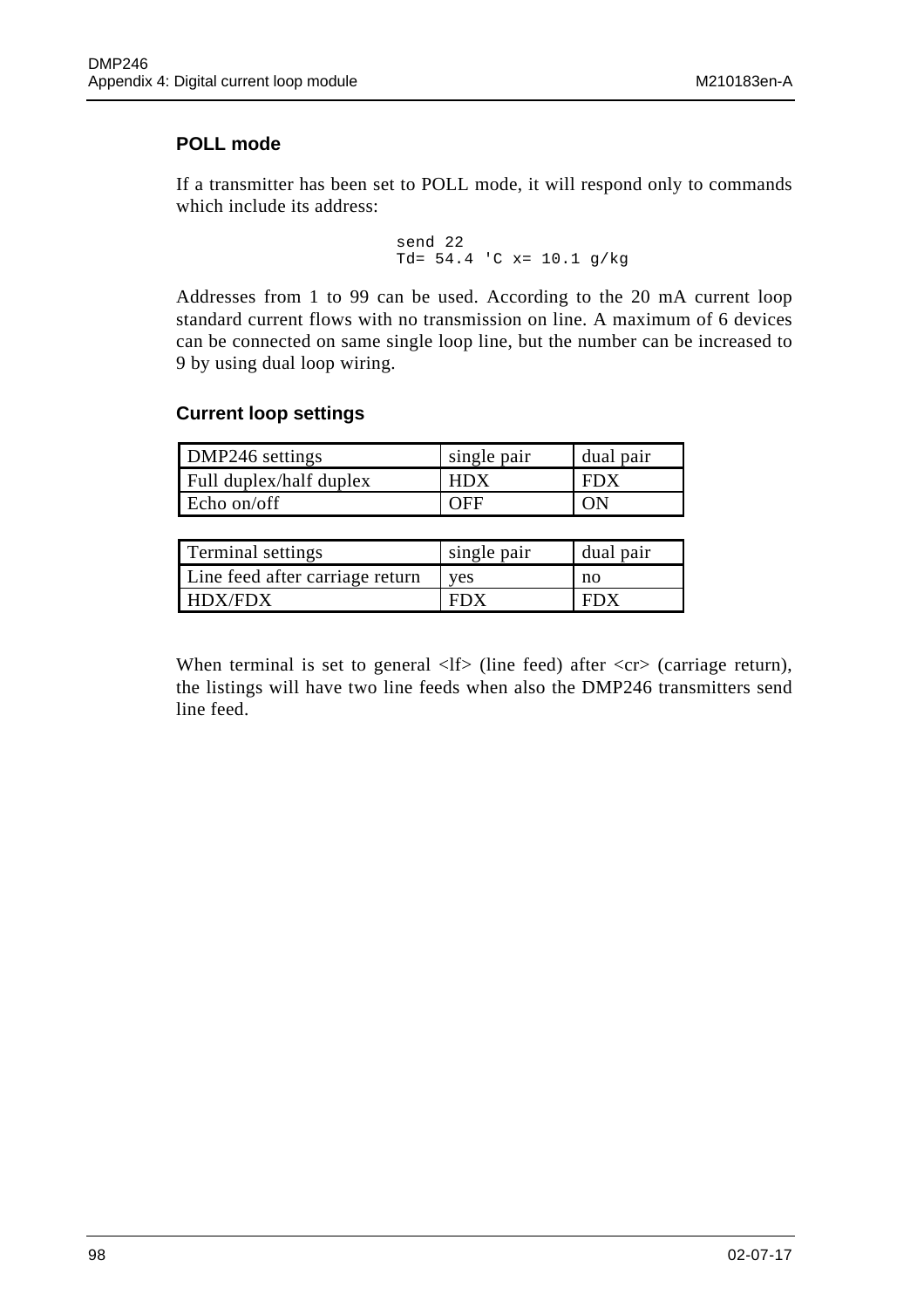### POLL mode

If a transmitter has been set to POLL mode, it will respond only to commands which include its address:

```
send 22
Td= 54.4 'C x= 10.1 g/kg
```

Addresses from 1 to 99 can be used. According to the 20 mA current loop standard current flows with no transmission on line. A maximum of 6 devices can be connected on same single loop line, but the number can be increased to 9 by using dual loop wiring.

### Current loop settings

| DMP246 settings | single pair | dual pair |
|---|---|---|
| Full duplex/half duplex | HDX | FDX |
| Echo on/off | OFF | ON |

| Terminal settings | single pair | dual pair |
|---|---|---|
| Line feed after carriage return | yes | no |
| HDX/FDX | FDX | FDX |

When terminal is set to general <lf> (line feed) after <cr> (carriage return), the listings will have two line feeds when also the DMP246 transmitters send line feed.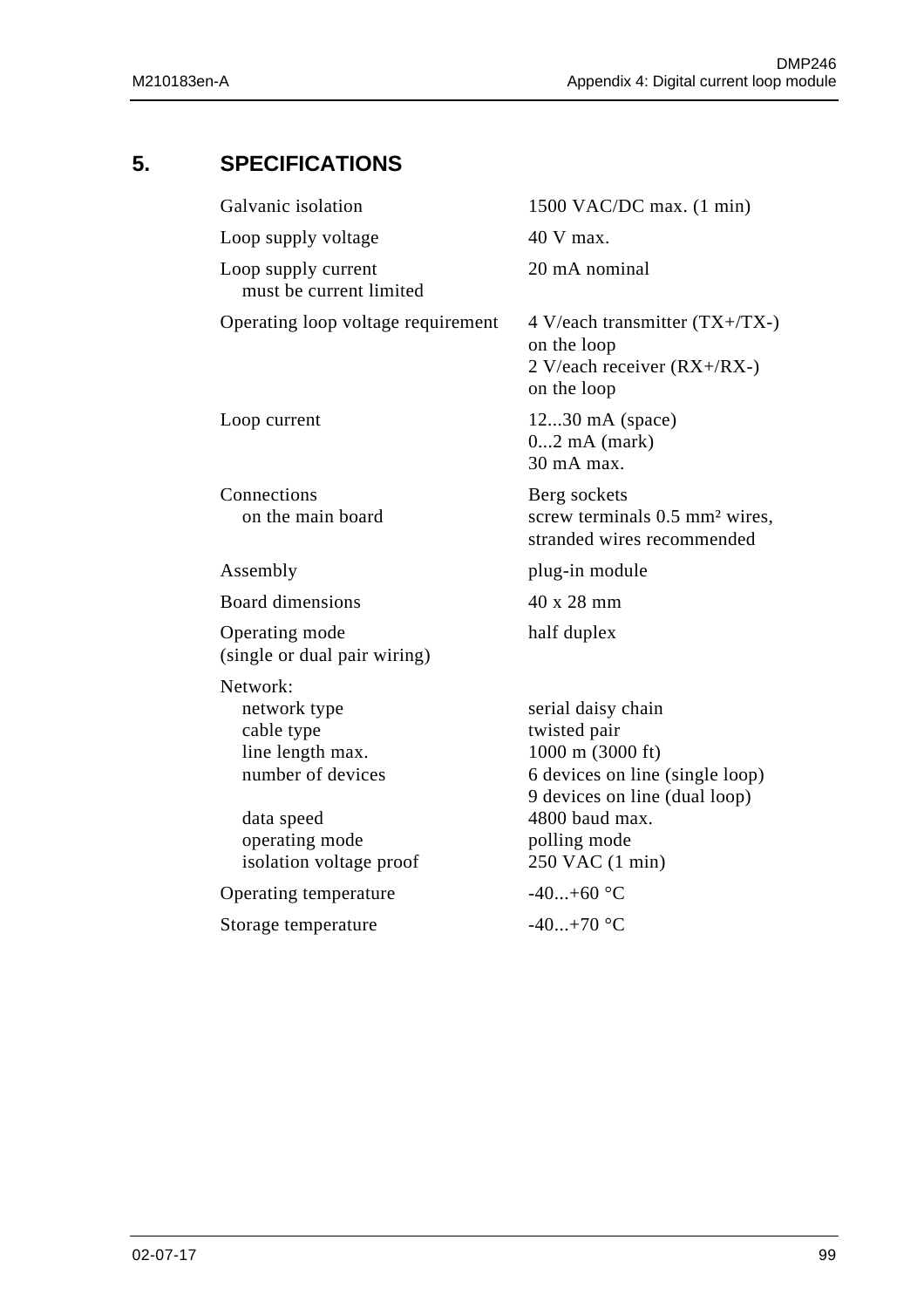## 5. SPECIFICATIONS

| | |
|---|---|
| Galvanic isolation | 1500 VAC/DC max. (1 min) |
| Loop supply voltage | 40 V max. |
| Loop supply current<br>must be current limited | 20 mA nominal |
| Operating loop voltage requirement | 4 V/each transmitter (TX+/TX-) on the loop<br>2 V/each receiver (RX+/RX-) on the loop |
| Loop current | 12...30 mA (space)<br>0...2 mA (mark)<br>30 mA max. |
| Connections<br>on the main board | Berg sockets<br>screw terminals 0.5 mm² wires, stranded wires recommended |
| Assembly | plug-in module |
| Board dimensions | 40 x 28 mm |
| Operating mode<br>(single or dual pair wiring) | half duplex |
| Network: | |
| network type | serial daisy chain |
| cable type | twisted pair |
| line length max. | 1000 m (3000 ft) |
| number of devices | 6 devices on line (single loop)<br>9 devices on line (dual loop) |
| data speed | 4800 baud max. |
| operating mode | polling mode |
| isolation voltage proof | 250 VAC (1 min) |
| Operating temperature | -40...+60 °C |
| Storage temperature | -40...+70 °C |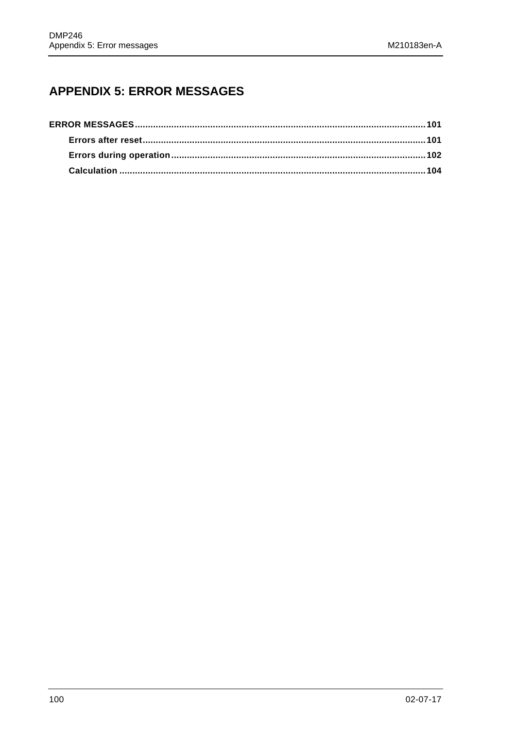# APPENDIX 5: ERROR MESSAGES

**ERROR MESSAGES**.......................................................................................................**101**

**Errors after reset**...................................................................................................**101**

**Errors during operation**.........................................................................................**102**

**Calculation** ..............................................................................................................**104**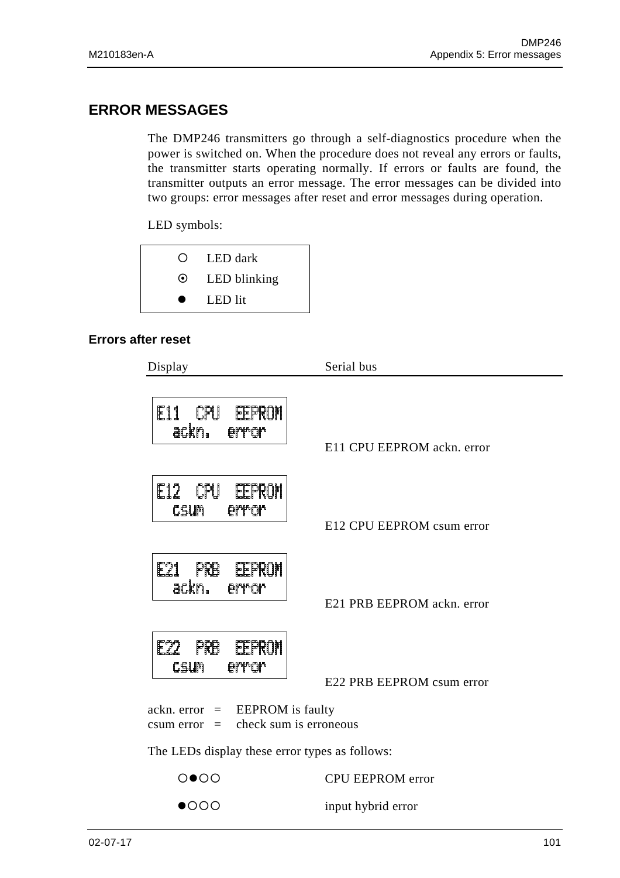## ERROR MESSAGES

The DMP246 transmitters go through a self-diagnostics procedure when the power is switched on. When the procedure does not reveal any errors or faults, the transmitter starts operating normally. If errors or faults are found, the transmitter outputs an error message. The error messages can be divided into two groups: error messages after reset and error messages during operation.

LED symbols:

| | |
|---|---|
| ○ | LED dark |
| ⊙ | LED blinking |
| ● | LED lit |

### Errors after reset

| Display | Serial bus |
|---|---|
| E11 CPU EEPROM ackn. error | E11 CPU EEPROM ackn. error |
| E12 CPU EEPROM csum error | E12 CPU EEPROM csum error |
| E21 PRB EEPROM ackn. error | E21 PRB EEPROM ackn. error |
| E22 PRB EEPROM csum error | E22 PRB EEPROM csum error |

ackn. error = EEPROM is faulty
csum error = check sum is erroneous

The LEDs display these error types as follows:

| | |
|---|---|
| ○●○○ | CPU EEPROM error |
| ●○○○ | input hybrid error |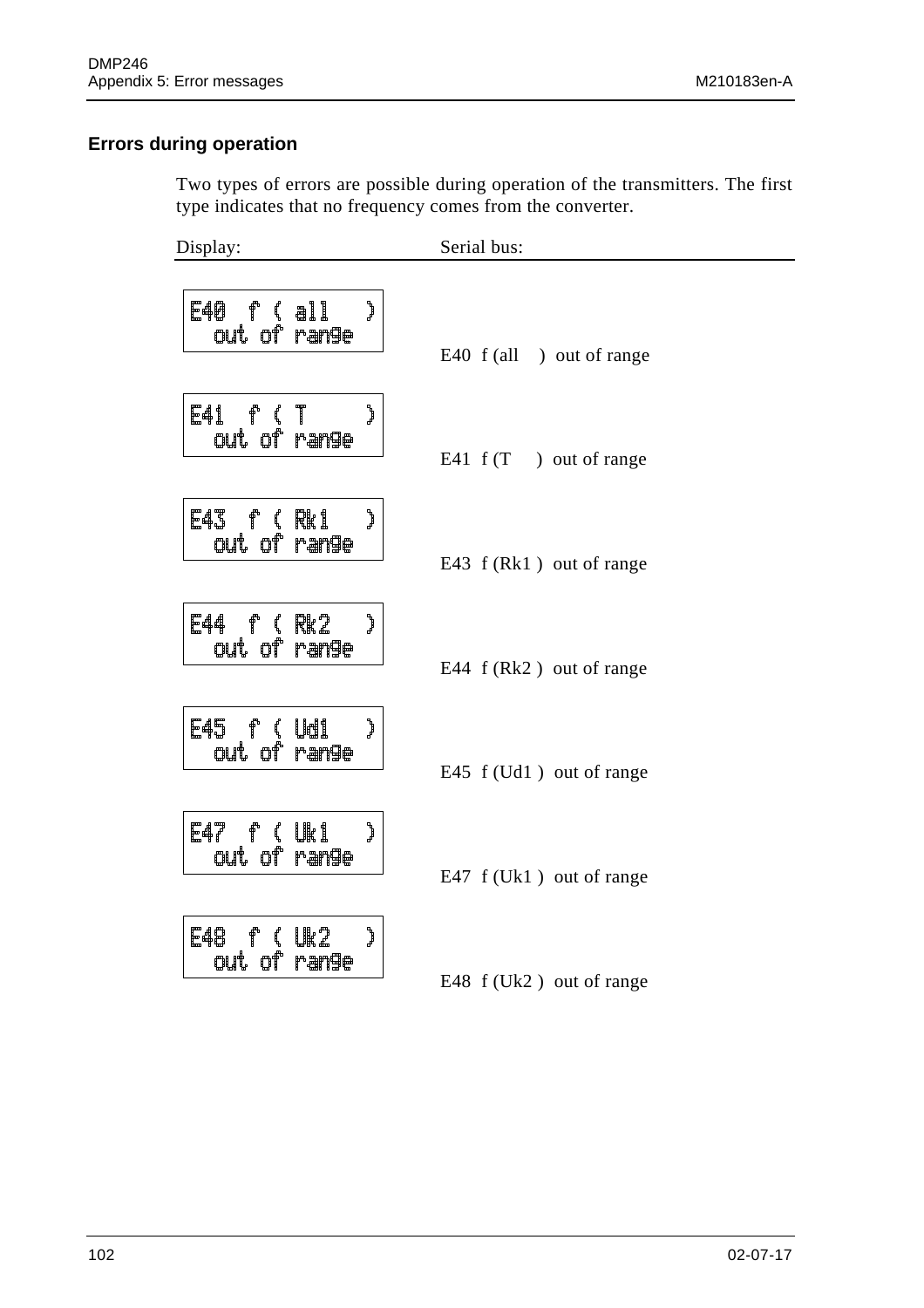## Errors during operation

Two types of errors are possible during operation of the transmitters. The first type indicates that no frequency comes from the converter.

| Display: | Serial bus: |
|---|---|
| E40 f ( all ) out of range | E40 f (all ) out of range |
| E41 f ( T ) out of range | E41 f (T ) out of range |
| E43 f ( Rk1 ) out of range | E43 f (Rk1 ) out of range |
| E44 f ( Rk2 ) out of range | E44 f (Rk2 ) out of range |
| E45 f ( Ud1 ) out of range | E45 f (Ud1 ) out of range |
| E47 f ( Uk1 ) out of range | E47 f (Uk1 ) out of range |
| E48 f ( Uk2 ) out of range | E48 f (Uk2 ) out of range |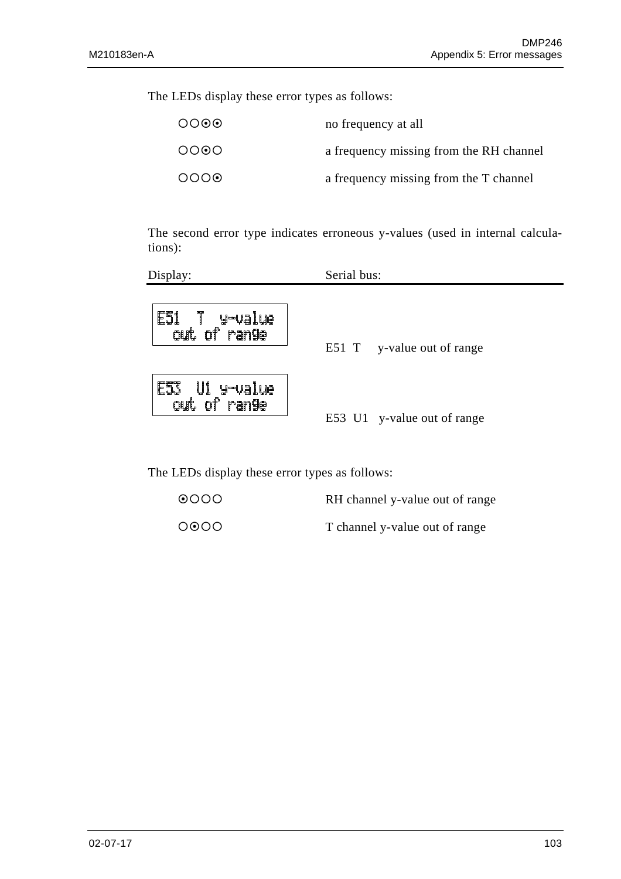The LEDs display these error types as follows:

| | |
|---|---|
| ○○⊙⊙ | no frequency at all |
| ○○⊙○ | a frequency missing from the RH channel |
| ○○○⊙ | a frequency missing from the T channel |

The second error type indicates erroneous y-values (used in internal calculations):

| Display: | Serial bus: |
|---|---|
| E51 T y-value out of range | E51 T y-value out of range |
| E53 U1 y-value out of range | E53 U1 y-value out of range |

The LEDs display these error types as follows:

| | |
|---|---|
| ⊙○○○ | RH channel y-value out of range |
| ○⊙○○ | T channel y-value out of range |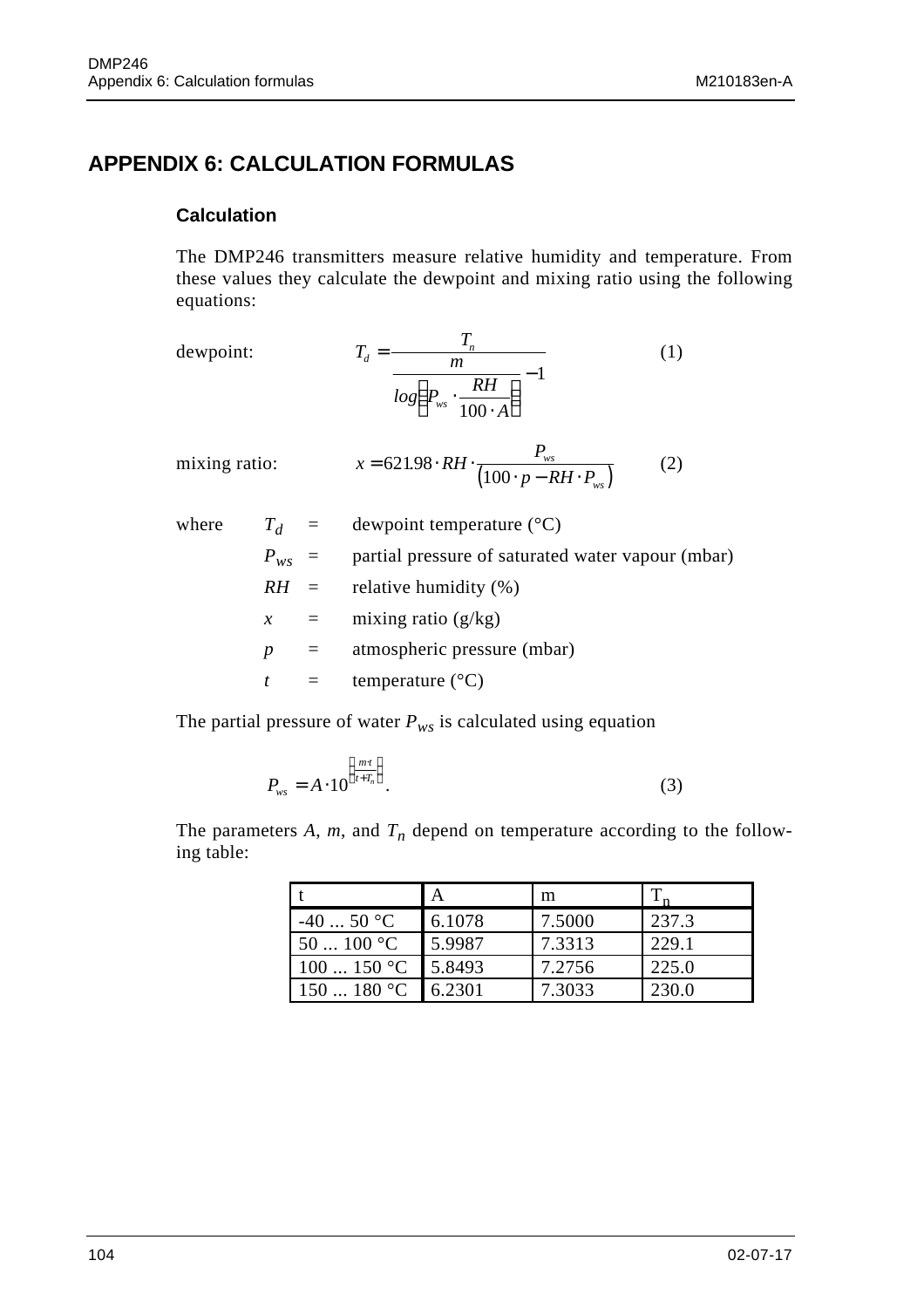# APPENDIX 6: CALCULATION FORMULAS

### Calculation

The DMP246 transmitters measure relative humidity and temperature. From these values they calculate the dewpoint and mixing ratio using the following equations:

dewpoint:

$$T_d = \frac{T_n}{\dfrac{m}{log\left(P_{ws} \cdot \dfrac{RH}{100 \cdot A}\right)} - 1} \qquad (1)$$

mixing ratio:

$$x = 621.98 \cdot RH \cdot \frac{P_{ws}}{\left(100 \cdot p - RH \cdot P_{ws}\right)} \qquad (2)$$

where

| | | |
|---|---|---|
| $T_d$ | = | dewpoint temperature (°C) |
| $P_{ws}$ | = | partial pressure of saturated water vapour (mbar) |
| $RH$ | = | relative humidity (%) |
| $x$ | = | mixing ratio (g/kg) |
| $p$ | = | atmospheric pressure (mbar) |
| $t$ | = | temperature (°C) |

The partial pressure of water $P_{ws}$ is calculated using equation

$$P_{ws} = A \cdot 10^{\left(\frac{m \cdot t}{t + T_n}\right)}. \qquad (3)$$

The parameters $A$, $m$, and $T_n$ depend on temperature according to the following table:

| t | A | m | $T_n$ |
|---|---|---|---|
| -40 ... 50 °C | 6.1078 | 7.5000 | 237.3 |
| 50 ... 100 °C | 5.9987 | 7.3313 | 229.1 |
| 100 ... 150 °C | 5.8493 | 7.2756 | 225.0 |
| 150 ... 180 °C | 6.2301 | 7.3033 | 230.0 |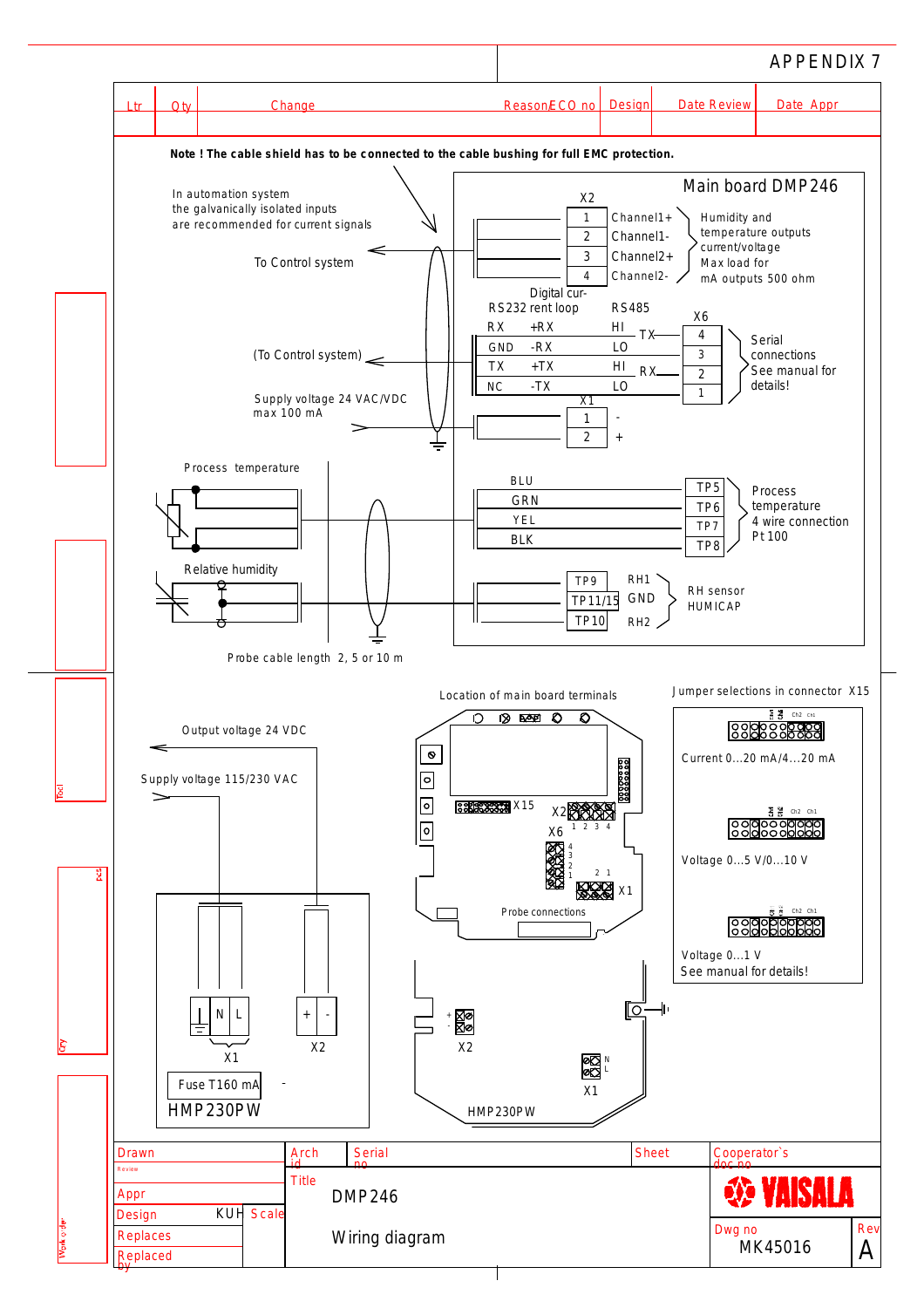# APPENDIX 7

| Ltr | Qty | Change | Reason/ECO no | Design | Date Review | Date Appr |
|---|---|---|---|---|---|---|
| | | | | | | |

**Note ! The cable shield has to be connected to the cable bushing for full EMC protection.**

In automation system the galvanically isolated inputs are recommended for current signals

To Control system

(To Control system)

Supply voltage 24 VAC/VDC max 100 mA

## Main board DMP246

X2

| X2 | Signal |
|---|---|
| 1 | Channel1+ |
| 2 | Channel1- |
| 3 | Channel2+ |
| 4 | Channel2- |

Humidity and temperature outputs current/voltage Max load for mA outputs 500 ohm

| RS232 | Digital current loop | RS485 | | X6 |
|---|---|---|---|---|
| RX | +RX | HI | TX | 4 |
| GND | -RX | LO | | 3 |
| TX | +TX | HI | RX | 2 |
| NC | -TX | LO | | 1 |

Serial connections See manual for details!

| X1 | |
|---|---|
| 1 | - |
| 2 | + |

Process temperature

| Wire | Terminal |
|---|---|
| BLU | TP5 |
| GRN | TP6 |
| YEL | TP7 |
| BLK | TP8 |

Process temperature 4 wire connection Pt100

Relative humidity

| Terminal | |
|---|---|
| TP9 | RH1 |
| TP11/15 | GND |
| TP10 | RH2 |

RH sensor HUMICAP

Probe cable length 2, 5 or 10 m

Output voltage 24 VDC

Supply voltage 115/230 VAC

X1 (N, L) X2 (+, -)

Fuse T160 mA

HMP230PW

Location of main board terminals

X15, X2 (1 2 3 4), X6 (4 3 2 1), X1 (2 1), Probe connections

X2 (+ -), X1 (N L)

HMP230PW

Jumper selections in connector X15

Ch2 Ch1

Current 0...20 mA/4...20 mA

Voltage 0...5 V/0...10 V

Voltage 0...1 V
See manual for details!

| Drawn | Arch id | Serial no | Sheet | Cooperator`s doc no |
|---|---|---|---|---|
| Review | Title | DMP246 | | VAISALA |
| Appr | | | | |
| Design KUH | Scale | Wiring diagram | | Dwg no MK45016 | Rev A |
| Replaces | | | | |
| Replaced by | | | | |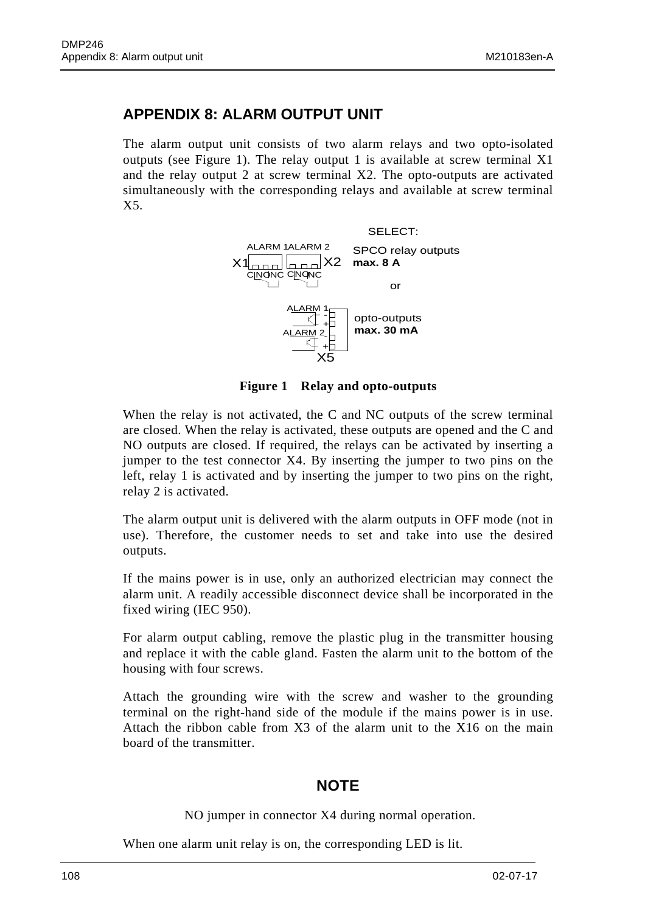# APPENDIX 8: ALARM OUTPUT UNIT

The alarm output unit consists of two alarm relays and two opto-isolated outputs (see Figure 1). The relay output 1 is available at screw terminal X1 and the relay output 2 at screw terminal X2. The opto-outputs are activated simultaneously with the corresponding relays and available at screw terminal X5.

**Figure 1 Relay and opto-outputs**

When the relay is not activated, the C and NC outputs of the screw terminal are closed. When the relay is activated, these outputs are opened and the C and NO outputs are closed. If required, the relays can be activated by inserting a jumper to the test connector X4. By inserting the jumper to two pins on the left, relay 1 is activated and by inserting the jumper to two pins on the right, relay 2 is activated.

The alarm output unit is delivered with the alarm outputs in OFF mode (not in use). Therefore, the customer needs to set and take into use the desired outputs.

If the mains power is in use, only an authorized electrician may connect the alarm unit. A readily accessible disconnect device shall be incorporated in the fixed wiring (IEC 950).

For alarm output cabling, remove the plastic plug in the transmitter housing and replace it with the cable gland. Fasten the alarm unit to the bottom of the housing with four screws.

Attach the grounding wire with the screw and washer to the grounding terminal on the right-hand side of the module if the mains power is in use. Attach the ribbon cable from X3 of the alarm unit to the X16 on the main board of the transmitter.

## NOTE

NO jumper in connector X4 during normal operation.

When one alarm unit relay is on, the corresponding LED is lit.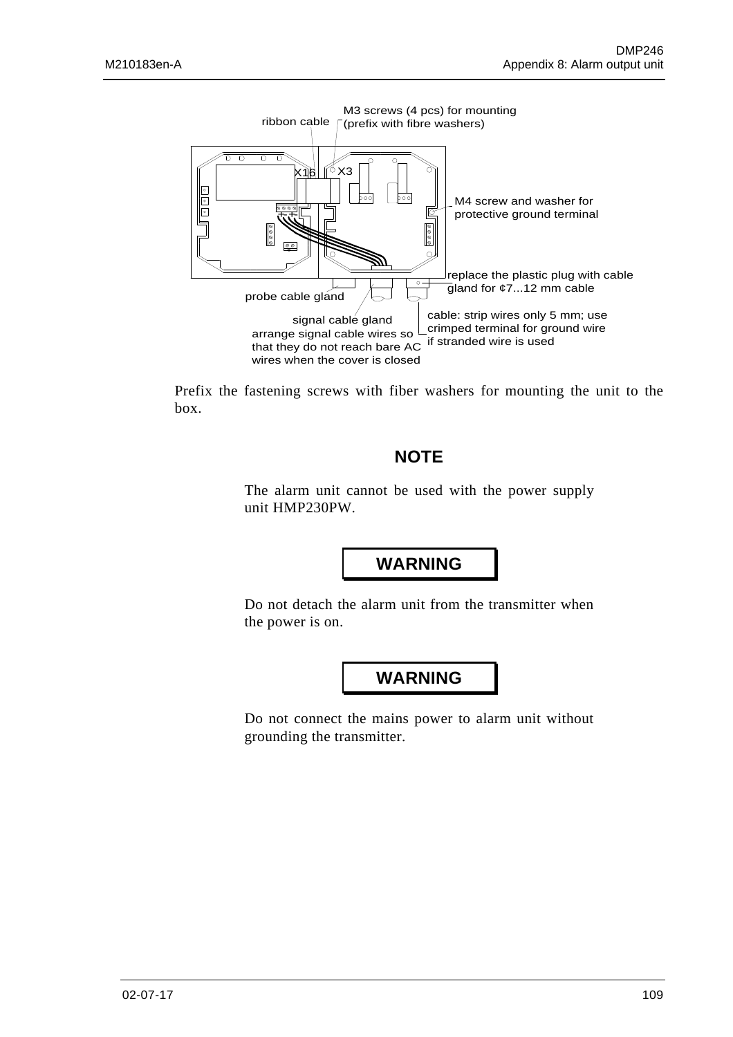ribbon cable

M3 screws (4 pcs) for mounting (prefix with fibre washers)

X16

X3

M4 screw and washer for protective ground terminal

replace the plastic plug with cable gland for ¢7...12 mm cable

probe cable gland

signal cable gland

arrange signal cable wires so that they do not reach bare AC wires when the cover is closed

cable: strip wires only 5 mm; use crimped terminal for ground wire if stranded wire is used

Prefix the fastening screws with fiber washers for mounting the unit to the box.

**NOTE**

The alarm unit cannot be used with the power supply unit HMP230PW.

**WARNING**

Do not detach the alarm unit from the transmitter when the power is on.

**WARNING**

Do not connect the mains power to alarm unit without grounding the transmitter.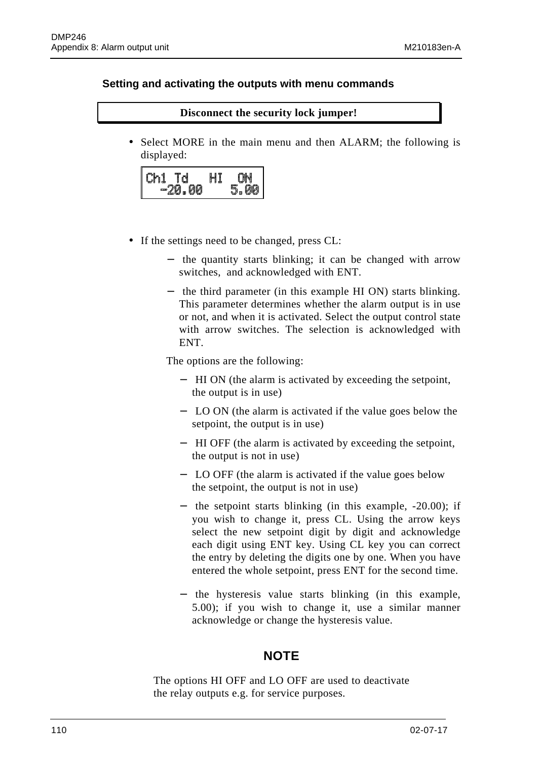### Setting and activating the outputs with menu commands

**Disconnect the security lock jumper!**

- Select MORE in the main menu and then ALARM; the following is displayed:

```
Ch1 Td    HI   ON
  -20.00     5.00
```

- If the settings need to be changed, press CL:
  - the quantity starts blinking; it can be changed with arrow switches, and acknowledged with ENT.
  - the third parameter (in this example HI ON) starts blinking. This parameter determines whether the alarm output is in use or not, and when it is activated. Select the output control state with arrow switches. The selection is acknowledged with ENT.

  The options are the following:

  - HI ON (the alarm is activated by exceeding the setpoint, the output is in use)
  - LO ON (the alarm is activated if the value goes below the setpoint, the output is in use)
  - HI OFF (the alarm is activated by exceeding the setpoint, the output is not in use)
  - LO OFF (the alarm is activated if the value goes below the setpoint, the output is not in use)
  - the setpoint starts blinking (in this example, -20.00); if you wish to change it, press CL. Using the arrow keys select the new setpoint digit by digit and acknowledge each digit using ENT key. Using CL key you can correct the entry by deleting the digits one by one. When you have entered the whole setpoint, press ENT for the second time.
  - the hysteresis value starts blinking (in this example, 5.00); if you wish to change it, use a similar manner acknowledge or change the hysteresis value.

**NOTE**

The options HI OFF and LO OFF are used to deactivate the relay outputs e.g. for service purposes.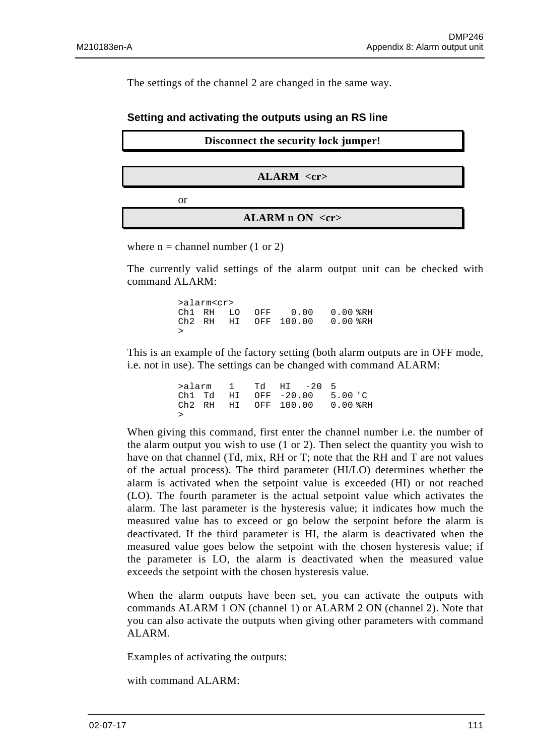The settings of the channel 2 are changed in the same way.

### Setting and activating the outputs using an RS line

**Disconnect the security lock jumper!**

**ALARM <cr>**

or

**ALARM n ON <cr>**

where n = channel number (1 or 2)

The currently valid settings of the alarm output unit can be checked with command ALARM:

```
>alarm<cr>
Ch1  RH   LO   OFF    0.00    0.00 %RH
Ch2  RH   HI   OFF  100.00    0.00 %RH
>
```

This is an example of the factory setting (both alarm outputs are in OFF mode, i.e. not in use). The settings can be changed with command ALARM:

```
>alarm   1    Td   HI   -20  5
Ch1  Td   HI   OFF  -20.00    5.00 'C
Ch2  RH   HI   OFF  100.00    0.00 %RH
>
```

When giving this command, first enter the channel number i.e. the number of the alarm output you wish to use (1 or 2). Then select the quantity you wish to have on that channel (Td, mix, RH or T; note that the RH and T are not values of the actual process). The third parameter (HI/LO) determines whether the alarm is activated when the setpoint value is exceeded (HI) or not reached (LO). The fourth parameter is the actual setpoint value which activates the alarm. The last parameter is the hysteresis value; it indicates how much the measured value has to exceed or go below the setpoint before the alarm is deactivated. If the third parameter is HI, the alarm is deactivated when the measured value goes below the setpoint with the chosen hysteresis value; if the parameter is LO, the alarm is deactivated when the measured value exceeds the setpoint with the chosen hysteresis value.

When the alarm outputs have been set, you can activate the outputs with commands ALARM 1 ON (channel 1) or ALARM 2 ON (channel 2). Note that you can also activate the outputs when giving other parameters with command ALARM.

Examples of activating the outputs:

with command ALARM: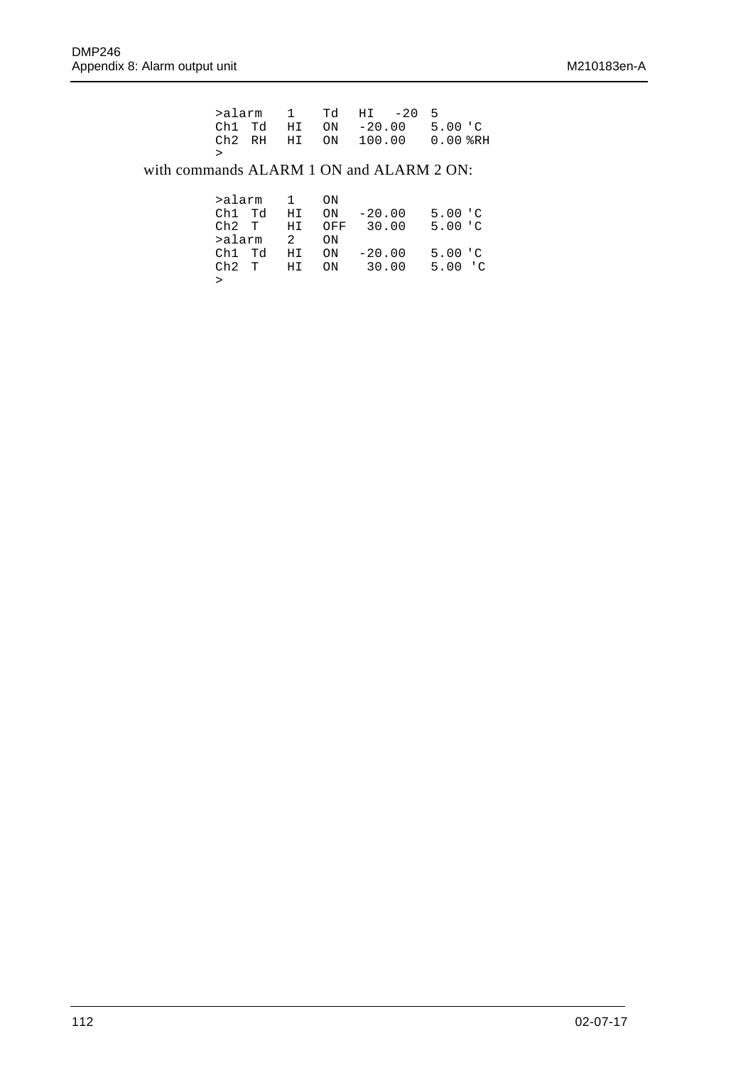```
>alarm   1    Td   HI   -20  5
Ch1  Td   HI   ON   -20.00   5.00 'C
Ch2  RH   HI   ON   100.00   0.00 %RH
>
```

with commands ALARM 1 ON and ALARM 2 ON:

```
>alarm   1    ON
Ch1  Td   HI   ON   -20.00   5.00 'C
Ch2  T    HI   OFF   30.00   5.00 'C
>alarm   2    ON
Ch1  Td   HI   ON   -20.00   5.00 'C
Ch2  T    HI   ON    30.00   5.00 'C
>
```